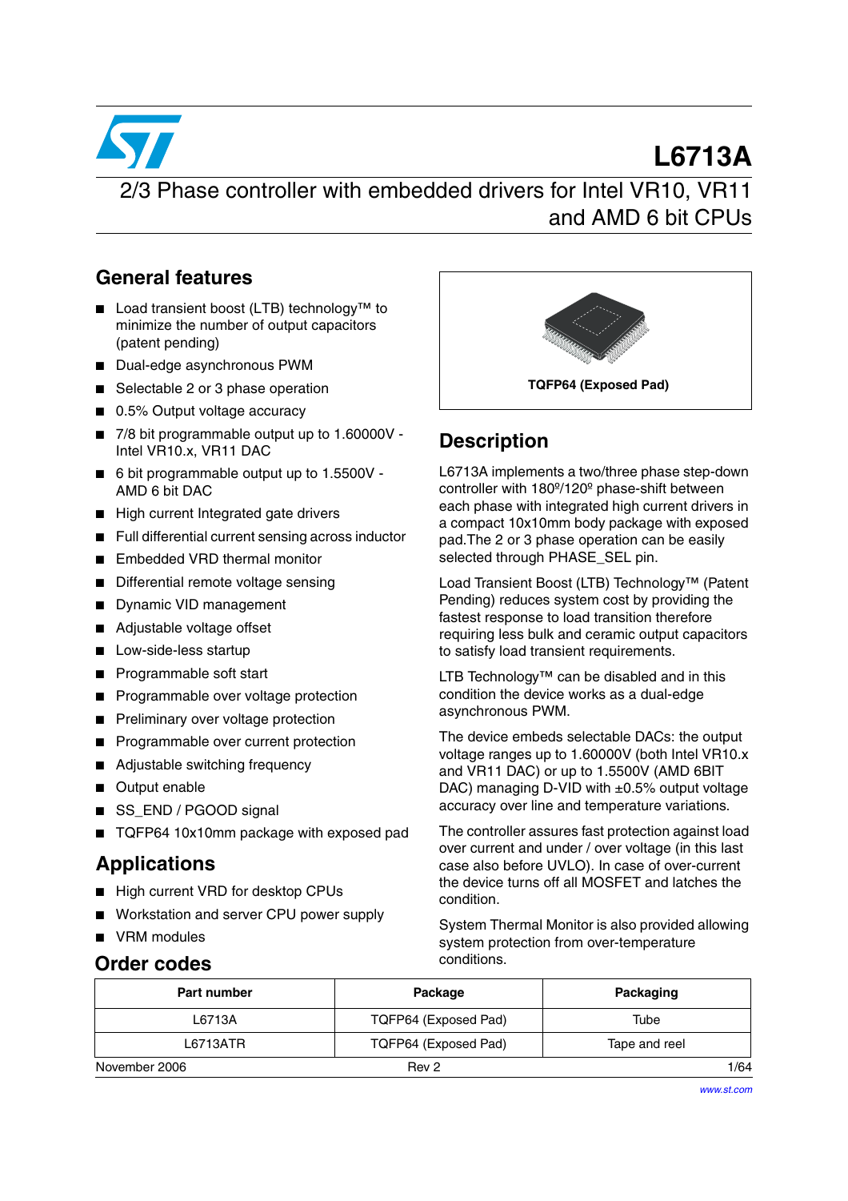# L6713A

## 2/3 Phase controller with embedded drivers for Intel VR10, VR11 and AMD 6 bit CPUs

## General features

- Load transient boost (LTB) technology™ to minimize the number of output capacitors (patent pending)
- Dual-edge asynchronous PWM
- Selectable 2 or 3 phase operation
- 0.5% Output voltage accuracy
- 7/8 bit programmable output up to 1.60000V - Intel VR10.x, VR11 DAC
- 6 bit programmable output up to 1.5500V - AMD 6 bit DAC
- High current Integrated gate drivers
- Full differential current sensing across inductor
- Embedded VRD thermal monitor
- Differential remote voltage sensing
- Dynamic VID management
- Adjustable voltage offset
- Low-side-less startup
- Programmable soft start
- Programmable over voltage protection
- Preliminary over voltage protection
- Programmable over current protection
- Adjustable switching frequency
- Output enable
- SS_END / PGOOD signal
- TQFP64 10x10mm package with exposed pad

## Applications

- High current VRD for desktop CPUs
- Workstation and server CPU power supply
- VRM modules

TQFP64 (Exposed Pad)

## Description

L6713A implements a two/three phase step-down controller with 180º/120º phase-shift between each phase with integrated high current drivers in a compact 10x10mm body package with exposed pad.The 2 or 3 phase operation can be easily selected through PHASE_SEL pin.

Load Transient Boost (LTB) Technology™ (Patent Pending) reduces system cost by providing the fastest response to load transition therefore requiring less bulk and ceramic output capacitors to satisfy load transient requirements.

LTB Technology™ can be disabled and in this condition the device works as a dual-edge asynchronous PWM.

The device embeds selectable DACs: the output voltage ranges up to 1.60000V (both Intel VR10.x and VR11 DAC) or up to 1.5500V (AMD 6BIT DAC) managing D-VID with ±0.5% output voltage accuracy over line and temperature variations.

The controller assures fast protection against load over current and under / over voltage (in this last case also before UVLO). In case of over-current the device turns off all MOSFET and latches the condition.

System Thermal Monitor is also provided allowing system protection from over-temperature conditions.

## Order codes

| Part number | Package | Packaging |
|---|---|---|
| L6713A | TQFP64 (Exposed Pad) | Tube |
| L6713ATR | TQFP64 (Exposed Pad) | Tape and reel |

November 2006 Rev 2

www.st.com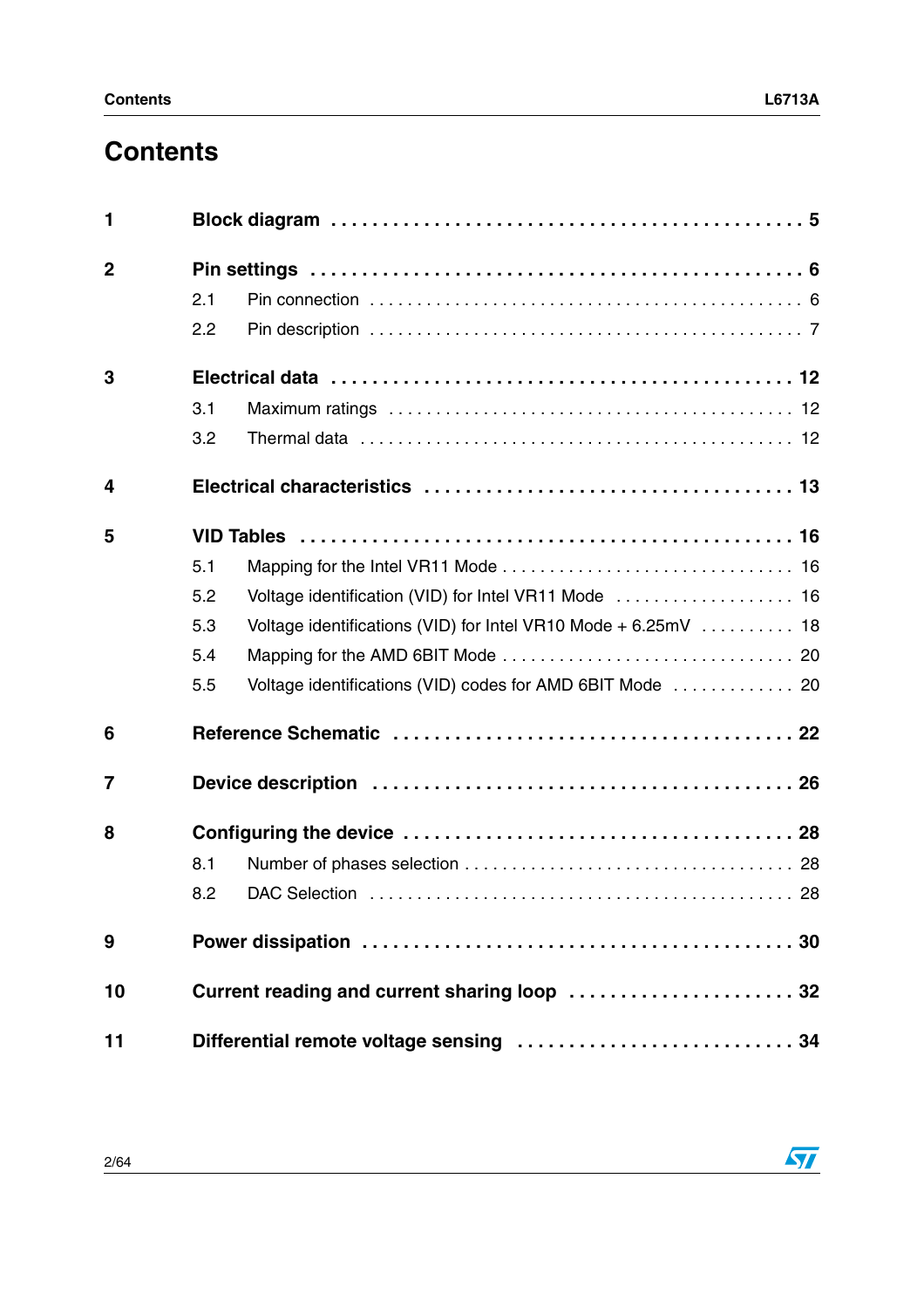# Contents

**1 Block diagram** . . . . . . . . . . . . . . . . . . . . . . . . . . . . . . . . . . . . . . . . . . . . **5**

**2 Pin settings** . . . . . . . . . . . . . . . . . . . . . . . . . . . . . . . . . . . . . . . . . . . . . . **6**

- 2.1 Pin connection . . . . . . . . . . . . . . . . . . . . . . . . . . . . . . . . . . . . . . . . . . . 6
- 2.2 Pin description . . . . . . . . . . . . . . . . . . . . . . . . . . . . . . . . . . . . . . . . . . . 7

**3 Electrical data** . . . . . . . . . . . . . . . . . . . . . . . . . . . . . . . . . . . . . . . . . . . **12**

- 3.1 Maximum ratings . . . . . . . . . . . . . . . . . . . . . . . . . . . . . . . . . . . . . . . . 12
- 3.2 Thermal data . . . . . . . . . . . . . . . . . . . . . . . . . . . . . . . . . . . . . . . . . . . 12

**4 Electrical characteristics** . . . . . . . . . . . . . . . . . . . . . . . . . . . . . . . . . **13**

**5 VID Tables** . . . . . . . . . . . . . . . . . . . . . . . . . . . . . . . . . . . . . . . . . . . . . **16**

- 5.1 Mapping for the Intel VR11 Mode . . . . . . . . . . . . . . . . . . . . . . . . . . . . . 16
- 5.2 Voltage identification (VID) for Intel VR11 Mode . . . . . . . . . . . . . . . . . . 16
- 5.3 Voltage identifications (VID) for Intel VR10 Mode + 6.25mV . . . . . . . . . . 18
- 5.4 Mapping for the AMD 6BIT Mode . . . . . . . . . . . . . . . . . . . . . . . . . . . . . 20
- 5.5 Voltage identifications (VID) codes for AMD 6BIT Mode . . . . . . . . . . . . 20

**6 Reference Schematic** . . . . . . . . . . . . . . . . . . . . . . . . . . . . . . . . . . . . **22**

**7 Device description** . . . . . . . . . . . . . . . . . . . . . . . . . . . . . . . . . . . . . . **26**

**8 Configuring the device** . . . . . . . . . . . . . . . . . . . . . . . . . . . . . . . . . . . **28**

- 8.1 Number of phases selection . . . . . . . . . . . . . . . . . . . . . . . . . . . . . . . . . 28
- 8.2 DAC Selection . . . . . . . . . . . . . . . . . . . . . . . . . . . . . . . . . . . . . . . . . . 28

**9 Power dissipation** . . . . . . . . . . . . . . . . . . . . . . . . . . . . . . . . . . . . . . . **30**

**10 Current reading and current sharing loop** . . . . . . . . . . . . . . . . . . . . . . **32**

**11 Differential remote voltage sensing** . . . . . . . . . . . . . . . . . . . . . . . . . . **34**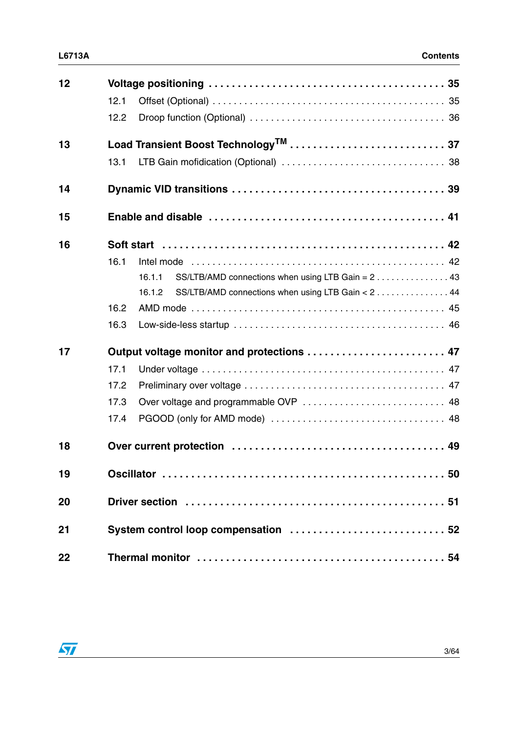| | | |
|---|---|---|
| **12** | **Voltage positioning** | **35** |
| | 12.1 Offset (Optional) | 35 |
| | 12.2 Droop function (Optional) | 36 |
| **13** | **Load Transient Boost Technology$^{TM}$** | **37** |
| | 13.1 LTB Gain mofidication (Optional) | 38 |
| **14** | **Dynamic VID transitions** | **39** |
| **15** | **Enable and disable** | **41** |
| **16** | **Soft start** | **42** |
| | 16.1 Intel mode | 42 |
| | 16.1.1 SS/LTB/AMD connections when using LTB Gain = 2 | 43 |
| | 16.1.2 SS/LTB/AMD connections when using LTB Gain < 2 | 44 |
| | 16.2 AMD mode | 45 |
| | 16.3 Low-side-less startup | 46 |
| **17** | **Output voltage monitor and protections** | **47** |
| | 17.1 Under voltage | 47 |
| | 17.2 Preliminary over voltage | 47 |
| | 17.3 Over voltage and programmable OVP | 48 |
| | 17.4 PGOOD (only for AMD mode) | 48 |
| **18** | **Over current protection** | **49** |
| **19** | **Oscillator** | **50** |
| **20** | **Driver section** | **51** |
| **21** | **System control loop compensation** | **52** |
| **22** | **Thermal monitor** | **54** |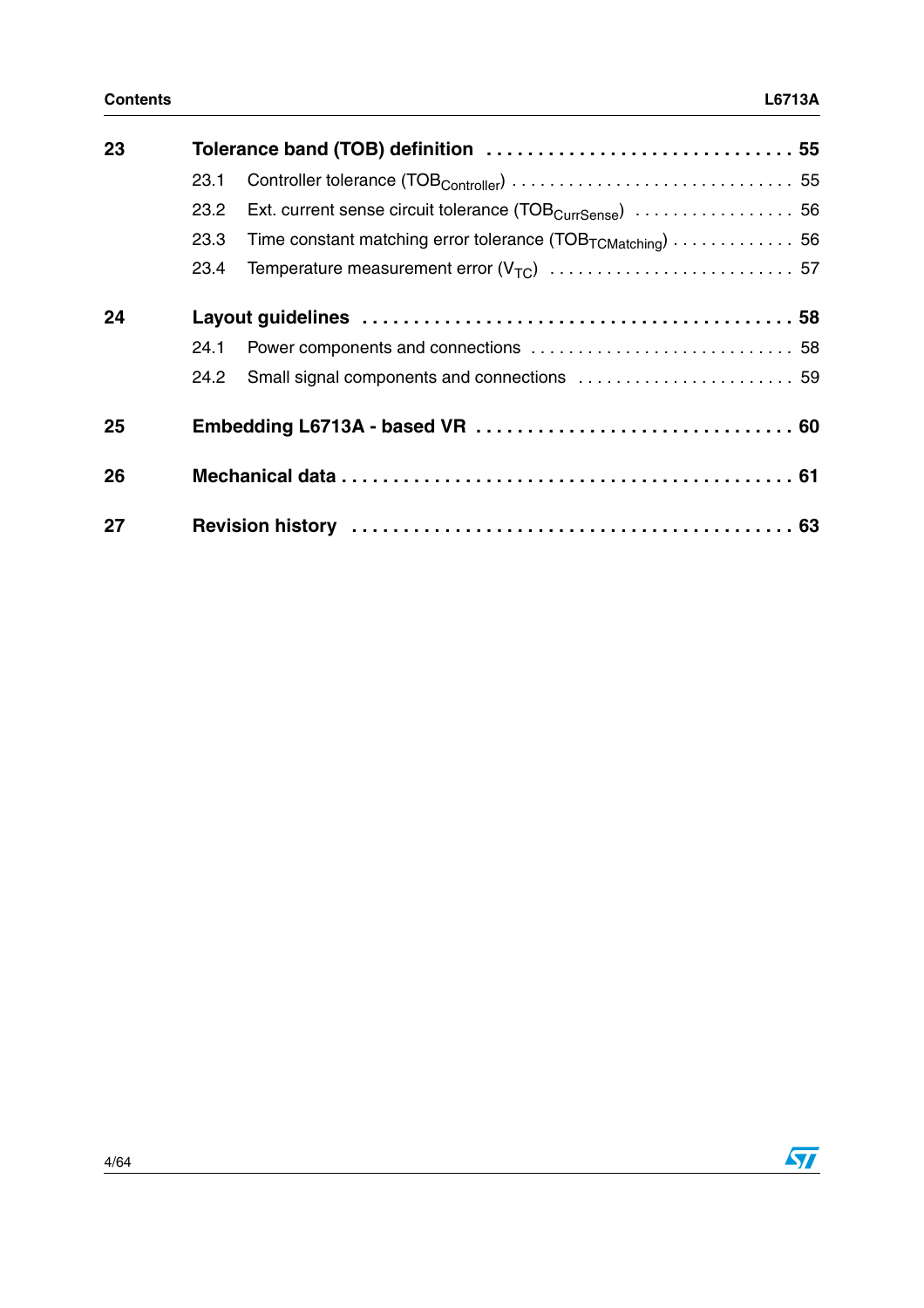| | | |
|---|---|---|
| **23** | **Tolerance band (TOB) definition** | **55** |
| | 23.1 Controller tolerance ($TOB_{Controller}$) | 55 |
| | 23.2 Ext. current sense circuit tolerance ($TOB_{CurrSense}$) | 56 |
| | 23.3 Time constant matching error tolerance ($TOB_{TCMatching}$) | 56 |
| | 23.4 Temperature measurement error ($V_{TC}$) | 57 |
| **24** | **Layout guidelines** | **58** |
| | 24.1 Power components and connections | 58 |
| | 24.2 Small signal components and connections | 59 |
| **25** | **Embedding L6713A - based VR** | **60** |
| **26** | **Mechanical data** | **61** |
| **27** | **Revision history** | **63** |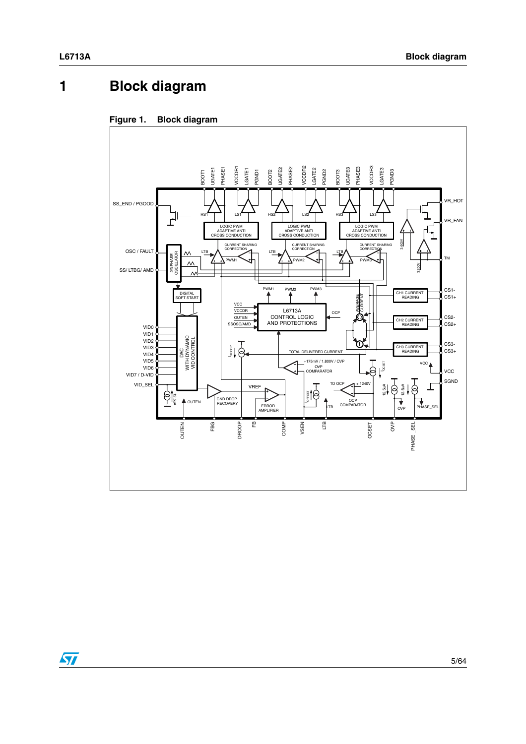# 1 Block diagram

**Figure 1. Block diagram**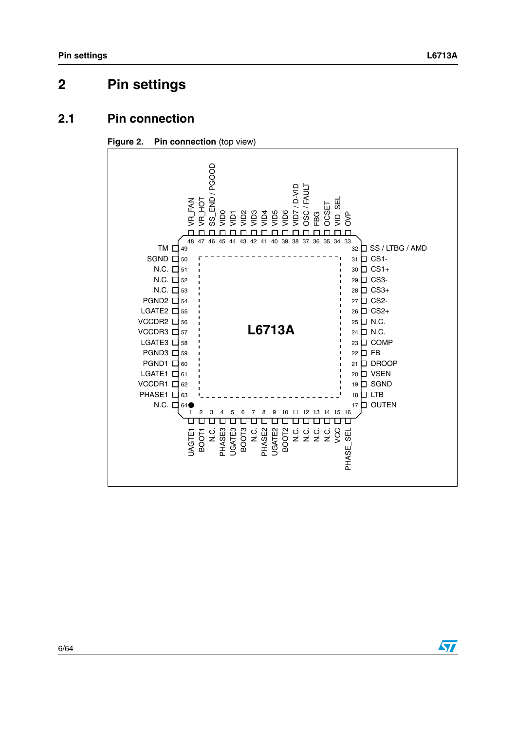# 2 Pin settings

## 2.1 Pin connection

**Figure 2. Pin connection** (top view)

| Pin | Name | Pin | Name |
|---|---|---|---|
| 1 | UAGTE1 | 33 | OVP |
| 2 | BOOT1 | 34 | VID_SEL |
| 3 | N.C. | 35 | OCSET |
| 4 | PHASE3 | 36 | FBG |
| 5 | UGATE3 | 37 | OSC / FAULT |
| 6 | BOOT3 | 38 | VID7 / D-VID |
| 7 | N.C. | 39 | VID6 |
| 8 | PHASE2 | 40 | VID5 |
| 9 | UGATE2 | 41 | VID4 |
| 10 | BOOT2 | 42 | VID3 |
| 11 | N.C. | 43 | VID2 |
| 12 | N.C. | 44 | VID1 |
| 13 | N.C. | 45 | VID0 |
| 14 | N.C. | 46 | SS_END / PGOOD |
| 15 | VCC | 47 | VR_HOT |
| 16 | PHASE_SEL | 48 | VR_FAN |
| 17 | OUTEN | 49 | TM |
| 18 | LTB | 50 | SGND |
| 19 | SGND | 51 | N.C. |
| 20 | VSEN | 52 | N.C. |
| 21 | DROOP | 53 | N.C. |
| 22 | FB | 54 | PGND2 |
| 23 | COMP | 55 | LGATE2 |
| 24 | N.C. | 56 | VCCDR2 |
| 25 | N.C. | 57 | VCCDR3 |
| 26 | CS2+ | 58 | LGATE3 |
| 27 | CS2- | 59 | PGND3 |
| 28 | CS3+ | 60 | PGND1 |
| 29 | CS3- | 61 | LGATE1 |
| 30 | CS1+ | 62 | VCCDR1 |
| 31 | CS1- | 63 | PHASE1 |
| 32 | SS / LTBG / AMD | 64 | N.C. |

L6713A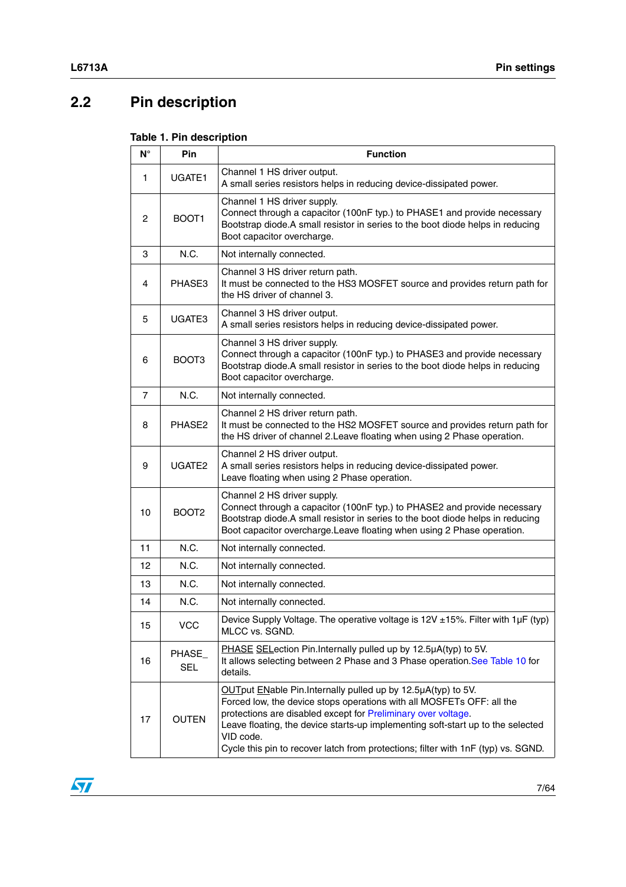## 2.2 Pin description

**Table 1. Pin description**

| N° | Pin | Function |
|---|---|---|
| 1 | UGATE1 | Channel 1 HS driver output.<br>A small series resistors helps in reducing device-dissipated power. |
| 2 | BOOT1 | Channel 1 HS driver supply.<br>Connect through a capacitor (100nF typ.) to PHASE1 and provide necessary Bootstrap diode.A small resistor in series to the boot diode helps in reducing Boot capacitor overcharge. |
| 3 | N.C. | Not internally connected. |
| 4 | PHASE3 | Channel 3 HS driver return path.<br>It must be connected to the HS3 MOSFET source and provides return path for the HS driver of channel 3. |
| 5 | UGATE3 | Channel 3 HS driver output.<br>A small series resistors helps in reducing device-dissipated power. |
| 6 | BOOT3 | Channel 3 HS driver supply.<br>Connect through a capacitor (100nF typ.) to PHASE3 and provide necessary Bootstrap diode.A small resistor in series to the boot diode helps in reducing Boot capacitor overcharge. |
| 7 | N.C. | Not internally connected. |
| 8 | PHASE2 | Channel 2 HS driver return path.<br>It must be connected to the HS2 MOSFET source and provides return path for the HS driver of channel 2.Leave floating when using 2 Phase operation. |
| 9 | UGATE2 | Channel 2 HS driver output.<br>A small series resistors helps in reducing device-dissipated power.<br>Leave floating when using 2 Phase operation. |
| 10 | BOOT2 | Channel 2 HS driver supply.<br>Connect through a capacitor (100nF typ.) to PHASE2 and provide necessary Bootstrap diode.A small resistor in series to the boot diode helps in reducing Boot capacitor overcharge.Leave floating when using 2 Phase operation. |
| 11 | N.C. | Not internally connected. |
| 12 | N.C. | Not internally connected. |
| 13 | N.C. | Not internally connected. |
| 14 | N.C. | Not internally connected. |
| 15 | VCC | Device Supply Voltage. The operative voltage is 12V ±15%. Filter with 1µF (typ) MLCC vs. SGND. |
| 16 | PHASE_SEL | PHASE SELection Pin.Internally pulled up by 12.5µA(typ) to 5V.<br>It allows selecting between 2 Phase and 3 Phase operation.See Table 10 for details. |
| 17 | OUTEN | OUTput ENable Pin.Internally pulled up by 12.5µA(typ) to 5V.<br>Forced low, the device stops operations with all MOSFETs OFF: all the protections are disabled except for Preliminary over voltage.<br>Leave floating, the device starts-up implementing soft-start up to the selected VID code.<br>Cycle this pin to recover latch from protections; filter with 1nF (typ) vs. SGND. |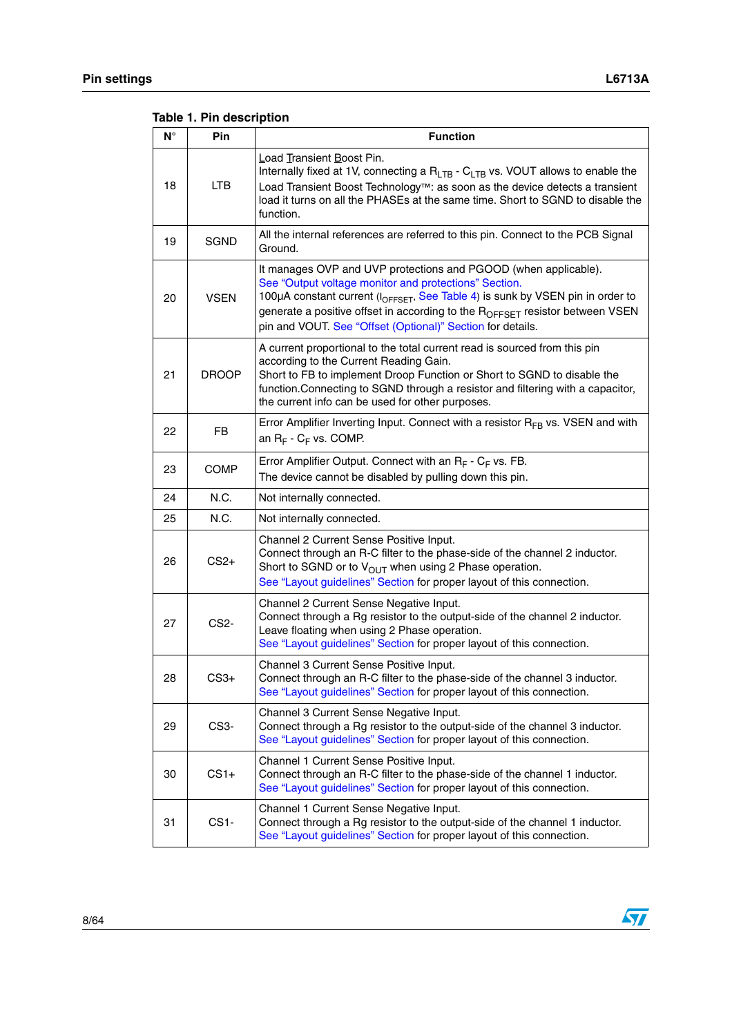**Table 1. Pin description**

| N° | Pin | Function |
|---|---|---|
| 18 | LTB | Load Transient Boost Pin.<br>Internally fixed at 1V, connecting a $R_{LTB}$ - $C_{LTB}$ vs. VOUT allows to enable the Load Transient Boost Technology™: as soon as the device detects a transient load it turns on all the PHASEs at the same time. Short to SGND to disable the function. |
| 19 | SGND | All the internal references are referred to this pin. Connect to the PCB Signal Ground. |
| 20 | VSEN | It manages OVP and UVP protections and PGOOD (when applicable). See "Output voltage monitor and protections" Section.<br>100µA constant current ($I_{OFFSET}$, See Table 4) is sunk by VSEN pin in order to generate a positive offset in according to the $R_{OFFSET}$ resistor between VSEN pin and VOUT. See "Offset (Optional)" Section for details. |
| 21 | DROOP | A current proportional to the total current read is sourced from this pin according to the Current Reading Gain.<br>Short to FB to implement Droop Function or Short to SGND to disable the function.Connecting to SGND through a resistor and filtering with a capacitor, the current info can be used for other purposes. |
| 22 | FB | Error Amplifier Inverting Input. Connect with a resistor $R_{FB}$ vs. VSEN and with an $R_F$ - $C_F$ vs. COMP. |
| 23 | COMP | Error Amplifier Output. Connect with an $R_F$ - $C_F$ vs. FB.<br>The device cannot be disabled by pulling down this pin. |
| 24 | N.C. | Not internally connected. |
| 25 | N.C. | Not internally connected. |
| 26 | CS2+ | Channel 2 Current Sense Positive Input.<br>Connect through an R-C filter to the phase-side of the channel 2 inductor.<br>Short to SGND or to $V_{OUT}$ when using 2 Phase operation.<br>See "Layout guidelines" Section for proper layout of this connection. |
| 27 | CS2- | Channel 2 Current Sense Negative Input.<br>Connect through a Rg resistor to the output-side of the channel 2 inductor.<br>Leave floating when using 2 Phase operation.<br>See "Layout guidelines" Section for proper layout of this connection. |
| 28 | CS3+ | Channel 3 Current Sense Positive Input.<br>Connect through an R-C filter to the phase-side of the channel 3 inductor.<br>See "Layout guidelines" Section for proper layout of this connection. |
| 29 | CS3- | Channel 3 Current Sense Negative Input.<br>Connect through a Rg resistor to the output-side of the channel 3 inductor.<br>See "Layout guidelines" Section for proper layout of this connection. |
| 30 | CS1+ | Channel 1 Current Sense Positive Input.<br>Connect through an R-C filter to the phase-side of the channel 1 inductor.<br>See "Layout guidelines" Section for proper layout of this connection. |
| 31 | CS1- | Channel 1 Current Sense Negative Input.<br>Connect through a Rg resistor to the output-side of the channel 1 inductor.<br>See "Layout guidelines" Section for proper layout of this connection. |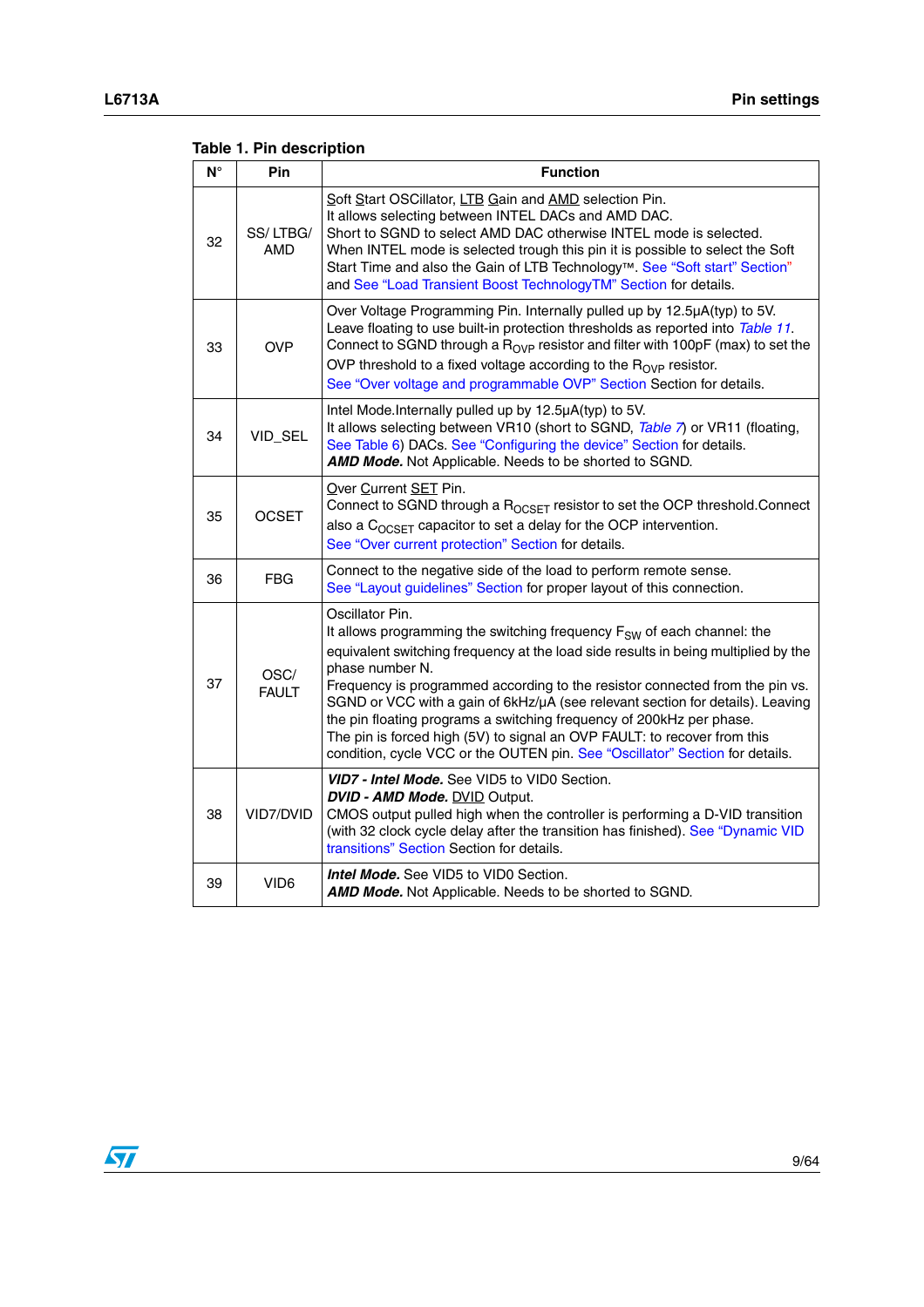**Table 1. Pin description**

| N° | Pin | Function |
|---|---|---|
| 32 | SS/ LTBG/ AMD | Soft Start OSCillator, LTB Gain and AMD selection Pin.<br>It allows selecting between INTEL DACs and AMD DAC.<br>Short to SGND to select AMD DAC otherwise INTEL mode is selected.<br>When INTEL mode is selected trough this pin it is possible to select the Soft Start Time and also the Gain of LTB Technology™. See "Soft start" Section and See "Load Transient Boost TechnologyTM" Section for details. |
| 33 | OVP | Over Voltage Programming Pin. Internally pulled up by 12.5µA(typ) to 5V.<br>Leave floating to use built-in protection thresholds as reported into *Table 11*.<br>Connect to SGND through a $R_{OVP}$ resistor and filter with 100pF (max) to set the OVP threshold to a fixed voltage according to the $R_{OVP}$ resistor.<br>See "Over voltage and programmable OVP" Section Section for details. |
| 34 | VID_SEL | Intel Mode.Internally pulled up by 12.5µA(typ) to 5V.<br>It allows selecting between VR10 (short to SGND, *Table 7*) or VR11 (floating, See Table 6) DACs. See "Configuring the device" Section for details.<br>***AMD Mode.*** Not Applicable. Needs to be shorted to SGND. |
| 35 | OCSET | Over Current SET Pin.<br>Connect to SGND through a $R_{OCSET}$ resistor to set the OCP threshold.Connect also a $C_{OCSET}$ capacitor to set a delay for the OCP intervention.<br>See "Over current protection" Section for details. |
| 36 | FBG | Connect to the negative side of the load to perform remote sense.<br>See "Layout guidelines" Section for proper layout of this connection. |
| 37 | OSC/ FAULT | Oscillator Pin.<br>It allows programming the switching frequency $F_{SW}$ of each channel: the equivalent switching frequency at the load side results in being multiplied by the phase number N.<br>Frequency is programmed according to the resistor connected from the pin vs. SGND or VCC with a gain of 6kHz/µA (see relevant section for details). Leaving the pin floating programs a switching frequency of 200kHz per phase.<br>The pin is forced high (5V) to signal an OVP FAULT: to recover from this condition, cycle VCC or the OUTEN pin. See "Oscillator" Section for details. |
| 38 | VID7/DVID | ***VID7 - Intel Mode.*** See VID5 to VID0 Section.<br>***DVID - AMD Mode.*** DVID Output.<br>CMOS output pulled high when the controller is performing a D-VID transition (with 32 clock cycle delay after the transition has finished). See "Dynamic VID transitions" Section Section for details. |
| 39 | VID6 | ***Intel Mode.*** See VID5 to VID0 Section.<br>***AMD Mode.*** Not Applicable. Needs to be shorted to SGND. |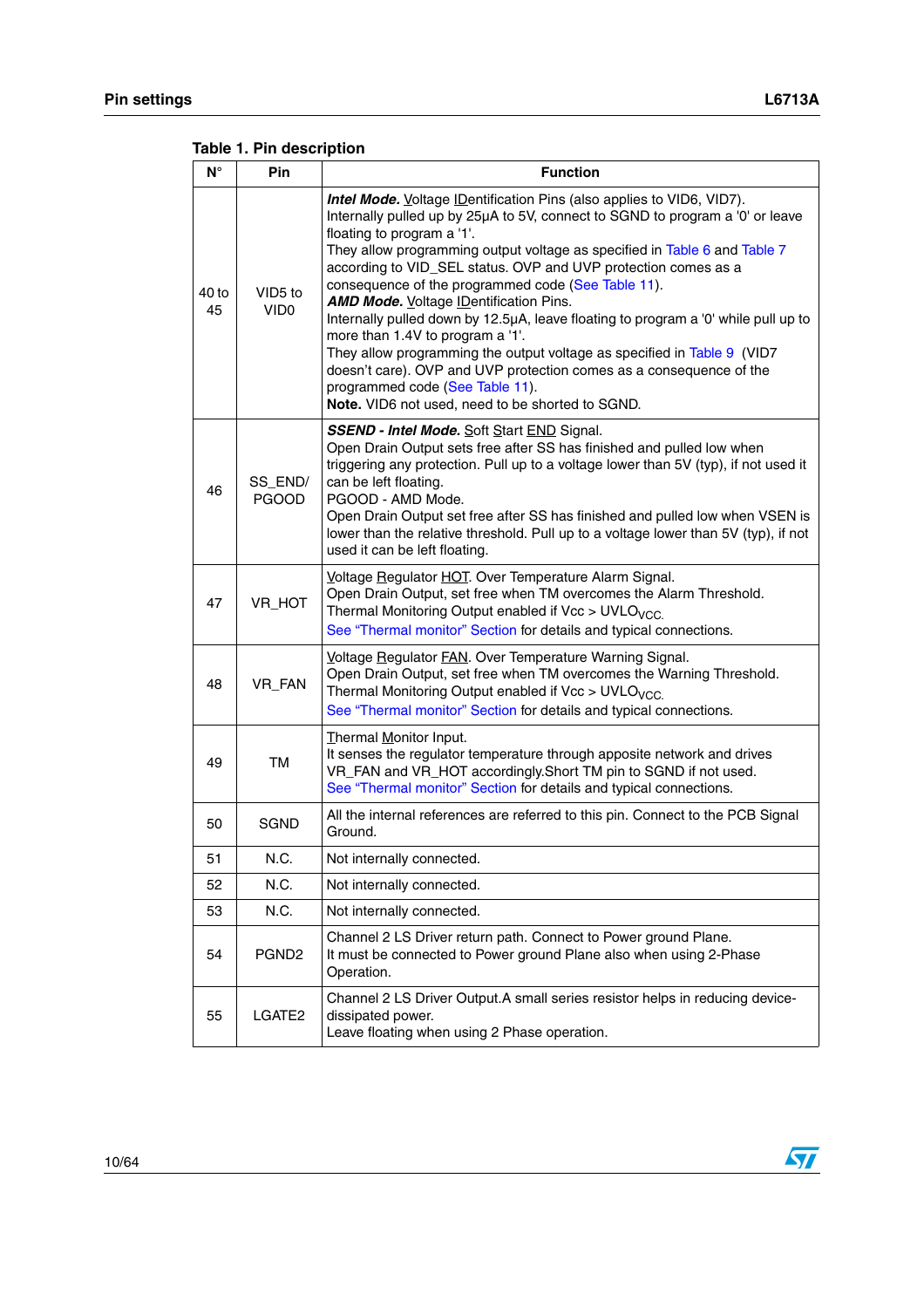**Table 1. Pin description**

| N° | Pin | Function |
|---|---|---|
| 40 to 45 | VID5 to VID0 | ***Intel Mode.*** Voltage IDentification Pins (also applies to VID6, VID7). Internally pulled up by 25µA to 5V, connect to SGND to program a '0' or leave floating to program a '1'. They allow programming output voltage as specified in Table 6 and Table 7 according to VID_SEL status. OVP and UVP protection comes as a consequence of the programmed code (See Table 11). ***AMD Mode.*** Voltage IDentification Pins. Internally pulled down by 12.5µA, leave floating to program a '0' while pull up to more than 1.4V to program a '1'. They allow programming the output voltage as specified in Table 9 (VID7 doesn't care). OVP and UVP protection comes as a consequence of the programmed code (See Table 11). **Note.** VID6 not used, need to be shorted to SGND. |
| 46 | SS_END/ PGOOD | ***SSEND - Intel Mode.*** Soft Start END Signal. Open Drain Output sets free after SS has finished and pulled low when triggering any protection. Pull up to a voltage lower than 5V (typ), if not used it can be left floating. PGOOD - AMD Mode. Open Drain Output set free after SS has finished and pulled low when VSEN is lower than the relative threshold. Pull up to a voltage lower than 5V (typ), if not used it can be left floating. |
| 47 | VR_HOT | Voltage Regulator HOT. Over Temperature Alarm Signal. Open Drain Output, set free when TM overcomes the Alarm Threshold. Thermal Monitoring Output enabled if Vcc > $UVLO_{VCC}$. See "Thermal monitor" Section for details and typical connections. |
| 48 | VR_FAN | Voltage Regulator FAN. Over Temperature Warning Signal. Open Drain Output, set free when TM overcomes the Warning Threshold. Thermal Monitoring Output enabled if Vcc > $UVLO_{VCC}$. See "Thermal monitor" Section for details and typical connections. |
| 49 | TM | Thermal Monitor Input. It senses the regulator temperature through apposite network and drives VR_FAN and VR_HOT accordingly.Short TM pin to SGND if not used. See "Thermal monitor" Section for details and typical connections. |
| 50 | SGND | All the internal references are referred to this pin. Connect to the PCB Signal Ground. |
| 51 | N.C. | Not internally connected. |
| 52 | N.C. | Not internally connected. |
| 53 | N.C. | Not internally connected. |
| 54 | PGND2 | Channel 2 LS Driver return path. Connect to Power ground Plane. It must be connected to Power ground Plane also when using 2-Phase Operation. |
| 55 | LGATE2 | Channel 2 LS Driver Output.A small series resistor helps in reducing device-dissipated power. Leave floating when using 2 Phase operation. |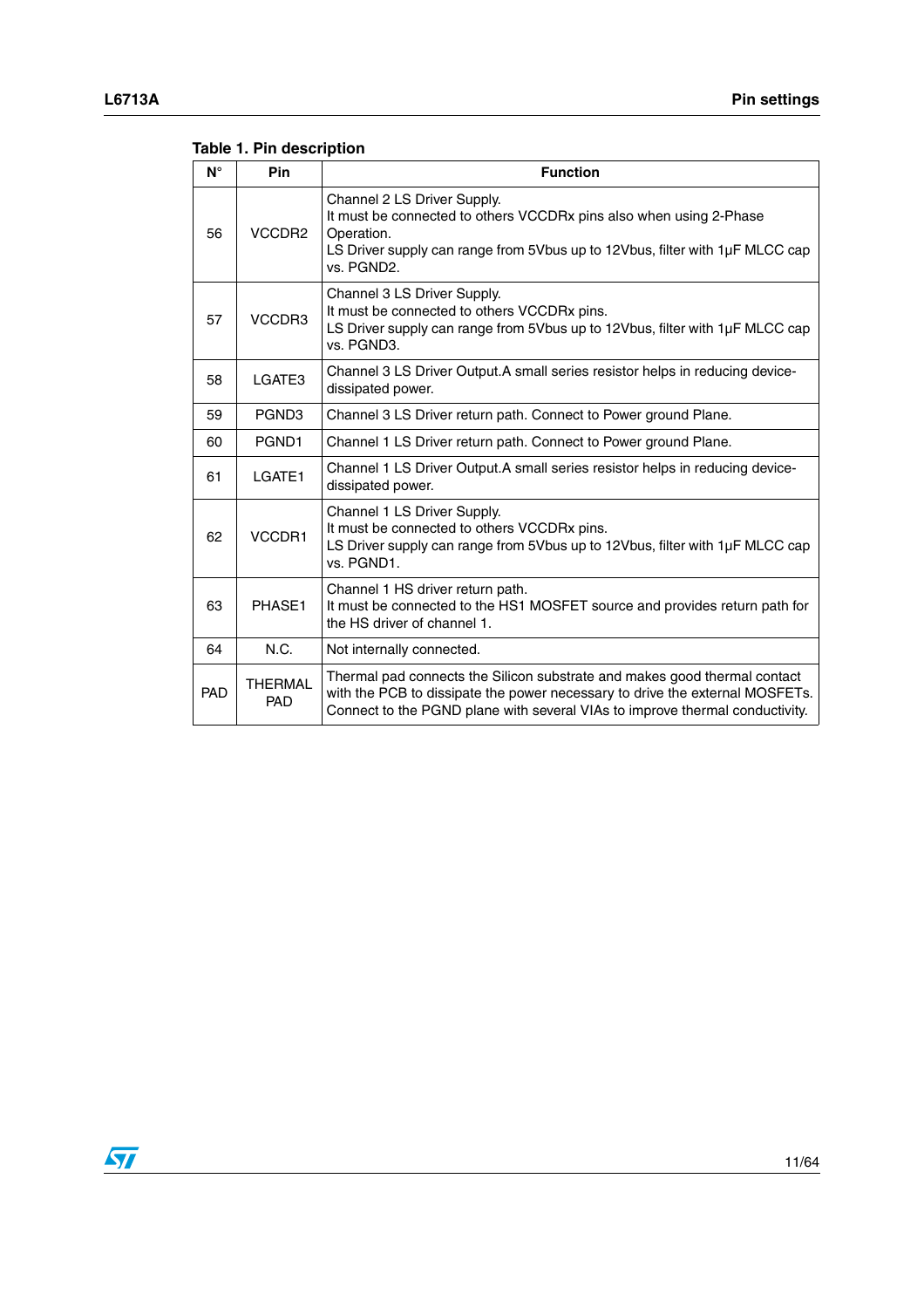**Table 1. Pin description**

| N° | Pin | Function |
|---|---|---|
| 56 | VCCDR2 | Channel 2 LS Driver Supply.<br>It must be connected to others VCCDRx pins also when using 2-Phase Operation.<br>LS Driver supply can range from 5Vbus up to 12Vbus, filter with 1µF MLCC cap vs. PGND2. |
| 57 | VCCDR3 | Channel 3 LS Driver Supply.<br>It must be connected to others VCCDRx pins.<br>LS Driver supply can range from 5Vbus up to 12Vbus, filter with 1µF MLCC cap vs. PGND3. |
| 58 | LGATE3 | Channel 3 LS Driver Output.A small series resistor helps in reducing device-dissipated power. |
| 59 | PGND3 | Channel 3 LS Driver return path. Connect to Power ground Plane. |
| 60 | PGND1 | Channel 1 LS Driver return path. Connect to Power ground Plane. |
| 61 | LGATE1 | Channel 1 LS Driver Output.A small series resistor helps in reducing device-dissipated power. |
| 62 | VCCDR1 | Channel 1 LS Driver Supply.<br>It must be connected to others VCCDRx pins.<br>LS Driver supply can range from 5Vbus up to 12Vbus, filter with 1µF MLCC cap vs. PGND1. |
| 63 | PHASE1 | Channel 1 HS driver return path.<br>It must be connected to the HS1 MOSFET source and provides return path for the HS driver of channel 1. |
| 64 | N.C. | Not internally connected. |
| PAD | THERMAL PAD | Thermal pad connects the Silicon substrate and makes good thermal contact with the PCB to dissipate the power necessary to drive the external MOSFETs. Connect to the PGND plane with several VIAs to improve thermal conductivity. |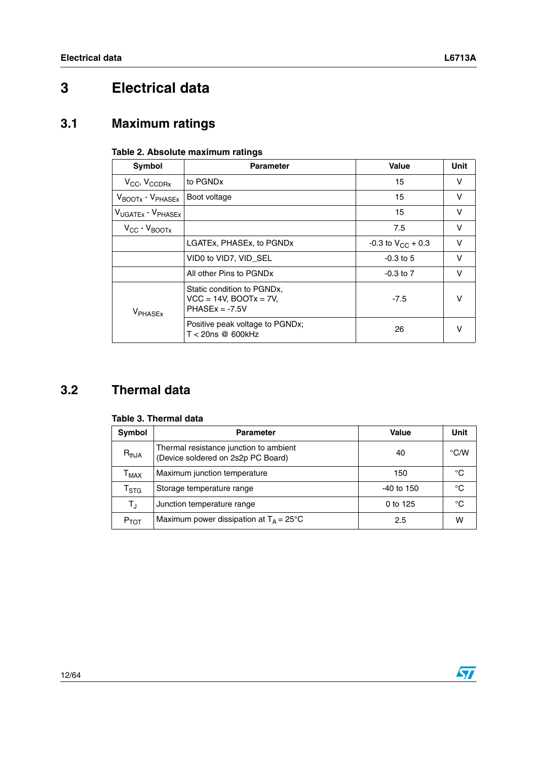# 3 Electrical data

## 3.1 Maximum ratings

**Table 2. Absolute maximum ratings**

| Symbol | Parameter | Value | Unit |
|---|---|---|---|
| $V_{CC}$, $V_{CCDRx}$ | to PGNDx | 15 | V |
| $V_{BOOTx}$ - $V_{PHASEx}$ | Boot voltage | 15 | V |
| $V_{UGATEx}$ - $V_{PHASEx}$ | | 15 | V |
| $V_{CC}$ - $V_{BOOTx}$ | | 7.5 | V |
| | LGATEx, PHASEx, to PGNDx | -0.3 to $V_{CC}$ + 0.3 | V |
| | VID0 to VID7, VID_SEL | -0.3 to 5 | V |
| | All other Pins to PGNDx | -0.3 to 7 | V |
| $V_{PHASEx}$ | Static condition to PGNDx, VCC = 14V, BOOTx = 7V, PHASEx = -7.5V | -7.5 | V |
| | Positive peak voltage to PGNDx; T < 20ns @ 600kHz | 26 | V |

## 3.2 Thermal data

**Table 3. Thermal data**

| Symbol | Parameter | Value | Unit |
|---|---|---|---|
| $R_{thJA}$ | Thermal resistance junction to ambient (Device soldered on 2s2p PC Board) | 40 | °C/W |
| $T_{MAX}$ | Maximum junction temperature | 150 | °C |
| $T_{STG}$ | Storage temperature range | -40 to 150 | °C |
| $T_J$ | Junction temperature range | 0 to 125 | °C |
| $P_{TOT}$ | Maximum power dissipation at $T_A$ = 25°C | 2.5 | W |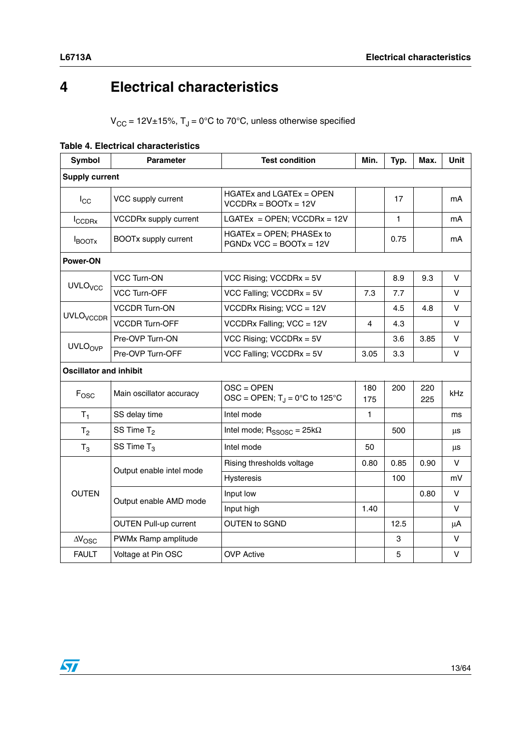# 4 Electrical characteristics

$V_{CC}$ = 12V±15%, $T_J$ = 0°C to 70°C, unless otherwise specified

**Table 4. Electrical characteristics**

| Symbol | Parameter | Test condition | Min. | Typ. | Max. | Unit |
|---|---|---|---|---|---|---|
| **Supply current** | | | | | | |
| $I_{CC}$ | VCC supply current | HGATEx and LGATEx = OPEN VCCDRx = BOOTx = 12V | | 17 | | mA |
| $I_{CCDRx}$ | VCCDRx supply current | LGATEx = OPEN; VCCDRx = 12V | | 1 | | mA |
| $I_{BOOTx}$ | BOOTx supply current | HGATEx = OPEN; PHASEx to PGNDx VCC = BOOTx = 12V | | 0.75 | | mA |
| **Power-ON** | | | | | | |
| $UVLO_{VCC}$ | VCC Turn-ON | VCC Rising; VCCDRx = 5V | | 8.9 | 9.3 | V |
| | VCC Turn-OFF | VCC Falling; VCCDRx = 5V | 7.3 | 7.7 | | V |
| $UVLO_{VCCDR}$ | VCCDR Turn-ON | VCCDRx Rising; VCC = 12V | | 4.5 | 4.8 | V |
| | VCCDR Turn-OFF | VCCDRx Falling; VCC = 12V | 4 | 4.3 | | V |
| $UVLO_{OVP}$ | Pre-OVP Turn-ON | VCC Rising; VCCDRx = 5V | | 3.6 | 3.85 | V |
| | Pre-OVP Turn-OFF | VCC Falling; VCCDRx = 5V | 3.05 | 3.3 | | V |
| **Oscillator and inhibit** | | | | | | |
| $F_{OSC}$ | Main oscillator accuracy | OSC = OPEN<br>OSC = OPEN; $T_J$ = 0°C to 125°C | 180<br>175 | 200 | 220<br>225 | kHz |
| $T_1$ | SS delay time | Intel mode | 1 | | | ms |
| $T_2$ | SS Time $T_2$ | Intel mode; $R_{SSOSC}$ = 25kΩ | | 500 | | µs |
| $T_3$ | SS Time $T_3$ | Intel mode | 50 | | | µs |
| OUTEN | Output enable intel mode | Rising thresholds voltage | 0.80 | 0.85 | 0.90 | V |
| | | Hysteresis | | 100 | | mV |
| | Output enable AMD mode | Input low | | | 0.80 | V |
| | | Input high | 1.40 | | | V |
| | OUTEN Pull-up current | OUTEN to SGND | | 12.5 | | µA |
| $\Delta V_{OSC}$ | PWMx Ramp amplitude | | | 3 | | V |
| FAULT | Voltage at Pin OSC | OVP Active | | 5 | | V |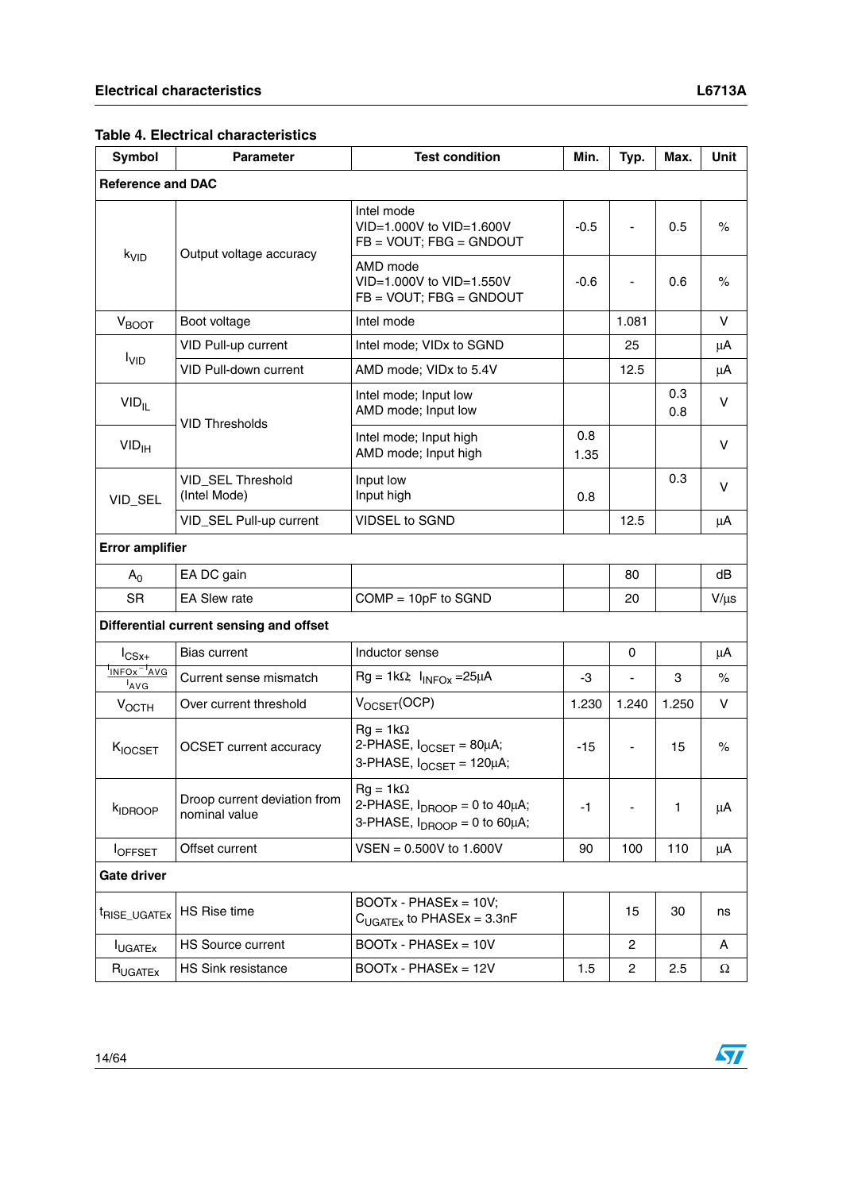**Table 4. Electrical characteristics**

| Symbol | Parameter | Test condition | Min. | Typ. | Max. | Unit |
|---|---|---|---|---|---|---|
| **Reference and DAC** | | | | | | |
| $k_{VID}$ | Output voltage accuracy | Intel mode<br>VID=1.000V to VID=1.600V<br>FB = VOUT; FBG = GNDOUT | -0.5 | - | 0.5 | % |
| | | AMD mode<br>VID=1.000V to VID=1.550V<br>FB = VOUT; FBG = GNDOUT | -0.6 | - | 0.6 | % |
| $V_{BOOT}$ | Boot voltage | Intel mode | | 1.081 | | V |
| $I_{VID}$ | VID Pull-up current | Intel mode; VIDx to SGND | | 25 | | µA |
| | VID Pull-down current | AMD mode; VIDx to 5.4V | | 12.5 | | µA |
| $VID_{IL}$ | VID Thresholds | Intel mode; Input low<br>AMD mode; Input low | | | 0.3<br>0.8 | V |
| $VID_{IH}$ | | Intel mode; Input high<br>AMD mode; Input high | 0.8<br>1.35 | | | V |
| VID_SEL | VID_SEL Threshold (Intel Mode) | Input low<br>Input high | <br>0.8 | | 0.3<br> | V |
| | VID_SEL Pull-up current | VIDSEL to SGND | | 12.5 | | µA |
| **Error amplifier** | | | | | | |
| $A_0$ | EA DC gain | | | 80 | | dB |
| SR | EA Slew rate | COMP = 10pF to SGND | | 20 | | V/µs |
| **Differential current sensing and offset** | | | | | | |
| $I_{CSx+}$ | Bias current | Inductor sense | | 0 | | µA |
| $\frac{I_{INFOx} - I_{AVG}}{I_{AVG}}$ | Current sense mismatch | Rg = 1kΩ; $I_{INFOx}$ =25µA | -3 | - | 3 | % |
| $V_{OCTH}$ | Over current threshold | $V_{OCSET}$(OCP) | 1.230 | 1.240 | 1.250 | V |
| $K_{IOCSET}$ | OCSET current accuracy | Rg = 1kΩ<br>2-PHASE, $I_{OCSET}$ = 80µA;<br>3-PHASE, $I_{OCSET}$ = 120µA; | -15 | - | 15 | % |
| $k_{IDROOP}$ | Droop current deviation from nominal value | Rg = 1kΩ<br>2-PHASE, $I_{DROOP}$ = 0 to 40µA;<br>3-PHASE, $I_{DROOP}$ = 0 to 60µA; | -1 | - | 1 | µA |
| $I_{OFFSET}$ | Offset current | VSEN = 0.500V to 1.600V | 90 | 100 | 110 | µA |
| **Gate driver** | | | | | | |
| $t_{RISE\_UGATEx}$ | HS Rise time | BOOTx - PHASEx = 10V;<br>$C_{UGATEx}$ to PHASEx = 3.3nF | | 15 | 30 | ns |
| $I_{UGATEx}$ | HS Source current | BOOTx - PHASEx = 10V | | 2 | | A |
| $R_{UGATEx}$ | HS Sink resistance | BOOTx - PHASEx = 12V | 1.5 | 2 | 2.5 | Ω |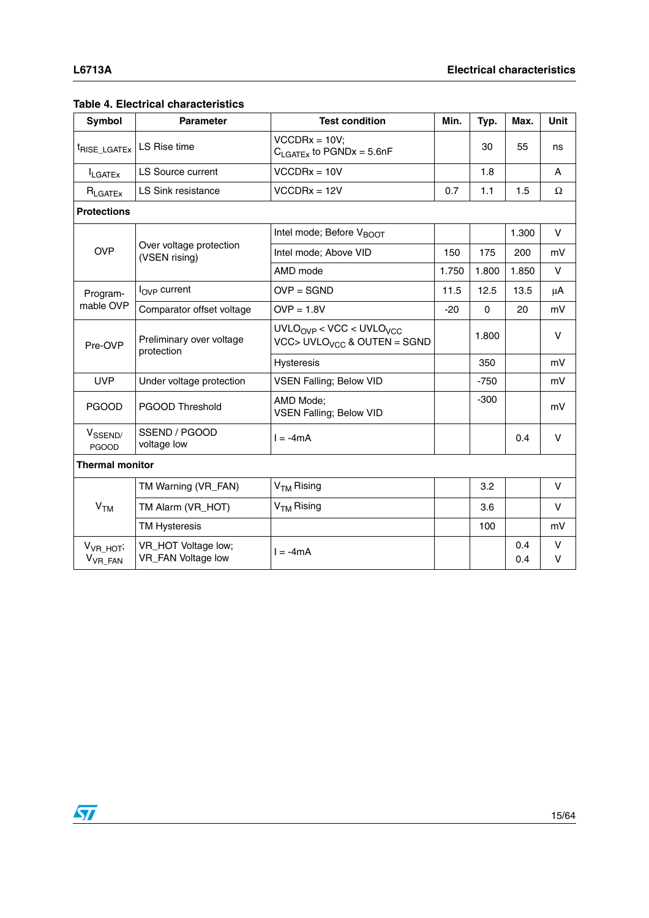**Table 4. Electrical characteristics**

| Symbol | Parameter | Test condition | Min. | Typ. | Max. | Unit |
|---|---|---|---|---|---|---|
| $t_{RISE\_LGATEx}$ | LS Rise time | VCCDRx = 10V; $C_{LGATEx}$ to PGNDx = 5.6nF | | 30 | 55 | ns |
| $I_{LGATEx}$ | LS Source current | VCCDRx = 10V | | 1.8 | | A |
| $R_{LGATEx}$ | LS Sink resistance | VCCDRx = 12V | 0.7 | 1.1 | 1.5 | Ω |
| **Protections** | | | | | | |
| OVP | Over voltage protection (VSEN rising) | Intel mode; Before $V_{BOOT}$ | | | 1.300 | V |
| | | Intel mode; Above VID | 150 | 175 | 200 | mV |
| | | AMD mode | 1.750 | 1.800 | 1.850 | V |
| Program-mable OVP | $I_{OVP}$ current | OVP = SGND | 11.5 | 12.5 | 13.5 | µA |
| | Comparator offset voltage | OVP = 1.8V | -20 | 0 | 20 | mV |
| Pre-OVP | Preliminary over voltage protection | $UVLO_{OVP}$ < VCC < $UVLO_{VCC}$ VCC> $UVLO_{VCC}$ & OUTEN = SGND | | 1.800 | | V |
| | | Hysteresis | | 350 | | mV |
| UVP | Under voltage protection | VSEN Falling; Below VID | | -750 | | mV |
| PGOOD | PGOOD Threshold | AMD Mode; VSEN Falling; Below VID | | -300 | | mV |
| $V_{SSEND/PGOOD}$ | SSEND / PGOOD voltage low | I = -4mA | | | 0.4 | V |
| **Thermal monitor** | | | | | | |
| $V_{TM}$ | TM Warning (VR_FAN) | $V_{TM}$ Rising | | 3.2 | | V |
| | TM Alarm (VR_HOT) | $V_{TM}$ Rising | | 3.6 | | V |
| | TM Hysteresis | | | 100 | | mV |
| $V_{VR\_HOT}$; $V_{VR\_FAN}$ | VR_HOT Voltage low; VR_FAN Voltage low | I = -4mA | | | 0.4 0.4 | V V |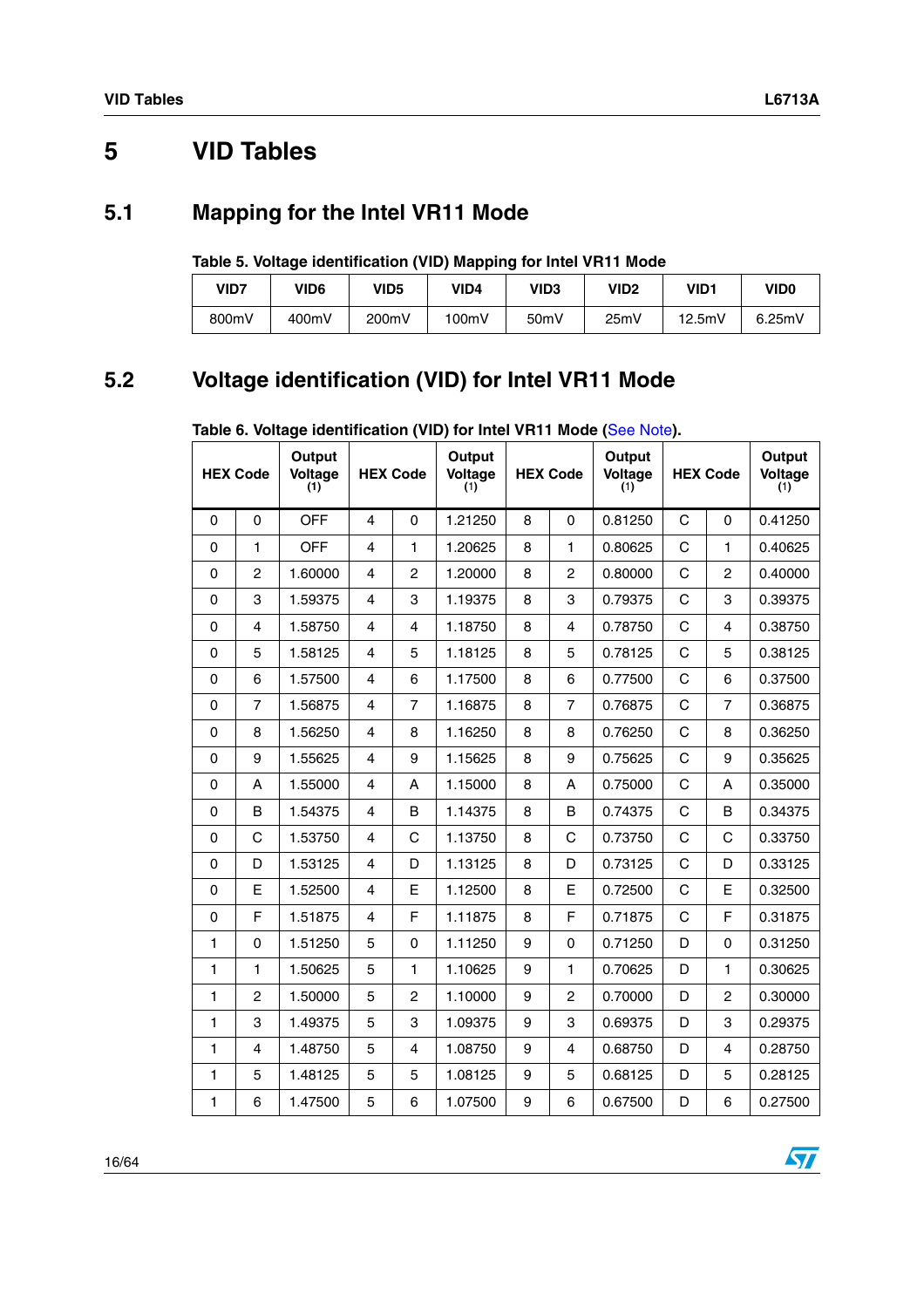# 5 VID Tables

## 5.1 Mapping for the Intel VR11 Mode

Table 5. Voltage identification (VID) Mapping for Intel VR11 Mode

| VID7 | VID6 | VID5 | VID4 | VID3 | VID2 | VID1 | VID0 |
|---|---|---|---|---|---|---|---|
| 800mV | 400mV | 200mV | 100mV | 50mV | 25mV | 12.5mV | 6.25mV |

## 5.2 Voltage identification (VID) for Intel VR11 Mode

Table 6. Voltage identification (VID) for Intel VR11 Mode (See Note).

| HEX Code | | Output Voltage (1) | HEX Code | | Output Voltage (1) | HEX Code | | Output Voltage (1) | HEX Code | | Output Voltage (1) |
|---|---|---|---|---|---|---|---|---|---|---|---|
| 0 | 0 | OFF | 4 | 0 | 1.21250 | 8 | 0 | 0.81250 | C | 0 | 0.41250 |
| 0 | 1 | OFF | 4 | 1 | 1.20625 | 8 | 1 | 0.80625 | C | 1 | 0.40625 |
| 0 | 2 | 1.60000 | 4 | 2 | 1.20000 | 8 | 2 | 0.80000 | C | 2 | 0.40000 |
| 0 | 3 | 1.59375 | 4 | 3 | 1.19375 | 8 | 3 | 0.79375 | C | 3 | 0.39375 |
| 0 | 4 | 1.58750 | 4 | 4 | 1.18750 | 8 | 4 | 0.78750 | C | 4 | 0.38750 |
| 0 | 5 | 1.58125 | 4 | 5 | 1.18125 | 8 | 5 | 0.78125 | C | 5 | 0.38125 |
| 0 | 6 | 1.57500 | 4 | 6 | 1.17500 | 8 | 6 | 0.77500 | C | 6 | 0.37500 |
| 0 | 7 | 1.56875 | 4 | 7 | 1.16875 | 8 | 7 | 0.76875 | C | 7 | 0.36875 |
| 0 | 8 | 1.56250 | 4 | 8 | 1.16250 | 8 | 8 | 0.76250 | C | 8 | 0.36250 |
| 0 | 9 | 1.55625 | 4 | 9 | 1.15625 | 8 | 9 | 0.75625 | C | 9 | 0.35625 |
| 0 | A | 1.55000 | 4 | A | 1.15000 | 8 | A | 0.75000 | C | A | 0.35000 |
| 0 | B | 1.54375 | 4 | B | 1.14375 | 8 | B | 0.74375 | C | B | 0.34375 |
| 0 | C | 1.53750 | 4 | C | 1.13750 | 8 | C | 0.73750 | C | C | 0.33750 |
| 0 | D | 1.53125 | 4 | D | 1.13125 | 8 | D | 0.73125 | C | D | 0.33125 |
| 0 | E | 1.52500 | 4 | E | 1.12500 | 8 | E | 0.72500 | C | E | 0.32500 |
| 0 | F | 1.51875 | 4 | F | 1.11875 | 8 | F | 0.71875 | C | F | 0.31875 |
| 1 | 0 | 1.51250 | 5 | 0 | 1.11250 | 9 | 0 | 0.71250 | D | 0 | 0.31250 |
| 1 | 1 | 1.50625 | 5 | 1 | 1.10625 | 9 | 1 | 0.70625 | D | 1 | 0.30625 |
| 1 | 2 | 1.50000 | 5 | 2 | 1.10000 | 9 | 2 | 0.70000 | D | 2 | 0.30000 |
| 1 | 3 | 1.49375 | 5 | 3 | 1.09375 | 9 | 3 | 0.69375 | D | 3 | 0.29375 |
| 1 | 4 | 1.48750 | 5 | 4 | 1.08750 | 9 | 4 | 0.68750 | D | 4 | 0.28750 |
| 1 | 5 | 1.48125 | 5 | 5 | 1.08125 | 9 | 5 | 0.68125 | D | 5 | 0.28125 |
| 1 | 6 | 1.47500 | 5 | 6 | 1.07500 | 9 | 6 | 0.67500 | D | 6 | 0.27500 |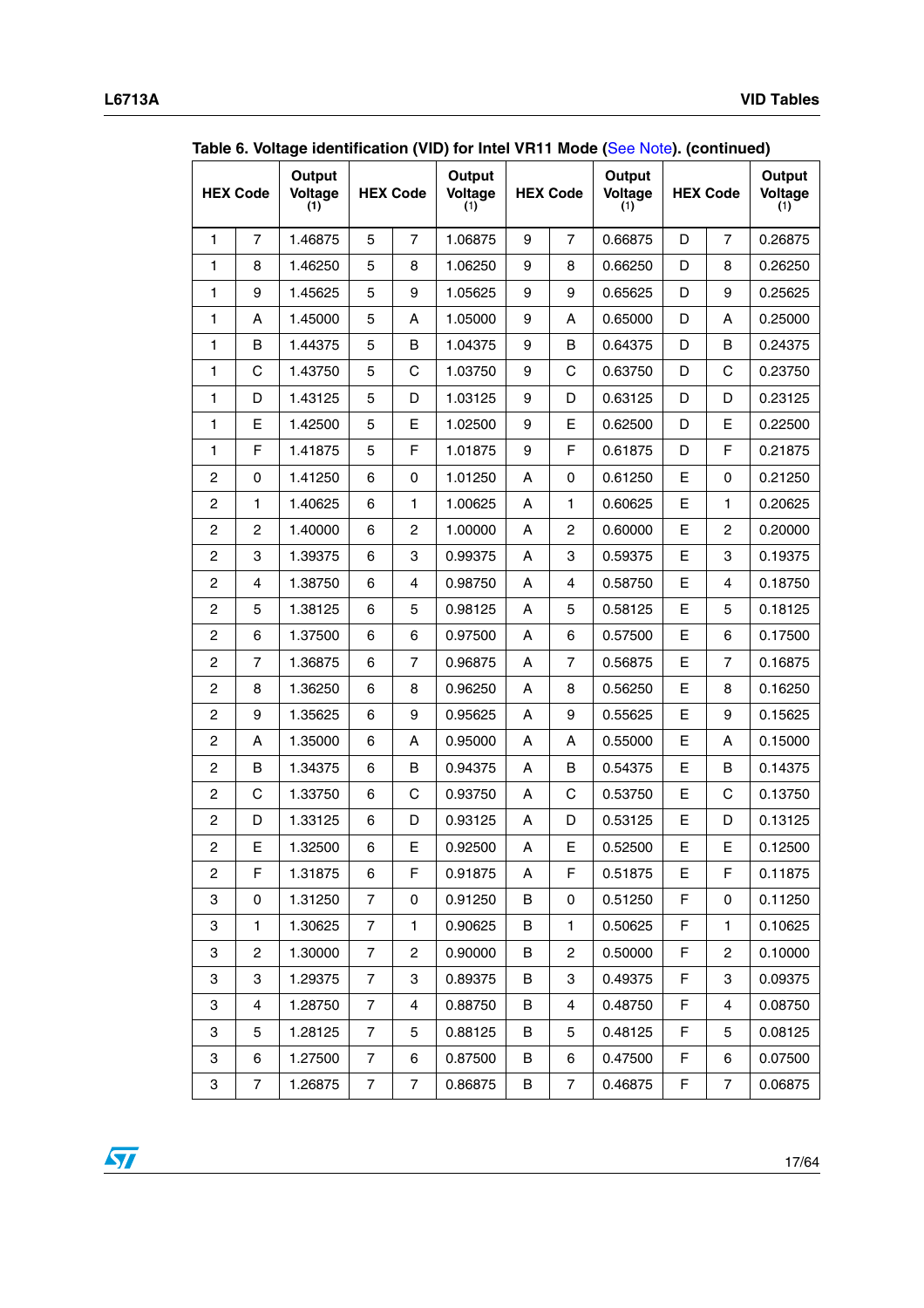**Table 6. Voltage identification (VID) for Intel VR11 Mode (See Note). (continued)**

| HEX Code | | Output Voltage (1) | HEX Code | | Output Voltage (1) | HEX Code | | Output Voltage (1) | HEX Code | | Output Voltage (1) |
|---|---|---|---|---|---|---|---|---|---|---|---|
| 1 | 7 | 1.46875 | 5 | 7 | 1.06875 | 9 | 7 | 0.66875 | D | 7 | 0.26875 |
| 1 | 8 | 1.46250 | 5 | 8 | 1.06250 | 9 | 8 | 0.66250 | D | 8 | 0.26250 |
| 1 | 9 | 1.45625 | 5 | 9 | 1.05625 | 9 | 9 | 0.65625 | D | 9 | 0.25625 |
| 1 | A | 1.45000 | 5 | A | 1.05000 | 9 | A | 0.65000 | D | A | 0.25000 |
| 1 | B | 1.44375 | 5 | B | 1.04375 | 9 | B | 0.64375 | D | B | 0.24375 |
| 1 | C | 1.43750 | 5 | C | 1.03750 | 9 | C | 0.63750 | D | C | 0.23750 |
| 1 | D | 1.43125 | 5 | D | 1.03125 | 9 | D | 0.63125 | D | D | 0.23125 |
| 1 | E | 1.42500 | 5 | E | 1.02500 | 9 | E | 0.62500 | D | E | 0.22500 |
| 1 | F | 1.41875 | 5 | F | 1.01875 | 9 | F | 0.61875 | D | F | 0.21875 |
| 2 | 0 | 1.41250 | 6 | 0 | 1.01250 | A | 0 | 0.61250 | E | 0 | 0.21250 |
| 2 | 1 | 1.40625 | 6 | 1 | 1.00625 | A | 1 | 0.60625 | E | 1 | 0.20625 |
| 2 | 2 | 1.40000 | 6 | 2 | 1.00000 | A | 2 | 0.60000 | E | 2 | 0.20000 |
| 2 | 3 | 1.39375 | 6 | 3 | 0.99375 | A | 3 | 0.59375 | E | 3 | 0.19375 |
| 2 | 4 | 1.38750 | 6 | 4 | 0.98750 | A | 4 | 0.58750 | E | 4 | 0.18750 |
| 2 | 5 | 1.38125 | 6 | 5 | 0.98125 | A | 5 | 0.58125 | E | 5 | 0.18125 |
| 2 | 6 | 1.37500 | 6 | 6 | 0.97500 | A | 6 | 0.57500 | E | 6 | 0.17500 |
| 2 | 7 | 1.36875 | 6 | 7 | 0.96875 | A | 7 | 0.56875 | E | 7 | 0.16875 |
| 2 | 8 | 1.36250 | 6 | 8 | 0.96250 | A | 8 | 0.56250 | E | 8 | 0.16250 |
| 2 | 9 | 1.35625 | 6 | 9 | 0.95625 | A | 9 | 0.55625 | E | 9 | 0.15625 |
| 2 | A | 1.35000 | 6 | A | 0.95000 | A | A | 0.55000 | E | A | 0.15000 |
| 2 | B | 1.34375 | 6 | B | 0.94375 | A | B | 0.54375 | E | B | 0.14375 |
| 2 | C | 1.33750 | 6 | C | 0.93750 | A | C | 0.53750 | E | C | 0.13750 |
| 2 | D | 1.33125 | 6 | D | 0.93125 | A | D | 0.53125 | E | D | 0.13125 |
| 2 | E | 1.32500 | 6 | E | 0.92500 | A | E | 0.52500 | E | E | 0.12500 |
| 2 | F | 1.31875 | 6 | F | 0.91875 | A | F | 0.51875 | E | F | 0.11875 |
| 3 | 0 | 1.31250 | 7 | 0 | 0.91250 | B | 0 | 0.51250 | F | 0 | 0.11250 |
| 3 | 1 | 1.30625 | 7 | 1 | 0.90625 | B | 1 | 0.50625 | F | 1 | 0.10625 |
| 3 | 2 | 1.30000 | 7 | 2 | 0.90000 | B | 2 | 0.50000 | F | 2 | 0.10000 |
| 3 | 3 | 1.29375 | 7 | 3 | 0.89375 | B | 3 | 0.49375 | F | 3 | 0.09375 |
| 3 | 4 | 1.28750 | 7 | 4 | 0.88750 | B | 4 | 0.48750 | F | 4 | 0.08750 |
| 3 | 5 | 1.28125 | 7 | 5 | 0.88125 | B | 5 | 0.48125 | F | 5 | 0.08125 |
| 3 | 6 | 1.27500 | 7 | 6 | 0.87500 | B | 6 | 0.47500 | F | 6 | 0.07500 |
| 3 | 7 | 1.26875 | 7 | 7 | 0.86875 | B | 7 | 0.46875 | F | 7 | 0.06875 |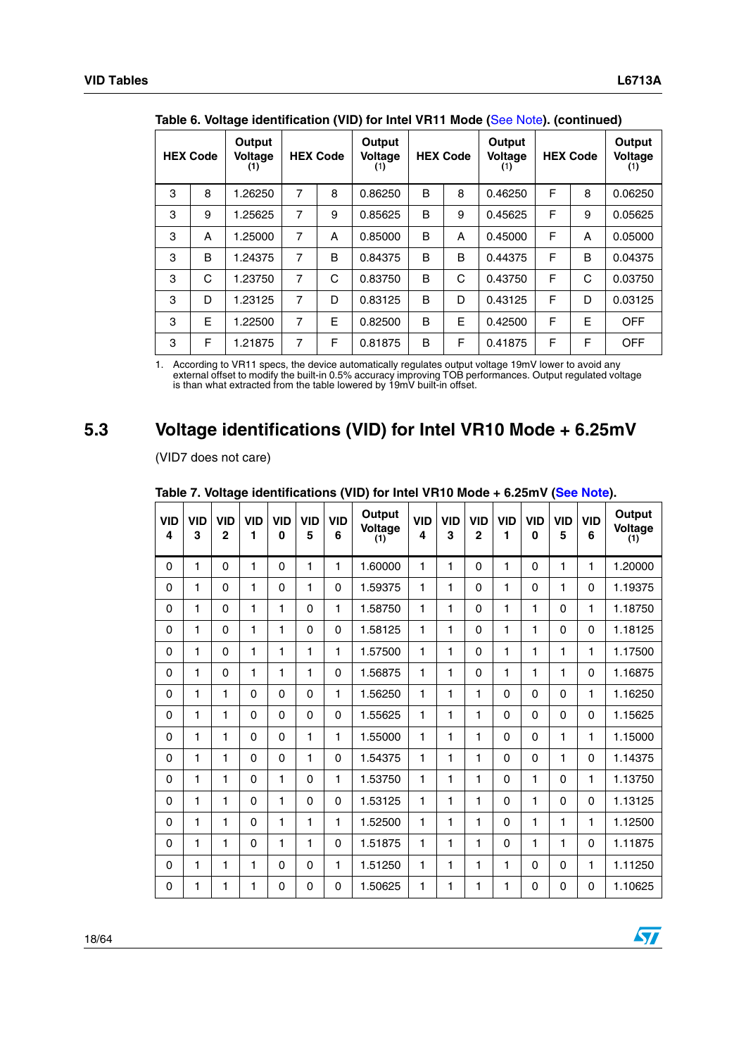Table 6. Voltage identification (VID) for Intel VR11 Mode (See Note). (continued)

| HEX Code | | Output Voltage (1) | HEX Code | | Output Voltage (1) | HEX Code | | Output Voltage (1) | HEX Code | | Output Voltage (1) |
|---|---|---|---|---|---|---|---|---|---|---|---|
| 3 | 8 | 1.26250 | 7 | 8 | 0.86250 | B | 8 | 0.46250 | F | 8 | 0.06250 |
| 3 | 9 | 1.25625 | 7 | 9 | 0.85625 | B | 9 | 0.45625 | F | 9 | 0.05625 |
| 3 | A | 1.25000 | 7 | A | 0.85000 | B | A | 0.45000 | F | A | 0.05000 |
| 3 | B | 1.24375 | 7 | B | 0.84375 | B | B | 0.44375 | F | B | 0.04375 |
| 3 | C | 1.23750 | 7 | C | 0.83750 | B | C | 0.43750 | F | C | 0.03750 |
| 3 | D | 1.23125 | 7 | D | 0.83125 | B | D | 0.43125 | F | D | 0.03125 |
| 3 | E | 1.22500 | 7 | E | 0.82500 | B | E | 0.42500 | F | E | OFF |
| 3 | F | 1.21875 | 7 | F | 0.81875 | B | F | 0.41875 | F | F | OFF |

1. According to VR11 specs, the device automatically regulates output voltage 19mV lower to avoid any external offset to modify the built-in 0.5% accuracy improving TOB performances. Output regulated voltage is than what extracted from the table lowered by 19mV built-in offset.

## 5.3 Voltage identifications (VID) for Intel VR10 Mode + 6.25mV

(VID7 does not care)

Table 7. Voltage identifications (VID) for Intel VR10 Mode + 6.25mV (See Note).

| VID 4 | VID 3 | VID 2 | VID 1 | VID 0 | VID 5 | VID 6 | Output Voltage (1) | VID 4 | VID 3 | VID 2 | VID 1 | VID 0 | VID 5 | VID 6 | Output Voltage (1) |
|---|---|---|---|---|---|---|---|---|---|---|---|---|---|---|---|
| 0 | 1 | 0 | 1 | 0 | 1 | 1 | 1.60000 | 1 | 1 | 0 | 1 | 0 | 1 | 1 | 1.20000 |
| 0 | 1 | 0 | 1 | 0 | 1 | 0 | 1.59375 | 1 | 1 | 0 | 1 | 0 | 1 | 0 | 1.19375 |
| 0 | 1 | 0 | 1 | 1 | 0 | 1 | 1.58750 | 1 | 1 | 0 | 1 | 1 | 0 | 1 | 1.18750 |
| 0 | 1 | 0 | 1 | 1 | 0 | 0 | 1.58125 | 1 | 1 | 0 | 1 | 1 | 0 | 0 | 1.18125 |
| 0 | 1 | 0 | 1 | 1 | 1 | 1 | 1.57500 | 1 | 1 | 0 | 1 | 1 | 1 | 1 | 1.17500 |
| 0 | 1 | 0 | 1 | 1 | 1 | 0 | 1.56875 | 1 | 1 | 0 | 1 | 1 | 1 | 0 | 1.16875 |
| 0 | 1 | 1 | 0 | 0 | 0 | 1 | 1.56250 | 1 | 1 | 1 | 0 | 0 | 0 | 1 | 1.16250 |
| 0 | 1 | 1 | 0 | 0 | 0 | 0 | 1.55625 | 1 | 1 | 1 | 0 | 0 | 0 | 0 | 1.15625 |
| 0 | 1 | 1 | 0 | 0 | 1 | 1 | 1.55000 | 1 | 1 | 1 | 0 | 0 | 1 | 1 | 1.15000 |
| 0 | 1 | 1 | 0 | 0 | 1 | 0 | 1.54375 | 1 | 1 | 1 | 0 | 0 | 1 | 0 | 1.14375 |
| 0 | 1 | 1 | 0 | 1 | 0 | 1 | 1.53750 | 1 | 1 | 1 | 0 | 1 | 0 | 1 | 1.13750 |
| 0 | 1 | 1 | 0 | 1 | 0 | 0 | 1.53125 | 1 | 1 | 1 | 0 | 1 | 0 | 0 | 1.13125 |
| 0 | 1 | 1 | 0 | 1 | 1 | 1 | 1.52500 | 1 | 1 | 1 | 0 | 1 | 1 | 1 | 1.12500 |
| 0 | 1 | 1 | 0 | 1 | 1 | 0 | 1.51875 | 1 | 1 | 1 | 0 | 1 | 1 | 0 | 1.11875 |
| 0 | 1 | 1 | 1 | 0 | 0 | 1 | 1.51250 | 1 | 1 | 1 | 1 | 0 | 0 | 1 | 1.11250 |
| 0 | 1 | 1 | 1 | 0 | 0 | 0 | 1.50625 | 1 | 1 | 1 | 1 | 0 | 0 | 0 | 1.10625 |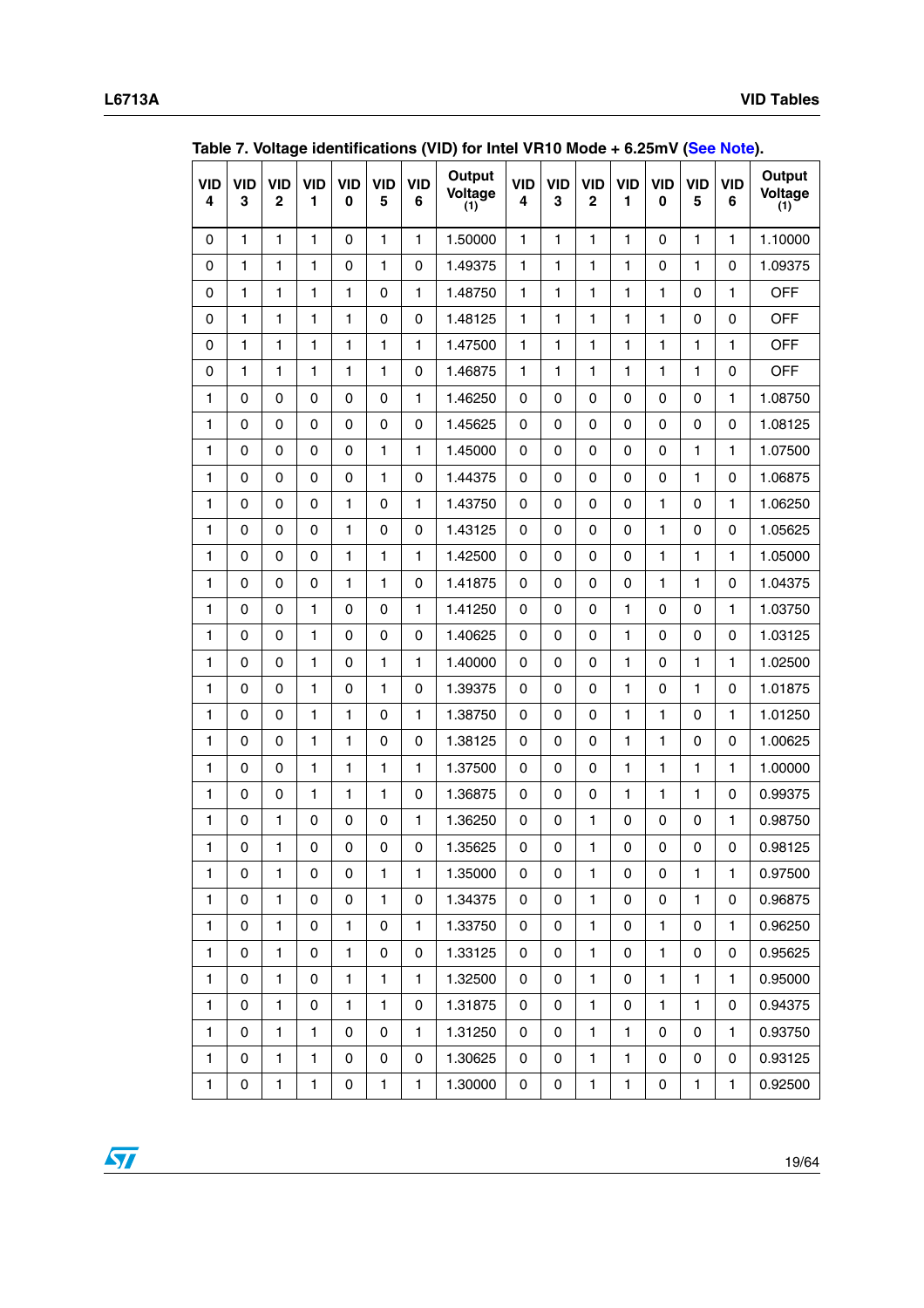**Table 7. Voltage identifications (VID) for Intel VR10 Mode + 6.25mV (See Note).**

| VID 4 | VID 3 | VID 2 | VID 1 | VID 0 | VID 5 | VID 6 | Output Voltage (1) | VID 4 | VID 3 | VID 2 | VID 1 | VID 0 | VID 5 | VID 6 | Output Voltage (1) |
|---|---|---|---|---|---|---|---|---|---|---|---|---|---|---|---|
| 0 | 1 | 1 | 1 | 0 | 1 | 1 | 1.50000 | 1 | 1 | 1 | 1 | 0 | 1 | 1 | 1.10000 |
| 0 | 1 | 1 | 1 | 0 | 1 | 0 | 1.49375 | 1 | 1 | 1 | 1 | 0 | 1 | 0 | 1.09375 |
| 0 | 1 | 1 | 1 | 1 | 0 | 1 | 1.48750 | 1 | 1 | 1 | 1 | 1 | 0 | 1 | OFF |
| 0 | 1 | 1 | 1 | 1 | 0 | 0 | 1.48125 | 1 | 1 | 1 | 1 | 1 | 0 | 0 | OFF |
| 0 | 1 | 1 | 1 | 1 | 1 | 1 | 1.47500 | 1 | 1 | 1 | 1 | 1 | 1 | 1 | OFF |
| 0 | 1 | 1 | 1 | 1 | 1 | 0 | 1.46875 | 1 | 1 | 1 | 1 | 1 | 1 | 0 | OFF |
| 1 | 0 | 0 | 0 | 0 | 0 | 1 | 1.46250 | 0 | 0 | 0 | 0 | 0 | 0 | 1 | 1.08750 |
| 1 | 0 | 0 | 0 | 0 | 0 | 0 | 1.45625 | 0 | 0 | 0 | 0 | 0 | 0 | 0 | 1.08125 |
| 1 | 0 | 0 | 0 | 0 | 1 | 1 | 1.45000 | 0 | 0 | 0 | 0 | 0 | 1 | 1 | 1.07500 |
| 1 | 0 | 0 | 0 | 0 | 1 | 0 | 1.44375 | 0 | 0 | 0 | 0 | 0 | 1 | 0 | 1.06875 |
| 1 | 0 | 0 | 0 | 1 | 0 | 1 | 1.43750 | 0 | 0 | 0 | 0 | 1 | 0 | 1 | 1.06250 |
| 1 | 0 | 0 | 0 | 1 | 0 | 0 | 1.43125 | 0 | 0 | 0 | 0 | 1 | 0 | 0 | 1.05625 |
| 1 | 0 | 0 | 0 | 1 | 1 | 1 | 1.42500 | 0 | 0 | 0 | 0 | 1 | 1 | 1 | 1.05000 |
| 1 | 0 | 0 | 0 | 1 | 1 | 0 | 1.41875 | 0 | 0 | 0 | 0 | 1 | 1 | 0 | 1.04375 |
| 1 | 0 | 0 | 1 | 0 | 0 | 1 | 1.41250 | 0 | 0 | 0 | 1 | 0 | 0 | 1 | 1.03750 |
| 1 | 0 | 0 | 1 | 0 | 0 | 0 | 1.40625 | 0 | 0 | 0 | 1 | 0 | 0 | 0 | 1.03125 |
| 1 | 0 | 0 | 1 | 0 | 1 | 1 | 1.40000 | 0 | 0 | 0 | 1 | 0 | 1 | 1 | 1.02500 |
| 1 | 0 | 0 | 1 | 0 | 1 | 0 | 1.39375 | 0 | 0 | 0 | 1 | 0 | 1 | 0 | 1.01875 |
| 1 | 0 | 0 | 1 | 1 | 0 | 1 | 1.38750 | 0 | 0 | 0 | 1 | 1 | 0 | 1 | 1.01250 |
| 1 | 0 | 0 | 1 | 1 | 0 | 0 | 1.38125 | 0 | 0 | 0 | 1 | 1 | 0 | 0 | 1.00625 |
| 1 | 0 | 0 | 1 | 1 | 1 | 1 | 1.37500 | 0 | 0 | 0 | 1 | 1 | 1 | 1 | 1.00000 |
| 1 | 0 | 0 | 1 | 1 | 1 | 0 | 1.36875 | 0 | 0 | 0 | 1 | 1 | 1 | 0 | 0.99375 |
| 1 | 0 | 1 | 0 | 0 | 0 | 1 | 1.36250 | 0 | 0 | 1 | 0 | 0 | 0 | 1 | 0.98750 |
| 1 | 0 | 1 | 0 | 0 | 0 | 0 | 1.35625 | 0 | 0 | 1 | 0 | 0 | 0 | 0 | 0.98125 |
| 1 | 0 | 1 | 0 | 0 | 1 | 1 | 1.35000 | 0 | 0 | 1 | 0 | 0 | 1 | 1 | 0.97500 |
| 1 | 0 | 1 | 0 | 0 | 1 | 0 | 1.34375 | 0 | 0 | 1 | 0 | 0 | 1 | 0 | 0.96875 |
| 1 | 0 | 1 | 0 | 1 | 0 | 1 | 1.33750 | 0 | 0 | 1 | 0 | 1 | 0 | 1 | 0.96250 |
| 1 | 0 | 1 | 0 | 1 | 0 | 0 | 1.33125 | 0 | 0 | 1 | 0 | 1 | 0 | 0 | 0.95625 |
| 1 | 0 | 1 | 0 | 1 | 1 | 1 | 1.32500 | 0 | 0 | 1 | 0 | 1 | 1 | 1 | 0.95000 |
| 1 | 0 | 1 | 0 | 1 | 1 | 0 | 1.31875 | 0 | 0 | 1 | 0 | 1 | 1 | 0 | 0.94375 |
| 1 | 0 | 1 | 1 | 0 | 0 | 1 | 1.31250 | 0 | 0 | 1 | 1 | 0 | 0 | 1 | 0.93750 |
| 1 | 0 | 1 | 1 | 0 | 0 | 0 | 1.30625 | 0 | 0 | 1 | 1 | 0 | 0 | 0 | 0.93125 |
| 1 | 0 | 1 | 1 | 0 | 1 | 1 | 1.30000 | 0 | 0 | 1 | 1 | 0 | 1 | 1 | 0.92500 |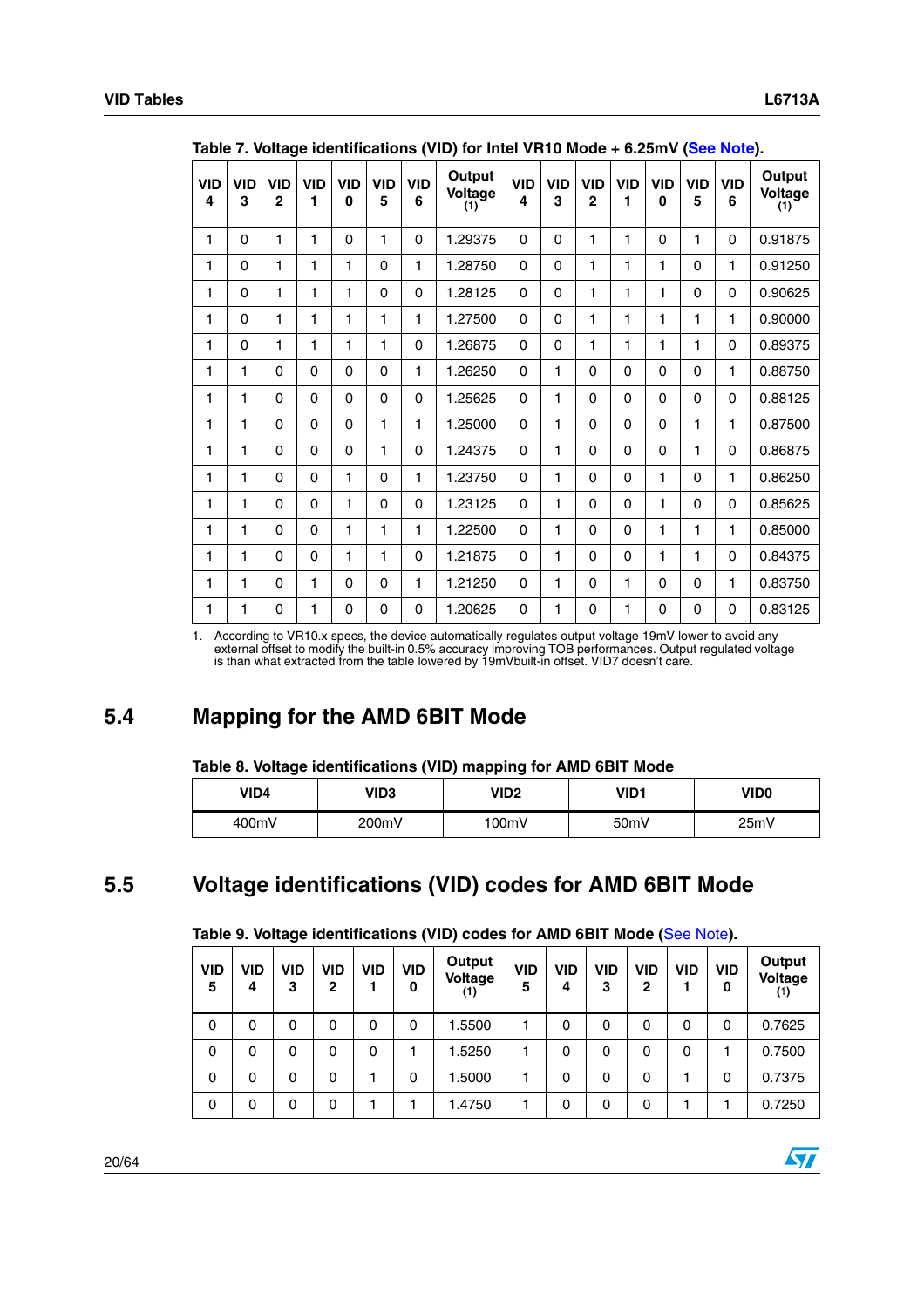**Table 7. Voltage identifications (VID) for Intel VR10 Mode + 6.25mV (See Note).**

| VID 4 | VID 3 | VID 2 | VID 1 | VID 0 | VID 5 | VID 6 | Output Voltage (1) | VID 4 | VID 3 | VID 2 | VID 1 | VID 0 | VID 5 | VID 6 | Output Voltage (1) |
|---|---|---|---|---|---|---|---|---|---|---|---|---|---|---|---|
| 1 | 0 | 1 | 1 | 0 | 1 | 0 | 1.29375 | 0 | 0 | 1 | 1 | 0 | 1 | 0 | 0.91875 |
| 1 | 0 | 1 | 1 | 1 | 0 | 1 | 1.28750 | 0 | 0 | 1 | 1 | 1 | 0 | 1 | 0.91250 |
| 1 | 0 | 1 | 1 | 1 | 0 | 0 | 1.28125 | 0 | 0 | 1 | 1 | 1 | 0 | 0 | 0.90625 |
| 1 | 0 | 1 | 1 | 1 | 1 | 1 | 1.27500 | 0 | 0 | 1 | 1 | 1 | 1 | 1 | 0.90000 |
| 1 | 0 | 1 | 1 | 1 | 1 | 0 | 1.26875 | 0 | 0 | 1 | 1 | 1 | 1 | 0 | 0.89375 |
| 1 | 1 | 0 | 0 | 0 | 0 | 1 | 1.26250 | 0 | 1 | 0 | 0 | 0 | 0 | 1 | 0.88750 |
| 1 | 1 | 0 | 0 | 0 | 0 | 0 | 1.25625 | 0 | 1 | 0 | 0 | 0 | 0 | 0 | 0.88125 |
| 1 | 1 | 0 | 0 | 0 | 1 | 1 | 1.25000 | 0 | 1 | 0 | 0 | 0 | 1 | 1 | 0.87500 |
| 1 | 1 | 0 | 0 | 0 | 1 | 0 | 1.24375 | 0 | 1 | 0 | 0 | 0 | 1 | 0 | 0.86875 |
| 1 | 1 | 0 | 0 | 1 | 0 | 1 | 1.23750 | 0 | 1 | 0 | 0 | 1 | 0 | 1 | 0.86250 |
| 1 | 1 | 0 | 0 | 1 | 0 | 0 | 1.23125 | 0 | 1 | 0 | 0 | 1 | 0 | 0 | 0.85625 |
| 1 | 1 | 0 | 0 | 1 | 1 | 1 | 1.22500 | 0 | 1 | 0 | 0 | 1 | 1 | 1 | 0.85000 |
| 1 | 1 | 0 | 0 | 1 | 1 | 0 | 1.21875 | 0 | 1 | 0 | 0 | 1 | 1 | 0 | 0.84375 |
| 1 | 1 | 0 | 1 | 0 | 0 | 1 | 1.21250 | 0 | 1 | 0 | 1 | 0 | 0 | 1 | 0.83750 |
| 1 | 1 | 0 | 1 | 0 | 0 | 0 | 1.20625 | 0 | 1 | 0 | 1 | 0 | 0 | 0 | 0.83125 |

1. According to VR10.x specs, the device automatically regulates output voltage 19mV lower to avoid any external offset to modify the built-in 0.5% accuracy improving TOB performances. Output regulated voltage is than what extracted from the table lowered by 19mVbuilt-in offset. VID7 doesn't care.

## 5.4 Mapping for the AMD 6BIT Mode

**Table 8. Voltage identifications (VID) mapping for AMD 6BIT Mode**

| VID4 | VID3 | VID2 | VID1 | VID0 |
|---|---|---|---|---|
| 400mV | 200mV | 100mV | 50mV | 25mV |

## 5.5 Voltage identifications (VID) codes for AMD 6BIT Mode

**Table 9. Voltage identifications (VID) codes for AMD 6BIT Mode (See Note).**

| VID 5 | VID 4 | VID 3 | VID 2 | VID 1 | VID 0 | Output Voltage (1) | VID 5 | VID 4 | VID 3 | VID 2 | VID 1 | VID 0 | Output Voltage (1) |
|---|---|---|---|---|---|---|---|---|---|---|---|---|---|
| 0 | 0 | 0 | 0 | 0 | 0 | 1.5500 | 1 | 0 | 0 | 0 | 0 | 0 | 0.7625 |
| 0 | 0 | 0 | 0 | 0 | 1 | 1.5250 | 1 | 0 | 0 | 0 | 0 | 1 | 0.7500 |
| 0 | 0 | 0 | 0 | 1 | 0 | 1.5000 | 1 | 0 | 0 | 0 | 1 | 0 | 0.7375 |
| 0 | 0 | 0 | 0 | 1 | 1 | 1.4750 | 1 | 0 | 0 | 0 | 1 | 1 | 0.7250 |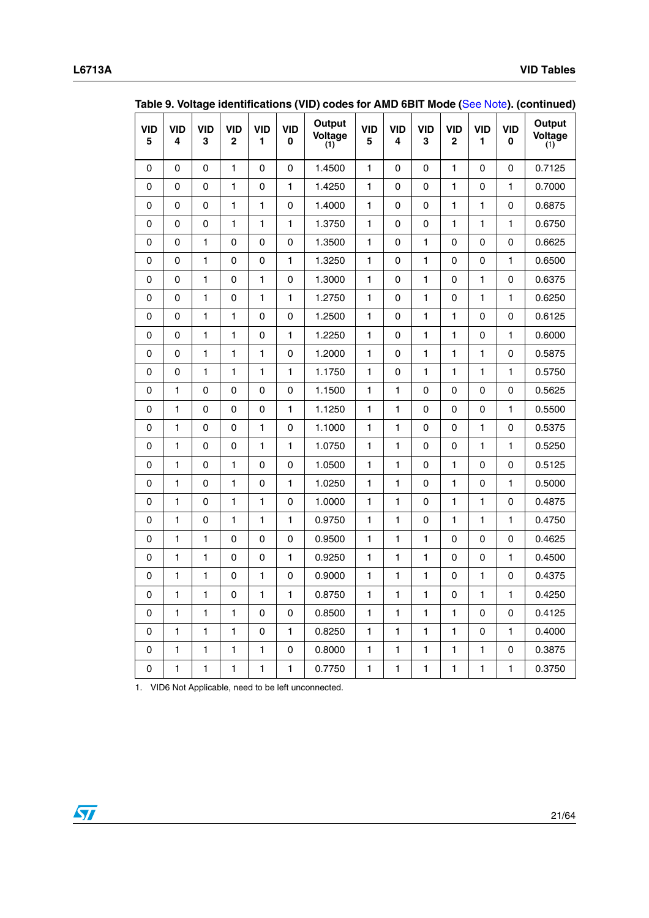**Table 9. Voltage identifications (VID) codes for AMD 6BIT Mode (See Note). (continued)**

| VID 5 | VID 4 | VID 3 | VID 2 | VID 1 | VID 0 | Output Voltage (1) | VID 5 | VID 4 | VID 3 | VID 2 | VID 1 | VID 0 | Output Voltage (1) |
|---|---|---|---|---|---|---|---|---|---|---|---|---|---|
| 0 | 0 | 0 | 1 | 0 | 0 | 1.4500 | 1 | 0 | 0 | 1 | 0 | 0 | 0.7125 |
| 0 | 0 | 0 | 1 | 0 | 1 | 1.4250 | 1 | 0 | 0 | 1 | 0 | 1 | 0.7000 |
| 0 | 0 | 0 | 1 | 1 | 0 | 1.4000 | 1 | 0 | 0 | 1 | 1 | 0 | 0.6875 |
| 0 | 0 | 0 | 1 | 1 | 1 | 1.3750 | 1 | 0 | 0 | 1 | 1 | 1 | 0.6750 |
| 0 | 0 | 1 | 0 | 0 | 0 | 1.3500 | 1 | 0 | 1 | 0 | 0 | 0 | 0.6625 |
| 0 | 0 | 1 | 0 | 0 | 1 | 1.3250 | 1 | 0 | 1 | 0 | 0 | 1 | 0.6500 |
| 0 | 0 | 1 | 0 | 1 | 0 | 1.3000 | 1 | 0 | 1 | 0 | 1 | 0 | 0.6375 |
| 0 | 0 | 1 | 0 | 1 | 1 | 1.2750 | 1 | 0 | 1 | 0 | 1 | 1 | 0.6250 |
| 0 | 0 | 1 | 1 | 0 | 0 | 1.2500 | 1 | 0 | 1 | 1 | 0 | 0 | 0.6125 |
| 0 | 0 | 1 | 1 | 0 | 1 | 1.2250 | 1 | 0 | 1 | 1 | 0 | 1 | 0.6000 |
| 0 | 0 | 1 | 1 | 1 | 0 | 1.2000 | 1 | 0 | 1 | 1 | 1 | 0 | 0.5875 |
| 0 | 0 | 1 | 1 | 1 | 1 | 1.1750 | 1 | 0 | 1 | 1 | 1 | 1 | 0.5750 |
| 0 | 1 | 0 | 0 | 0 | 0 | 1.1500 | 1 | 1 | 0 | 0 | 0 | 0 | 0.5625 |
| 0 | 1 | 0 | 0 | 0 | 1 | 1.1250 | 1 | 1 | 0 | 0 | 0 | 1 | 0.5500 |
| 0 | 1 | 0 | 0 | 1 | 0 | 1.1000 | 1 | 1 | 0 | 0 | 1 | 0 | 0.5375 |
| 0 | 1 | 0 | 0 | 1 | 1 | 1.0750 | 1 | 1 | 0 | 0 | 1 | 1 | 0.5250 |
| 0 | 1 | 0 | 1 | 0 | 0 | 1.0500 | 1 | 1 | 0 | 1 | 0 | 0 | 0.5125 |
| 0 | 1 | 0 | 1 | 0 | 1 | 1.0250 | 1 | 1 | 0 | 1 | 0 | 1 | 0.5000 |
| 0 | 1 | 0 | 1 | 1 | 0 | 1.0000 | 1 | 1 | 0 | 1 | 1 | 0 | 0.4875 |
| 0 | 1 | 0 | 1 | 1 | 1 | 0.9750 | 1 | 1 | 0 | 1 | 1 | 1 | 0.4750 |
| 0 | 1 | 1 | 0 | 0 | 0 | 0.9500 | 1 | 1 | 1 | 0 | 0 | 0 | 0.4625 |
| 0 | 1 | 1 | 0 | 0 | 1 | 0.9250 | 1 | 1 | 1 | 0 | 0 | 1 | 0.4500 |
| 0 | 1 | 1 | 0 | 1 | 0 | 0.9000 | 1 | 1 | 1 | 0 | 1 | 0 | 0.4375 |
| 0 | 1 | 1 | 0 | 1 | 1 | 0.8750 | 1 | 1 | 1 | 0 | 1 | 1 | 0.4250 |
| 0 | 1 | 1 | 1 | 0 | 0 | 0.8500 | 1 | 1 | 1 | 1 | 0 | 0 | 0.4125 |
| 0 | 1 | 1 | 1 | 0 | 1 | 0.8250 | 1 | 1 | 1 | 1 | 0 | 1 | 0.4000 |
| 0 | 1 | 1 | 1 | 1 | 0 | 0.8000 | 1 | 1 | 1 | 1 | 1 | 0 | 0.3875 |
| 0 | 1 | 1 | 1 | 1 | 1 | 0.7750 | 1 | 1 | 1 | 1 | 1 | 1 | 0.3750 |

1. VID6 Not Applicable, need to be left unconnected.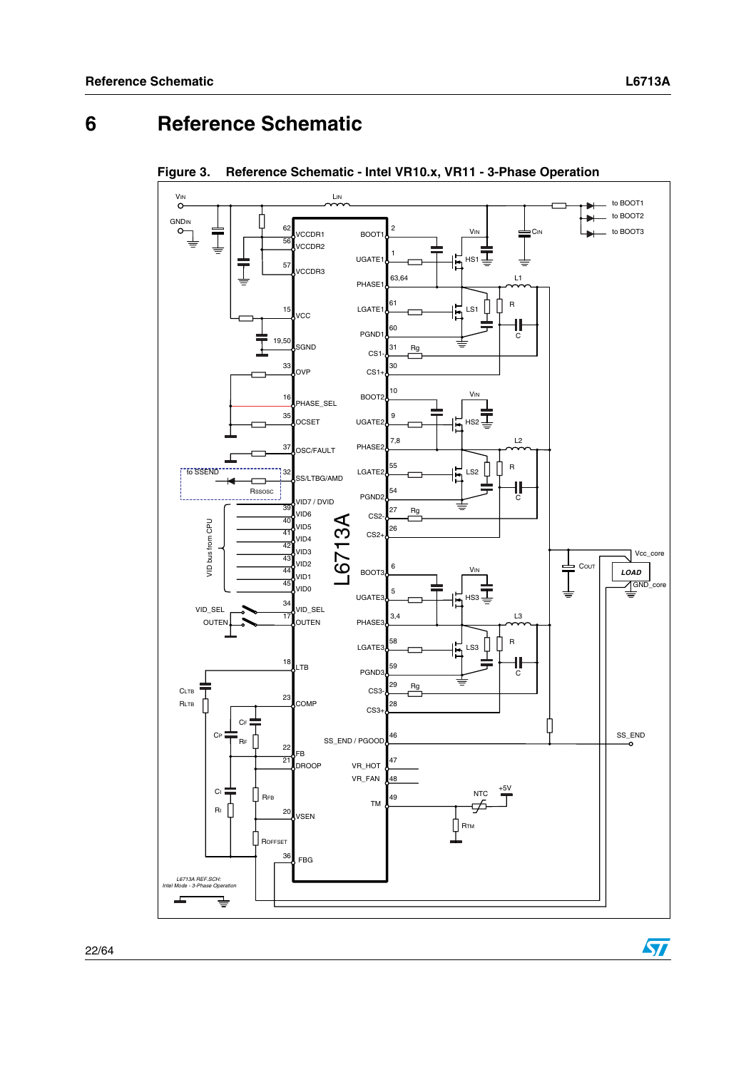# 6 Reference Schematic

**Figure 3. Reference Schematic - Intel VR10.x, VR11 - 3-Phase Operation**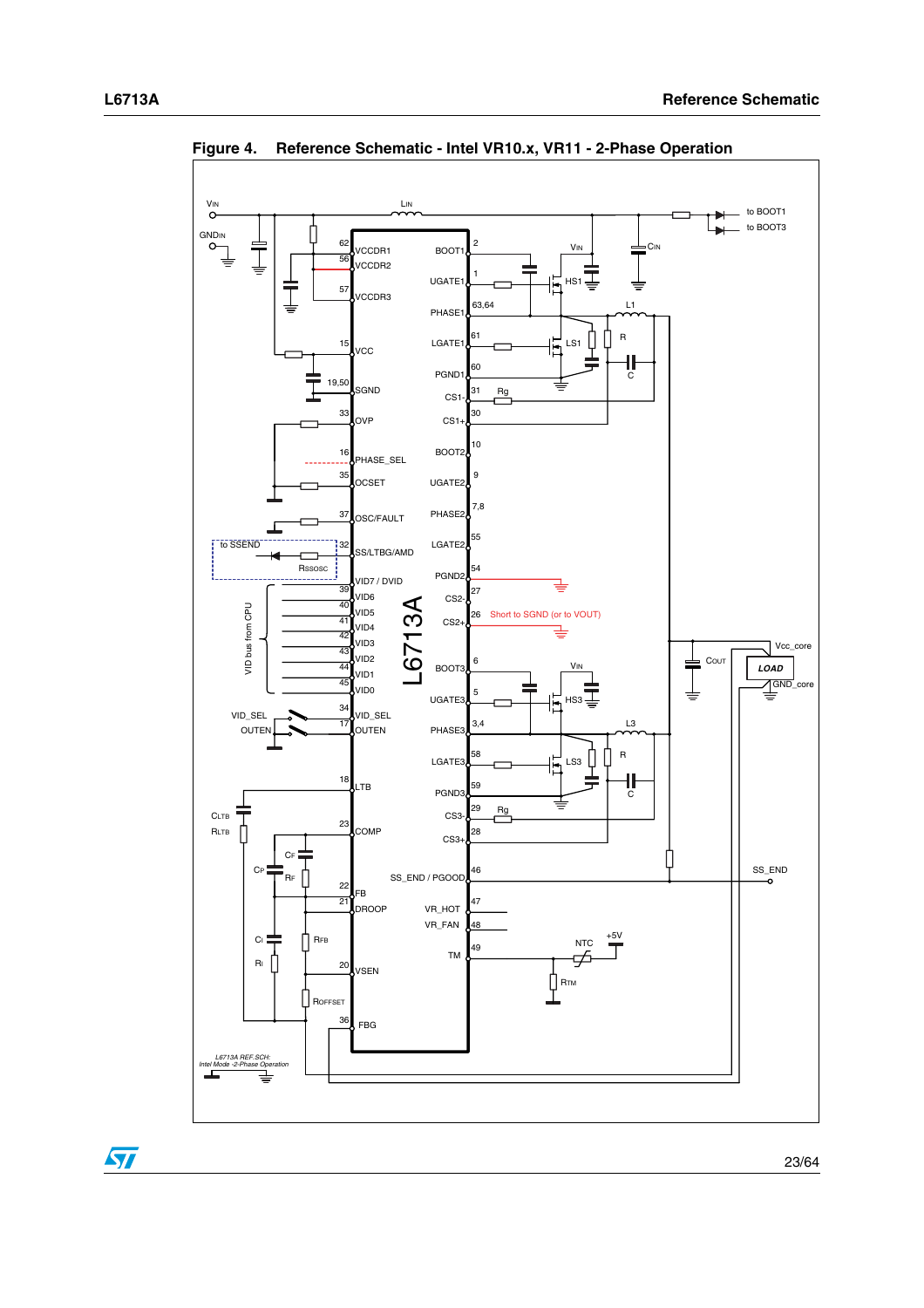**Figure 4. Reference Schematic - Intel VR10.x, VR11 - 2-Phase Operation**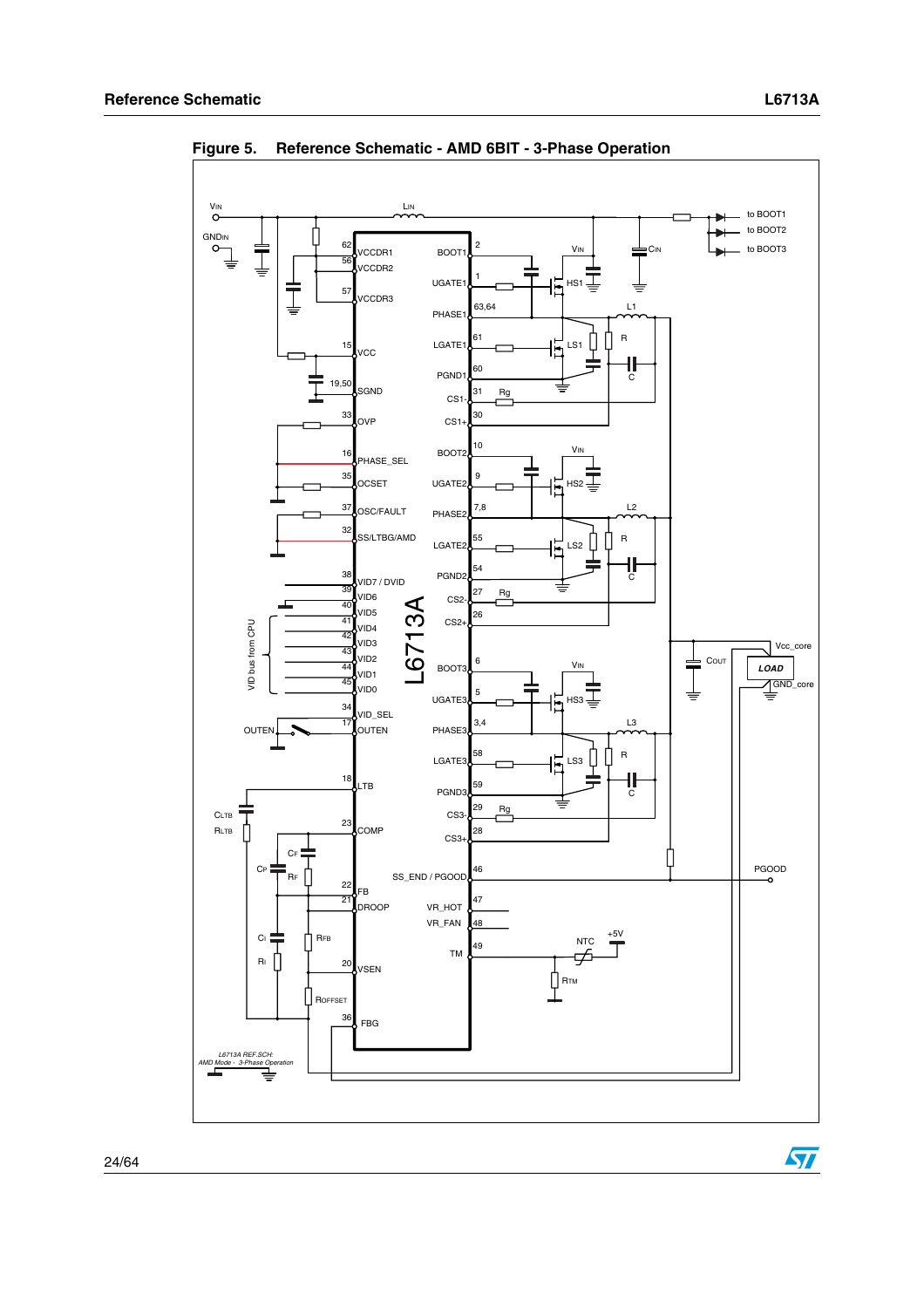**Figure 5. Reference Schematic - AMD 6BIT - 3-Phase Operation**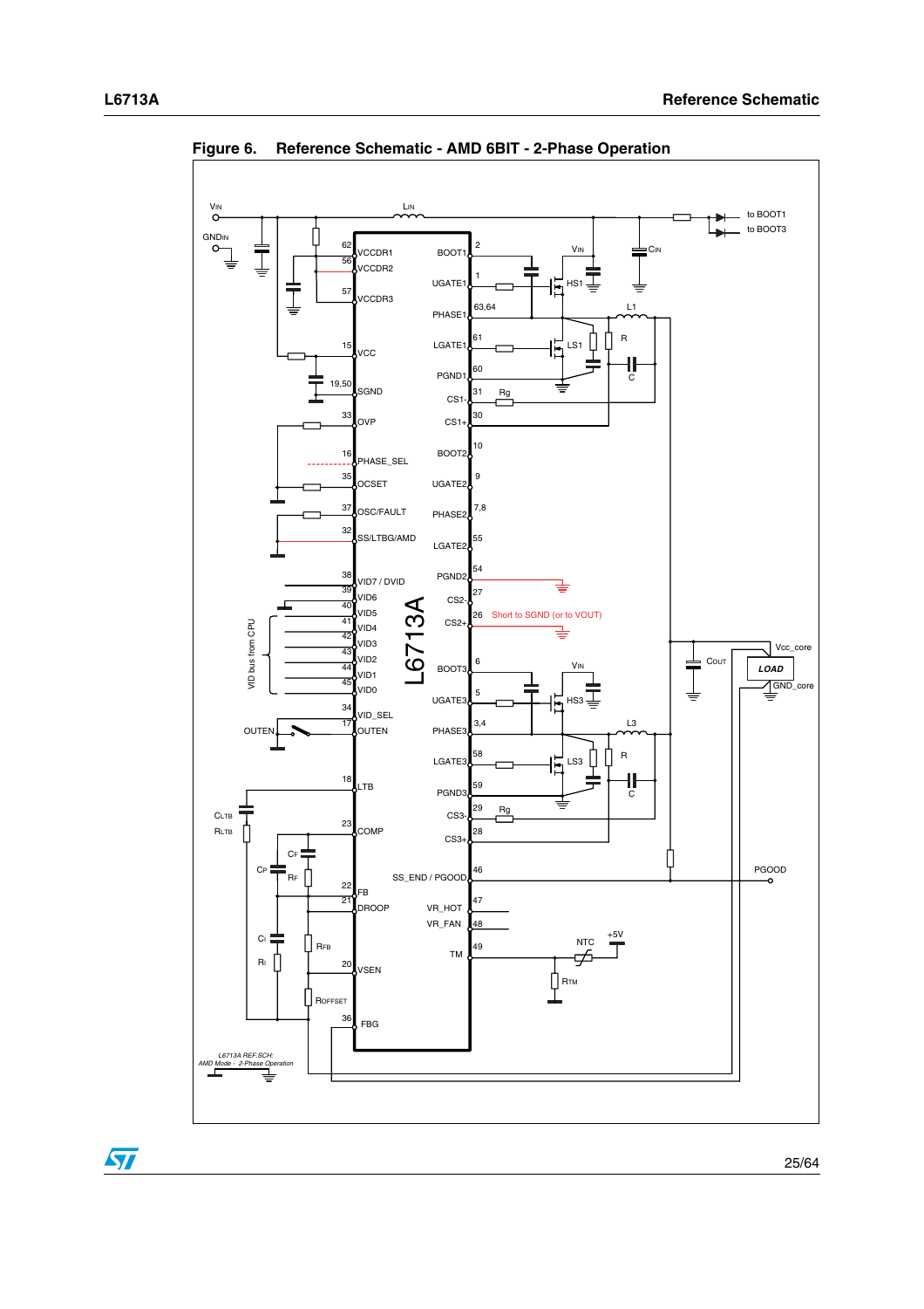**Figure 6. Reference Schematic - AMD 6BIT - 2-Phase Operation**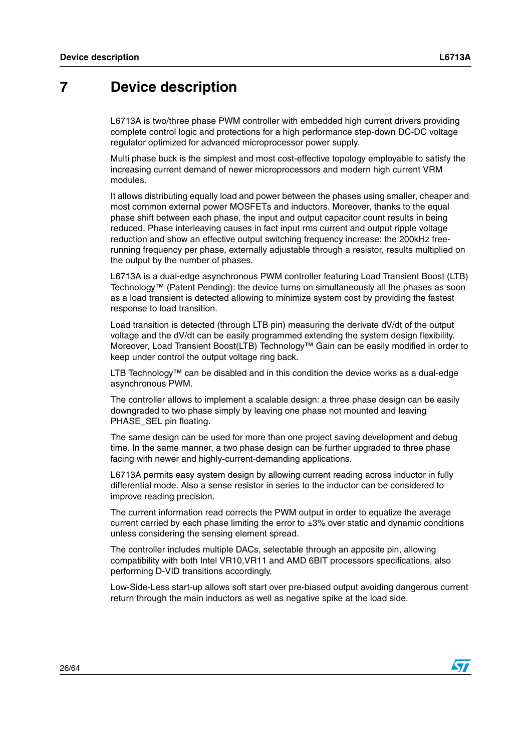# 7 Device description

L6713A is two/three phase PWM controller with embedded high current drivers providing complete control logic and protections for a high performance step-down DC-DC voltage regulator optimized for advanced microprocessor power supply.

Multi phase buck is the simplest and most cost-effective topology employable to satisfy the increasing current demand of newer microprocessors and modern high current VRM modules.

It allows distributing equally load and power between the phases using smaller, cheaper and most common external power MOSFETs and inductors. Moreover, thanks to the equal phase shift between each phase, the input and output capacitor count results in being reduced. Phase interleaving causes in fact input rms current and output ripple voltage reduction and show an effective output switching frequency increase: the 200kHz free-running frequency per phase, externally adjustable through a resistor, results multiplied on the output by the number of phases.

L6713A is a dual-edge asynchronous PWM controller featuring Load Transient Boost (LTB) Technology™ (Patent Pending): the device turns on simultaneously all the phases as soon as a load transient is detected allowing to minimize system cost by providing the fastest response to load transition.

Load transition is detected (through LTB pin) measuring the derivate dV/dt of the output voltage and the dV/dt can be easily programmed extending the system design flexibility. Moreover, Load Transient Boost(LTB) Technology™ Gain can be easily modified in order to keep under control the output voltage ring back.

LTB Technology™ can be disabled and in this condition the device works as a dual-edge asynchronous PWM.

The controller allows to implement a scalable design: a three phase design can be easily downgraded to two phase simply by leaving one phase not mounted and leaving PHASE_SEL pin floating.

The same design can be used for more than one project saving development and debug time. In the same manner, a two phase design can be further upgraded to three phase facing with newer and highly-current-demanding applications.

L6713A permits easy system design by allowing current reading across inductor in fully differential mode. Also a sense resistor in series to the inductor can be considered to improve reading precision.

The current information read corrects the PWM output in order to equalize the average current carried by each phase limiting the error to ±3% over static and dynamic conditions unless considering the sensing element spread.

The controller includes multiple DACs, selectable through an apposite pin, allowing compatibility with both Intel VR10,VR11 and AMD 6BIT processors specifications, also performing D-VID transitions accordingly.

Low-Side-Less start-up allows soft start over pre-biased output avoiding dangerous current return through the main inductors as well as negative spike at the load side.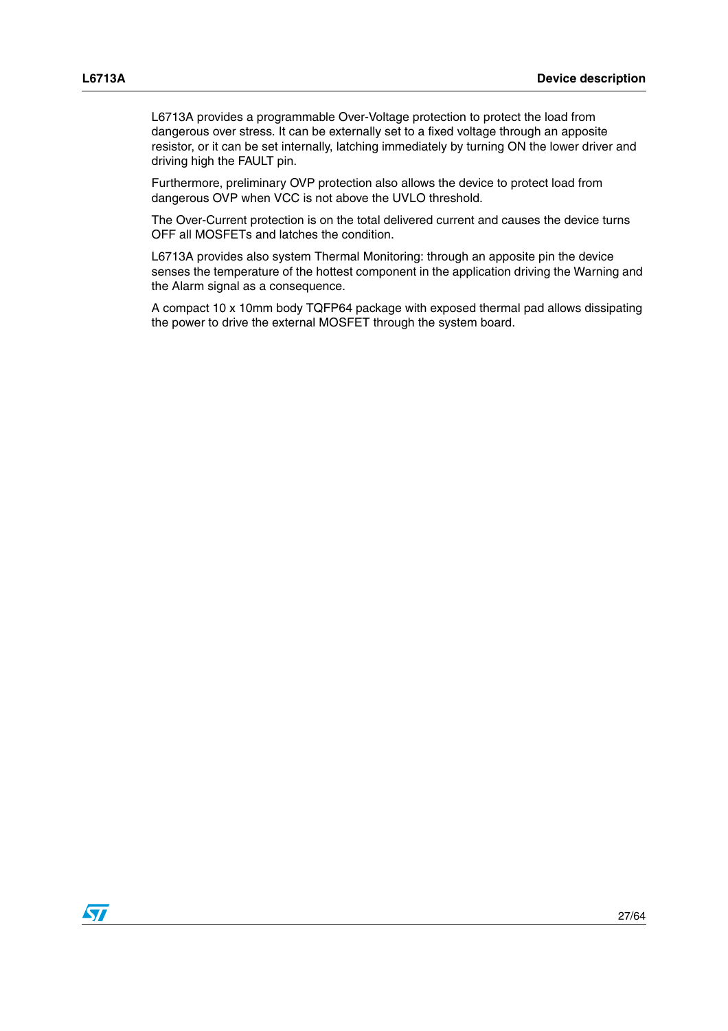L6713A provides a programmable Over-Voltage protection to protect the load from dangerous over stress. It can be externally set to a fixed voltage through an apposite resistor, or it can be set internally, latching immediately by turning ON the lower driver and driving high the FAULT pin.

Furthermore, preliminary OVP protection also allows the device to protect load from dangerous OVP when VCC is not above the UVLO threshold.

The Over-Current protection is on the total delivered current and causes the device turns OFF all MOSFETs and latches the condition.

L6713A provides also system Thermal Monitoring: through an apposite pin the device senses the temperature of the hottest component in the application driving the Warning and the Alarm signal as a consequence.

A compact 10 x 10mm body TQFP64 package with exposed thermal pad allows dissipating the power to drive the external MOSFET through the system board.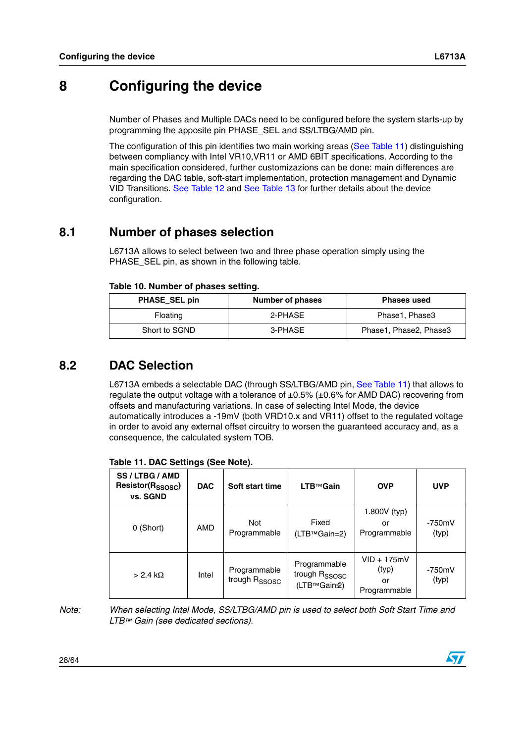# 8 Configuring the device

Number of Phases and Multiple DACs need to be configured before the system starts-up by programming the apposite pin PHASE_SEL and SS/LTBG/AMD pin.

The configuration of this pin identifies two main working areas (See Table 11) distinguishing between compliancy with Intel VR10,VR11 or AMD 6BIT specifications. According to the main specification considered, further customizazions can be done: main differences are regarding the DAC table, soft-start implementation, protection management and Dynamic VID Transitions. See Table 12 and See Table 13 for further details about the device configuration.

## 8.1 Number of phases selection

L6713A allows to select between two and three phase operation simply using the PHASE_SEL pin, as shown in the following table.

**Table 10. Number of phases setting.**

| PHASE_SEL pin | Number of phases | Phases used |
|---|---|---|
| Floating | 2-PHASE | Phase1, Phase3 |
| Short to SGND | 3-PHASE | Phase1, Phase2, Phase3 |

## 8.2 DAC Selection

L6713A embeds a selectable DAC (through SS/LTBG/AMD pin, See Table 11) that allows to regulate the output voltage with a tolerance of ±0.5% (±0.6% for AMD DAC) recovering from offsets and manufacturing variations. In case of selecting Intel Mode, the device automatically introduces a -19mV (both VRD10.x and VR11) offset to the regulated voltage in order to avoid any external offset circuitry to worsen the guaranteed accuracy and, as a consequence, the calculated system TOB.

**Table 11. DAC Settings (See Note).**

| SS / LTBG / AMD Resistor($R_{SSOSC}$) vs. SGND | DAC | Soft start time | LTB™Gain | OVP | UVP |
|---|---|---|---|---|---|
| 0 (Short) | AMD | Not Programmable | Fixed (LTB™Gain=2) | 1.800V (typ) or Programmable | -750mV (typ) |
| > 2.4 kΩ | Intel | Programmable trough $R_{SSOSC}$ | Programmable trough $R_{SSOSC}$ (LTB™Gain≥2) | VID + 175mV (typ) or Programmable | -750mV (typ) |

*Note: When selecting Intel Mode, SS/LTBG/AMD pin is used to select both Soft Start Time and LTB™ Gain (see dedicated sections).*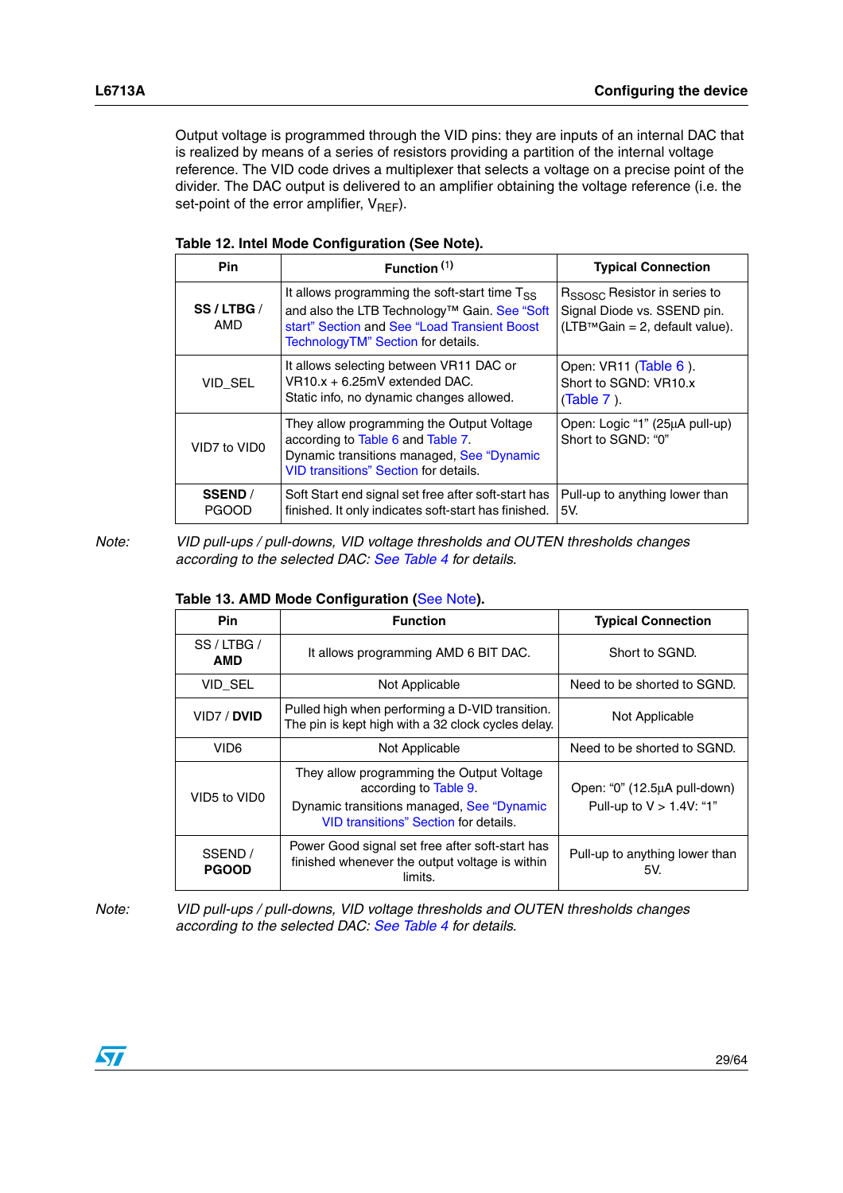Output voltage is programmed through the VID pins: they are inputs of an internal DAC that is realized by means of a series of resistors providing a partition of the internal voltage reference. The VID code drives a multiplexer that selects a voltage on a precise point of the divider. The DAC output is delivered to an amplifier obtaining the voltage reference (i.e. the set-point of the error amplifier, $V_{REF}$).

**Table 12. Intel Mode Configuration (See Note).**

| Pin | Function [1] | Typical Connection |
|---|---|---|
| **SS / LTBG /** AMD | It allows programming the soft-start time $T_{SS}$ and also the LTB Technology™ Gain. See "Soft start" Section and See "Load Transient Boost TechnologyTM" Section for details. | $R_{SSOSC}$ Resistor in series to Signal Diode vs. SSEND pin. (LTB™Gain = 2, default value). |
| VID_SEL | It allows selecting between VR11 DAC or VR10.x + 6.25mV extended DAC. Static info, no dynamic changes allowed. | Open: VR11 (Table 6 ). Short to SGND: VR10.x (Table 7 ). |
| VID7 to VID0 | They allow programming the Output Voltage according to Table 6 and Table 7. Dynamic transitions managed, See "Dynamic VID transitions" Section for details. | Open: Logic "1" (25µA pull-up) Short to SGND: "0" |
| **SSEND** / PGOOD | Soft Start end signal set free after soft-start has finished. It only indicates soft-start has finished. | Pull-up to anything lower than 5V. |

*Note: VID pull-ups / pull-downs, VID voltage thresholds and OUTEN thresholds changes according to the selected DAC: See Table 4 for details.*

**Table 13. AMD Mode Configuration (See Note).**

| Pin | Function | Typical Connection |
|---|---|---|
| SS / LTBG / **AMD** | It allows programming AMD 6 BIT DAC. | Short to SGND. |
| VID_SEL | Not Applicable | Need to be shorted to SGND. |
| VID7 / **DVID** | Pulled high when performing a D-VID transition. The pin is kept high with a 32 clock cycles delay. | Not Applicable |
| VID6 | Not Applicable | Need to be shorted to SGND. |
| VID5 to VID0 | They allow programming the Output Voltage according to Table 9. Dynamic transitions managed, See "Dynamic VID transitions" Section for details. | Open: "0" (12.5µA pull-down) Pull-up to V > 1.4V: "1" |
| SSEND / **PGOOD** | Power Good signal set free after soft-start has finished whenever the output voltage is within limits. | Pull-up to anything lower than 5V. |

*Note: VID pull-ups / pull-downs, VID voltage thresholds and OUTEN thresholds changes according to the selected DAC: See Table 4 for details.*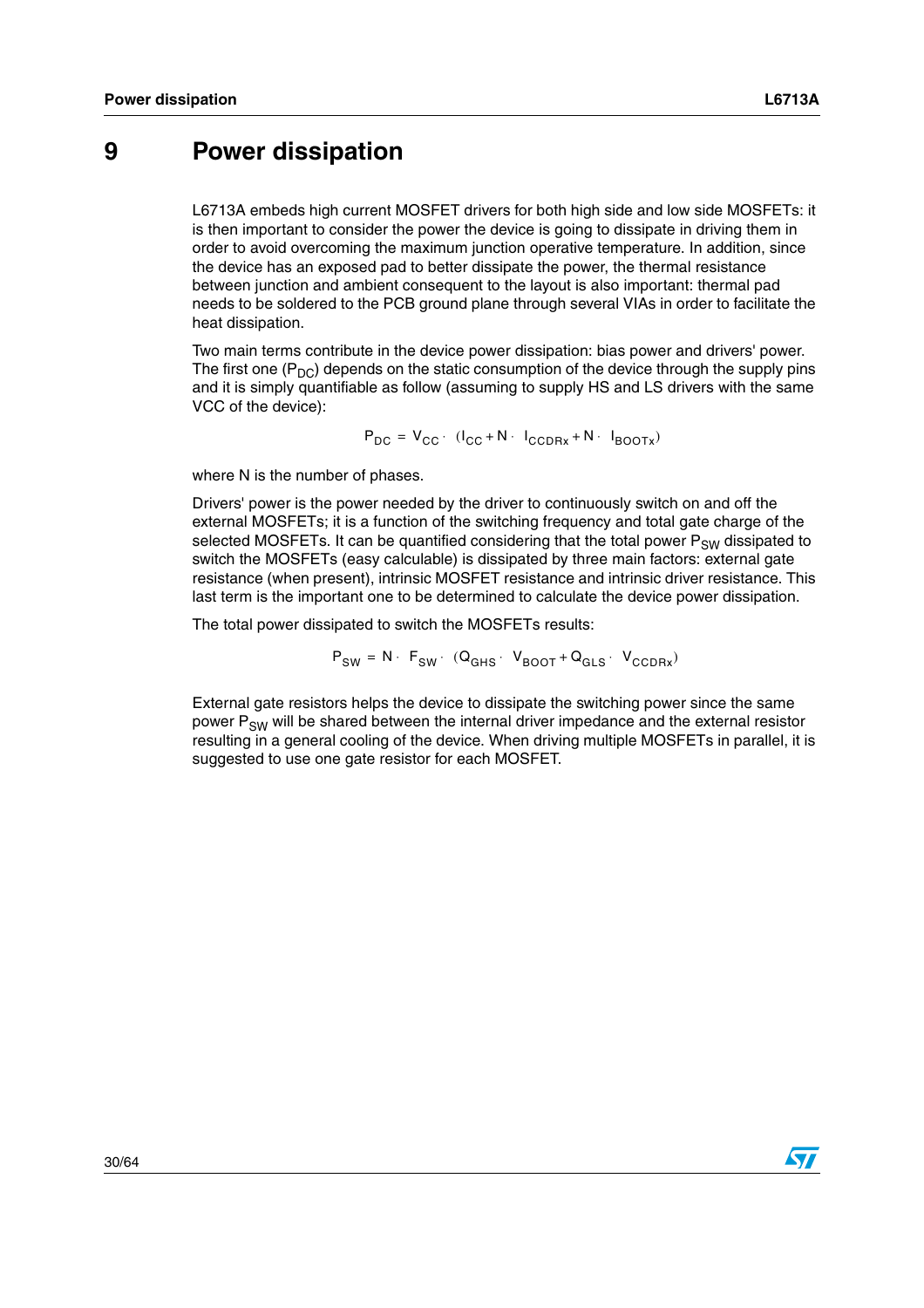# 9 Power dissipation

L6713A embeds high current MOSFET drivers for both high side and low side MOSFETs: it is then important to consider the power the device is going to dissipate in driving them in order to avoid overcoming the maximum junction operative temperature. In addition, since the device has an exposed pad to better dissipate the power, the thermal resistance between junction and ambient consequent to the layout is also important: thermal pad needs to be soldered to the PCB ground plane through several VIAs in order to facilitate the heat dissipation.

Two main terms contribute in the device power dissipation: bias power and drivers' power. The first one ($P_{DC}$) depends on the static consumption of the device through the supply pins and it is simply quantifiable as follow (assuming to supply HS and LS drivers with the same VCC of the device):

$$P_{DC} = V_{CC} \cdot (I_{CC} + N \cdot I_{CCDRx} + N \cdot I_{BOOTx})$$

where N is the number of phases.

Drivers' power is the power needed by the driver to continuously switch on and off the external MOSFETs; it is a function of the switching frequency and total gate charge of the selected MOSFETs. It can be quantified considering that the total power $P_{SW}$ dissipated to switch the MOSFETs (easy calculable) is dissipated by three main factors: external gate resistance (when present), intrinsic MOSFET resistance and intrinsic driver resistance. This last term is the important one to be determined to calculate the device power dissipation.

The total power dissipated to switch the MOSFETs results:

$$P_{SW} = N \cdot F_{SW} \cdot (Q_{GHS} \cdot V_{BOOT} + Q_{GLS} \cdot V_{CCDRx})$$

External gate resistors helps the device to dissipate the switching power since the same power $P_{SW}$ will be shared between the internal driver impedance and the external resistor resulting in a general cooling of the device. When driving multiple MOSFETs in parallel, it is suggested to use one gate resistor for each MOSFET.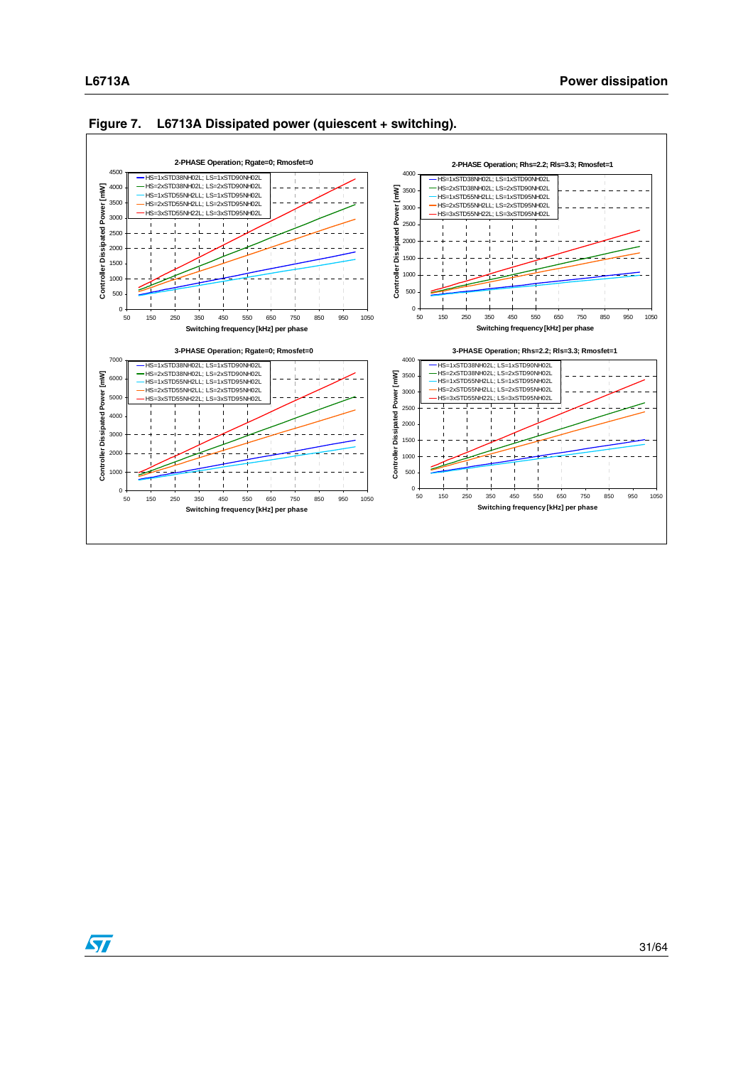**Figure 7. L6713A Dissipated power (quiescent + switching).**

**2-PHASE Operation; Rgate=0; Rmosfet=0**

- HS=1xSTD38NH02L; LS=1xSTD90NH02L
- HS=2xSTD38NH02L; LS=2xSTD90NH02L
- HS=1xSTD55NH2LL; LS=1xSTD95NH02L
- HS=2xSTD55NH2LL; LS=2xSTD95NH02L
- HS=3xSTD55NH22L; LS=3xSTD95NH02L

Controller Dissipated Power [mW] vs. Switching frequency [kHz] per phase

**2-PHASE Operation; Rhs=2.2; Rls=3.3; Rmosfet=1**

- HS=1xSTD38NH02L; LS=1xSTD90NH02L
- HS=2xSTD38NH02L; LS=2xSTD90NH02L
- HS=1xSTD55NH2LL; LS=1xSTD95NH02L
- HS=2xSTD55NH2LL; LS=2xSTD95NH02L
- HS=3xSTD55NH22L; LS=3xSTD95NH02L

Controller Dissipated Power [mW] vs. Switching frequency [kHz] per phase

**3-PHASE Operation; Rgate=0; Rmosfet=0**

- HS=1xSTD38NH02L; LS=1xSTD90NH02L
- HS=2xSTD38NH02L; LS=2xSTD90NH02L
- HS=1xSTD55NH2LL; LS=1xSTD95NH02L
- HS=2xSTD55NH2LL; LS=2xSTD95NH02L
- HS=3xSTD55NH22L; LS=3xSTD95NH02L

Controller Dissipated Power [mW] vs. Switching frequency [kHz] per phase

**3-PHASE Operation; Rhs=2.2; Rls=3.3; Rmosfet=1**

- HS=1xSTD38NH02L; LS=1xSTD90NH02L
- HS=2xSTD38NH02L; LS=2xSTD90NH02L
- HS=1xSTD55NH2LL; LS=1xSTD95NH02L
- HS=2xSTD55NH2LL; LS=2xSTD95NH02L
- HS=3xSTD55NH22L; LS=3xSTD95NH02L

Controller Dissipated Power [mW] vs. Switching frequency [kHz] per phase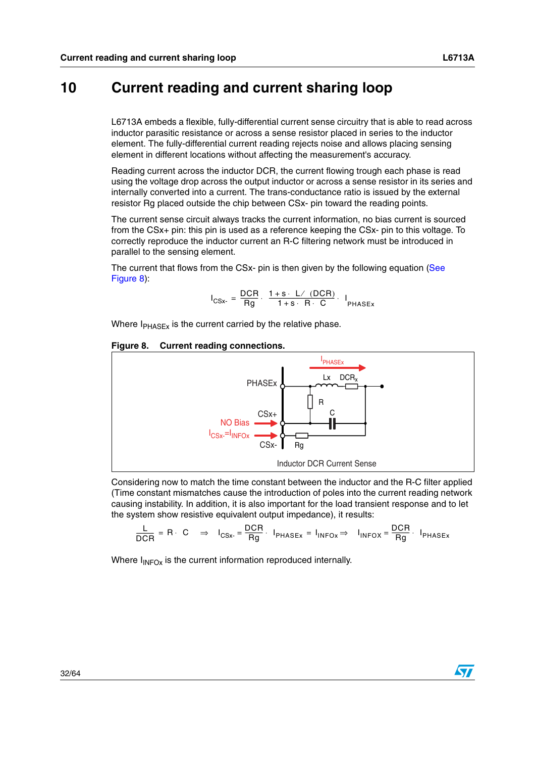# 10 Current reading and current sharing loop

L6713A embeds a flexible, fully-differential current sense circuitry that is able to read across inductor parasitic resistance or across a sense resistor placed in series to the inductor element. The fully-differential current reading rejects noise and allows placing sensing element in different locations without affecting the measurement's accuracy.

Reading current across the inductor DCR, the current flowing trough each phase is read using the voltage drop across the output inductor or across a sense resistor in its series and internally converted into a current. The trans-conductance ratio is issued by the external resistor Rg placed outside the chip between CSx- pin toward the reading points.

The current sense circuit always tracks the current information, no bias current is sourced from the CSx+ pin: this pin is used as a reference keeping the CSx- pin to this voltage. To correctly reproduce the inductor current an R-C filtering network must be introduced in parallel to the sensing element.

The current that flows from the CSx- pin is then given by the following equation (See Figure 8):

$$I_{CSx-} = \frac{DCR}{Rg} \cdot \frac{1 + s \cdot L/(DCR)}{1 + s \cdot R \cdot C} \cdot I_{PHASEx}$$

Where $I_{PHASEx}$ is the current carried by the relative phase.

**Figure 8. Current reading connections.**

Considering now to match the time constant between the inductor and the R-C filter applied (Time constant mismatches cause the introduction of poles into the current reading network causing instability. In addition, it is also important for the load transient response and to let the system show resistive equivalent output impedance), it results:

$$\frac{L}{DCR} = R \cdot C \quad \Rightarrow \quad I_{CSx-} = \frac{DCR}{Rg} \cdot I_{PHASEx} = I_{INFOx} \Rightarrow \quad I_{INFOX} = \frac{DCR}{Rg} \cdot I_{PHASEx}$$

Where $I_{INFOx}$ is the current information reproduced internally.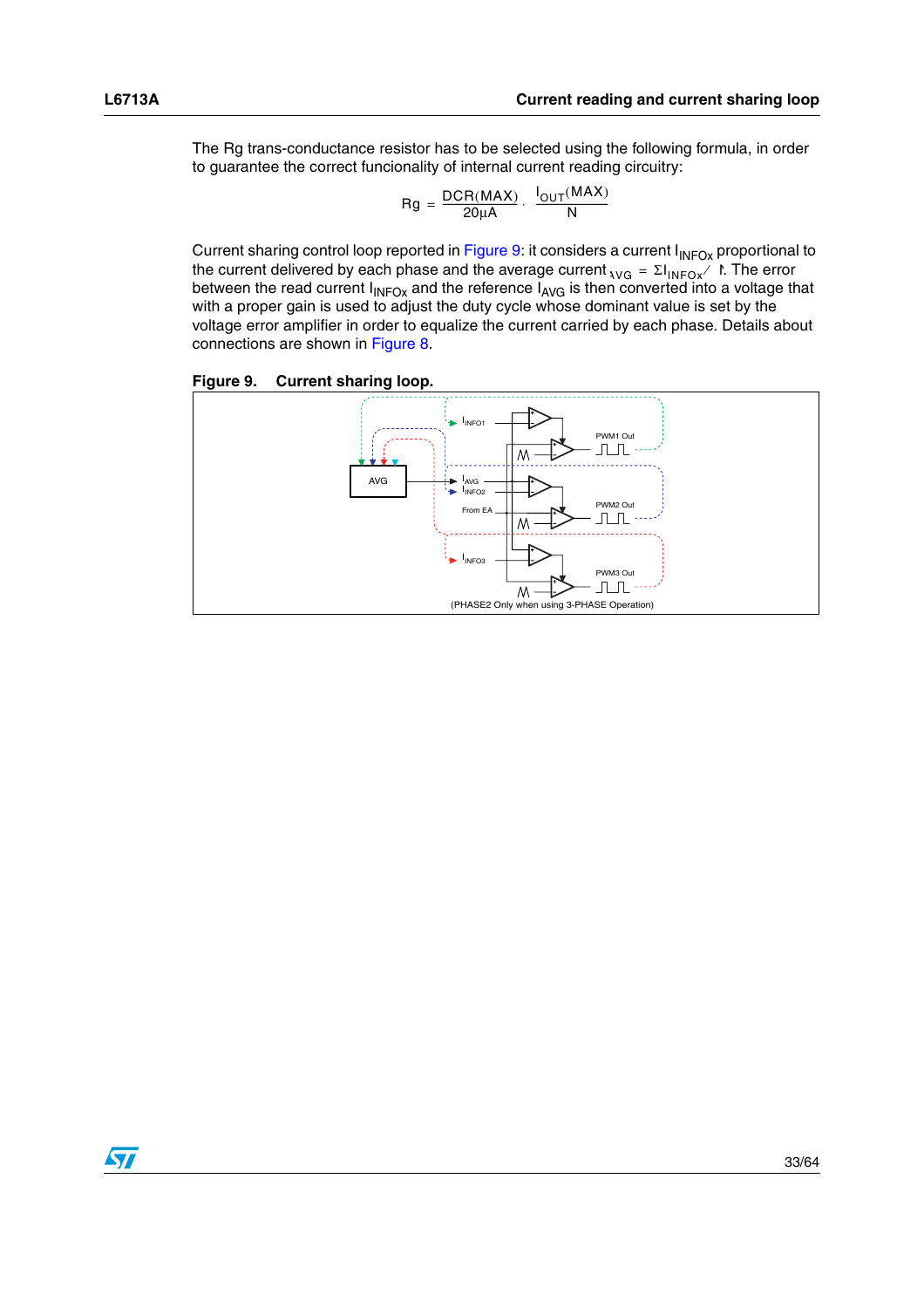The Rg trans-conductance resistor has to be selected using the following formula, in order to guarantee the correct funcionality of internal current reading circuitry:

$$Rg = \frac{DCR(MAX)}{20\mu A} \cdot \frac{I_{OUT}(MAX)}{N}$$

Current sharing control loop reported in Figure 9: it considers a current $I_{INFOx}$ proportional to the current delivered by each phase and the average current $I_{AVG} = \Sigma I_{INFOx} / N$. The error between the read current $I_{INFOx}$ and the reference $I_{AVG}$ is then converted into a voltage that with a proper gain is used to adjust the duty cycle whose dominant value is set by the voltage error amplifier in order to equalize the current carried by each phase. Details about connections are shown in Figure 8.

**Figure 9. Current sharing loop.**

(PHASE2 Only when using 3-PHASE Operation)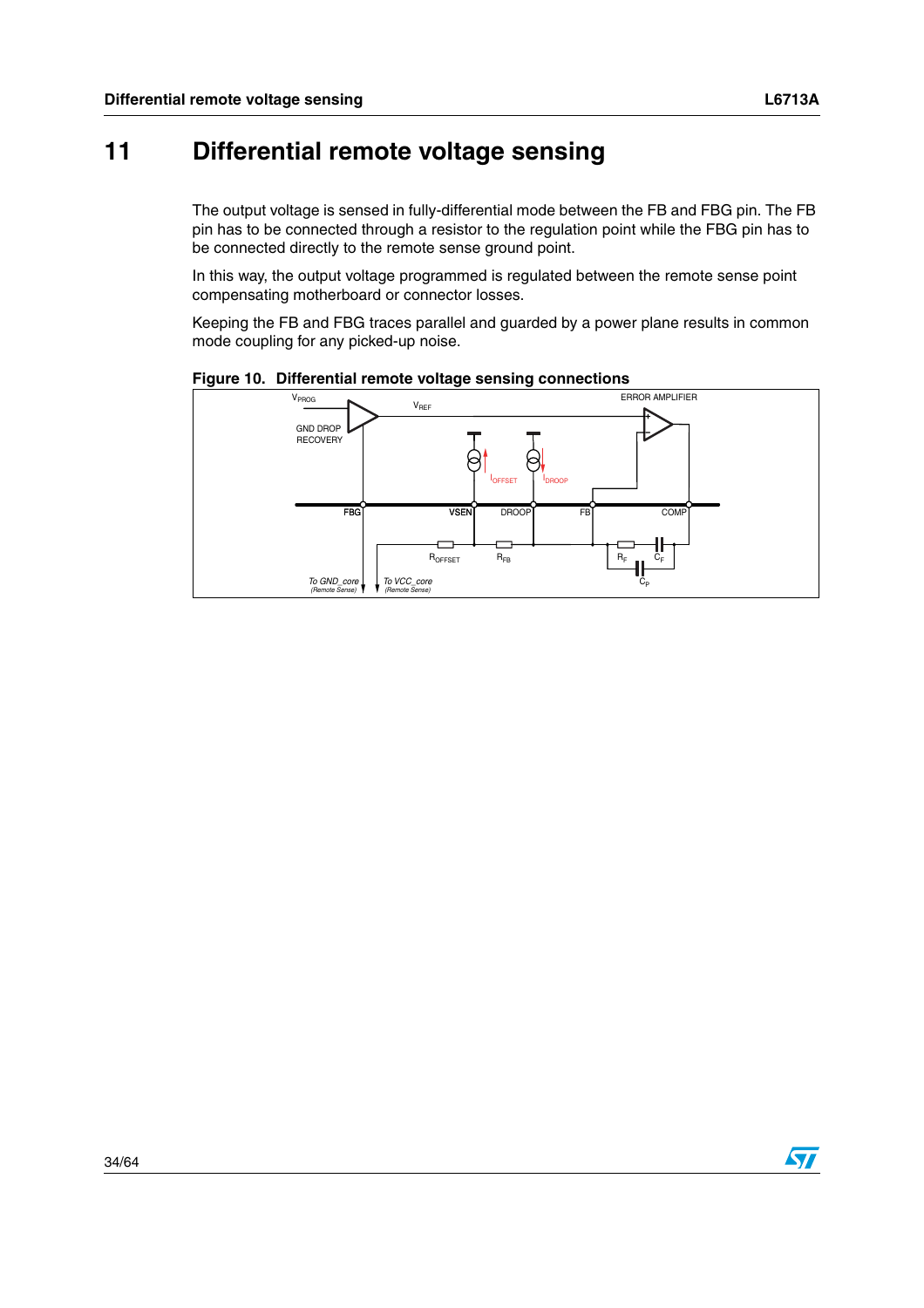# 11 Differential remote voltage sensing

The output voltage is sensed in fully-differential mode between the FB and FBG pin. The FB pin has to be connected through a resistor to the regulation point while the FBG pin has to be connected directly to the remote sense ground point.

In this way, the output voltage programmed is regulated between the remote sense point compensating motherboard or connector losses.

Keeping the FB and FBG traces parallel and guarded by a power plane results in common mode coupling for any picked-up noise.

**Figure 10. Differential remote voltage sensing connections**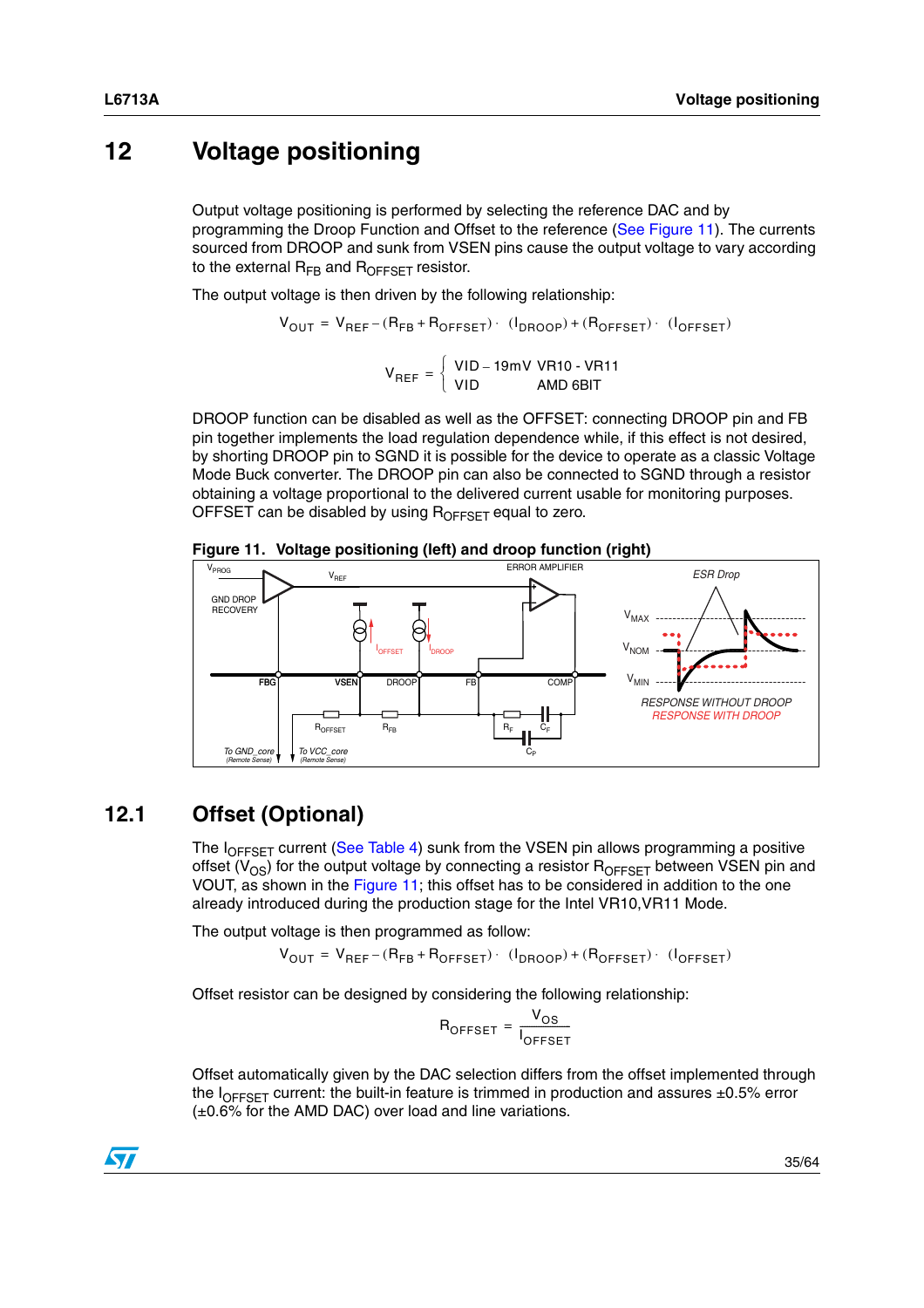# 12 Voltage positioning

Output voltage positioning is performed by selecting the reference DAC and by programming the Droop Function and Offset to the reference (See Figure 11). The currents sourced from DROOP and sunk from VSEN pins cause the output voltage to vary according to the external $R_{FB}$ and $R_{OFFSET}$ resistor.

The output voltage is then driven by the following relationship:

$$V_{OUT} = V_{REF} - (R_{FB} + R_{OFFSET}) \cdot (I_{DROOP}) + (R_{OFFSET}) \cdot (I_{OFFSET})$$

$$V_{REF} = \begin{cases} VID - 19mV & VR10 - VR11 \\ VID & AMD\ 6BIT \end{cases}$$

DROOP function can be disabled as well as the OFFSET: connecting DROOP pin and FB pin together implements the load regulation dependence while, if this effect is not desired, by shorting DROOP pin to SGND it is possible for the device to operate as a classic Voltage Mode Buck converter. The DROOP pin can also be connected to SGND through a resistor obtaining a voltage proportional to the delivered current usable for monitoring purposes. OFFSET can be disabled by using $R_{OFFSET}$ equal to zero.

**Figure 11. Voltage positioning (left) and droop function (right)**

## 12.1 Offset (Optional)

The $I_{OFFSET}$ current (See Table 4) sunk from the VSEN pin allows programming a positive offset ($V_{OS}$) for the output voltage by connecting a resistor $R_{OFFSET}$ between VSEN pin and VOUT, as shown in the Figure 11; this offset has to be considered in addition to the one already introduced during the production stage for the Intel VR10,VR11 Mode.

The output voltage is then programmed as follow:

$$V_{OUT} = V_{REF} - (R_{FB} + R_{OFFSET}) \cdot (I_{DROOP}) + (R_{OFFSET}) \cdot (I_{OFFSET})$$

Offset resistor can be designed by considering the following relationship:

$$R_{OFFSET} = \frac{V_{OS}}{I_{OFFSET}}$$

Offset automatically given by the DAC selection differs from the offset implemented through the $I_{OFFSET}$ current: the built-in feature is trimmed in production and assures ±0.5% error (±0.6% for the AMD DAC) over load and line variations.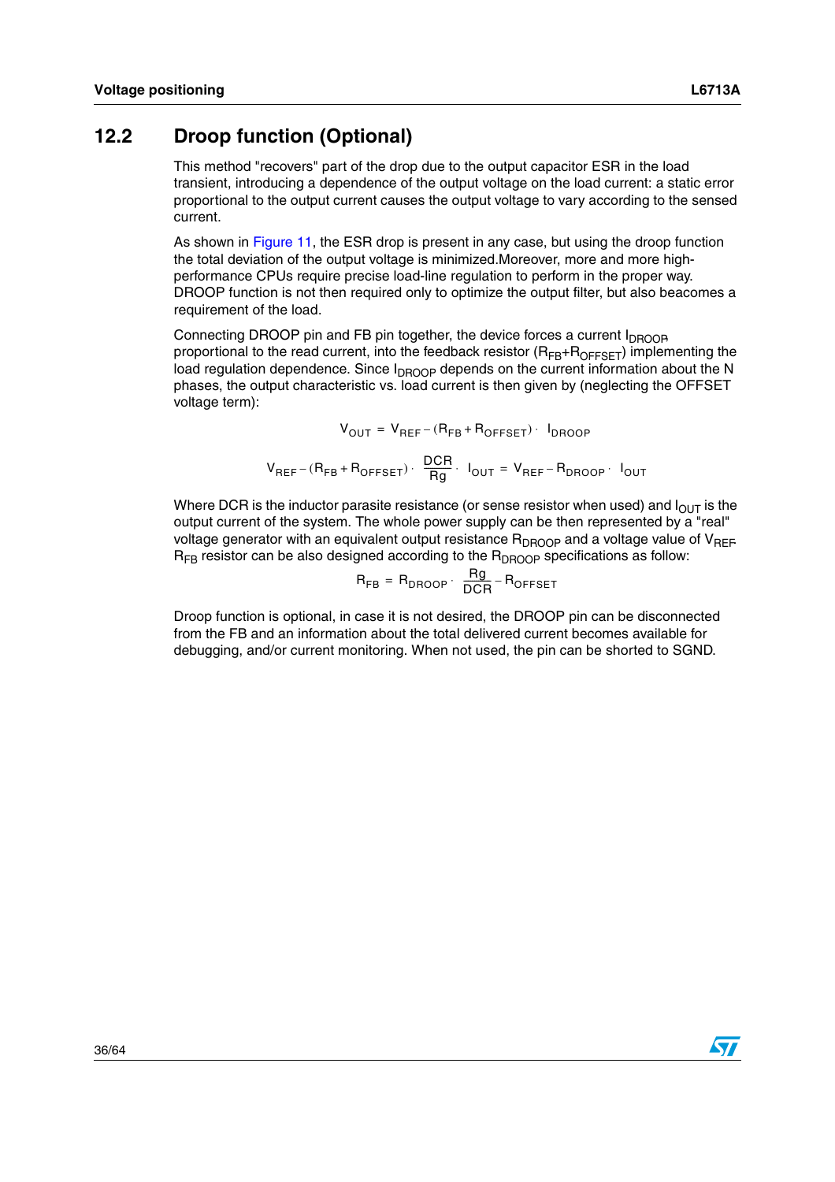## 12.2 Droop function (Optional)

This method "recovers" part of the drop due to the output capacitor ESR in the load transient, introducing a dependence of the output voltage on the load current: a static error proportional to the output current causes the output voltage to vary according to the sensed current.

As shown in Figure 11, the ESR drop is present in any case, but using the droop function the total deviation of the output voltage is minimized.Moreover, more and more high-performance CPUs require precise load-line regulation to perform in the proper way. DROOP function is not then required only to optimize the output filter, but also beacomes a requirement of the load.

Connecting DROOP pin and FB pin together, the device forces a current $I_{DROOP}$ proportional to the read current, into the feedback resistor ($R_{FB}$+$R_{OFFSET}$) implementing the load regulation dependence. Since $I_{DROOP}$ depends on the current information about the N phases, the output characteristic vs. load current is then given by (neglecting the OFFSET voltage term):

$$V_{OUT} = V_{REF} - (R_{FB} + R_{OFFSET}) \cdot I_{DROOP}$$

$$V_{REF} - (R_{FB} + R_{OFFSET}) \cdot \frac{DCR}{Rg} \cdot I_{OUT} = V_{REF} - R_{DROOP} \cdot I_{OUT}$$

Where DCR is the inductor parasite resistance (or sense resistor when used) and $I_{OUT}$ is the output current of the system. The whole power supply can be then represented by a "real" voltage generator with an equivalent output resistance $R_{DROOP}$ and a voltage value of $V_{REF}$. $R_{FB}$ resistor can be also designed according to the $R_{DROOP}$ specifications as follow:

$$R_{FB} = R_{DROOP} \cdot \frac{Rg}{DCR} - R_{OFFSET}$$

Droop function is optional, in case it is not desired, the DROOP pin can be disconnected from the FB and an information about the total delivered current becomes available for debugging, and/or current monitoring. When not used, the pin can be shorted to SGND.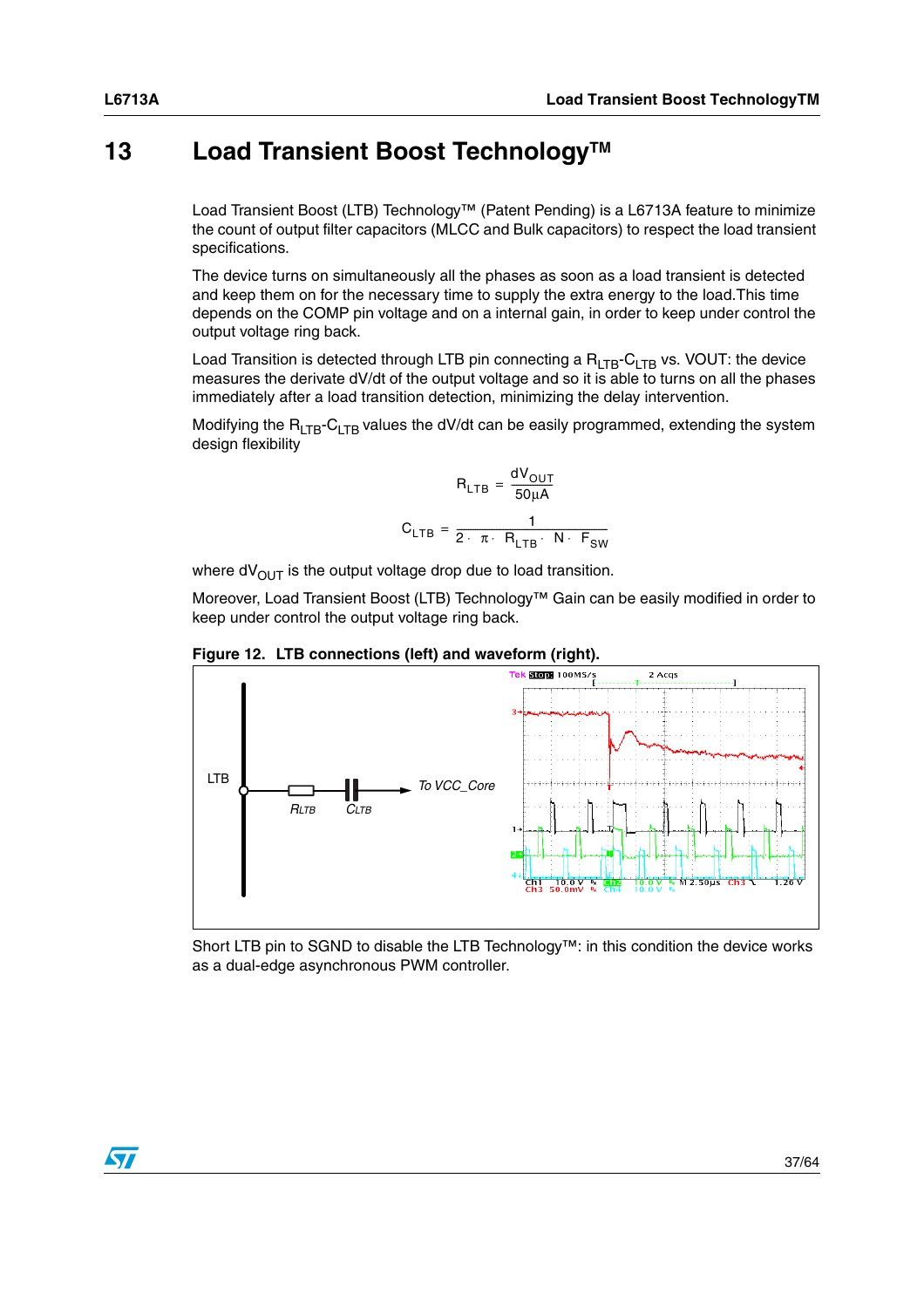# 13 Load Transient Boost Technology™

Load Transient Boost (LTB) Technology™ (Patent Pending) is a L6713A feature to minimize the count of output filter capacitors (MLCC and Bulk capacitors) to respect the load transient specifications.

The device turns on simultaneously all the phases as soon as a load transient is detected and keep them on for the necessary time to supply the extra energy to the load.This time depends on the COMP pin voltage and on a internal gain, in order to keep under control the output voltage ring back.

Load Transition is detected through LTB pin connecting a $R_{LTB}$-$C_{LTB}$ vs. VOUT: the device measures the derivate dV/dt of the output voltage and so it is able to turns on all the phases immediately after a load transition detection, minimizing the delay intervention.

Modifying the $R_{LTB}$-$C_{LTB}$ values the dV/dt can be easily programmed, extending the system design flexibility

$$R_{LTB} = \frac{dV_{OUT}}{50\mu A}$$

$$C_{LTB} = \frac{1}{2 \cdot \pi \cdot R_{LTB} \cdot N \cdot F_{SW}}$$

where $dV_{OUT}$ is the output voltage drop due to load transition.

Moreover, Load Transient Boost (LTB) Technology™ Gain can be easily modified in order to keep under control the output voltage ring back.

**Figure 12. LTB connections (left) and waveform (right).**

Short LTB pin to SGND to disable the LTB Technology™: in this condition the device works as a dual-edge asynchronous PWM controller.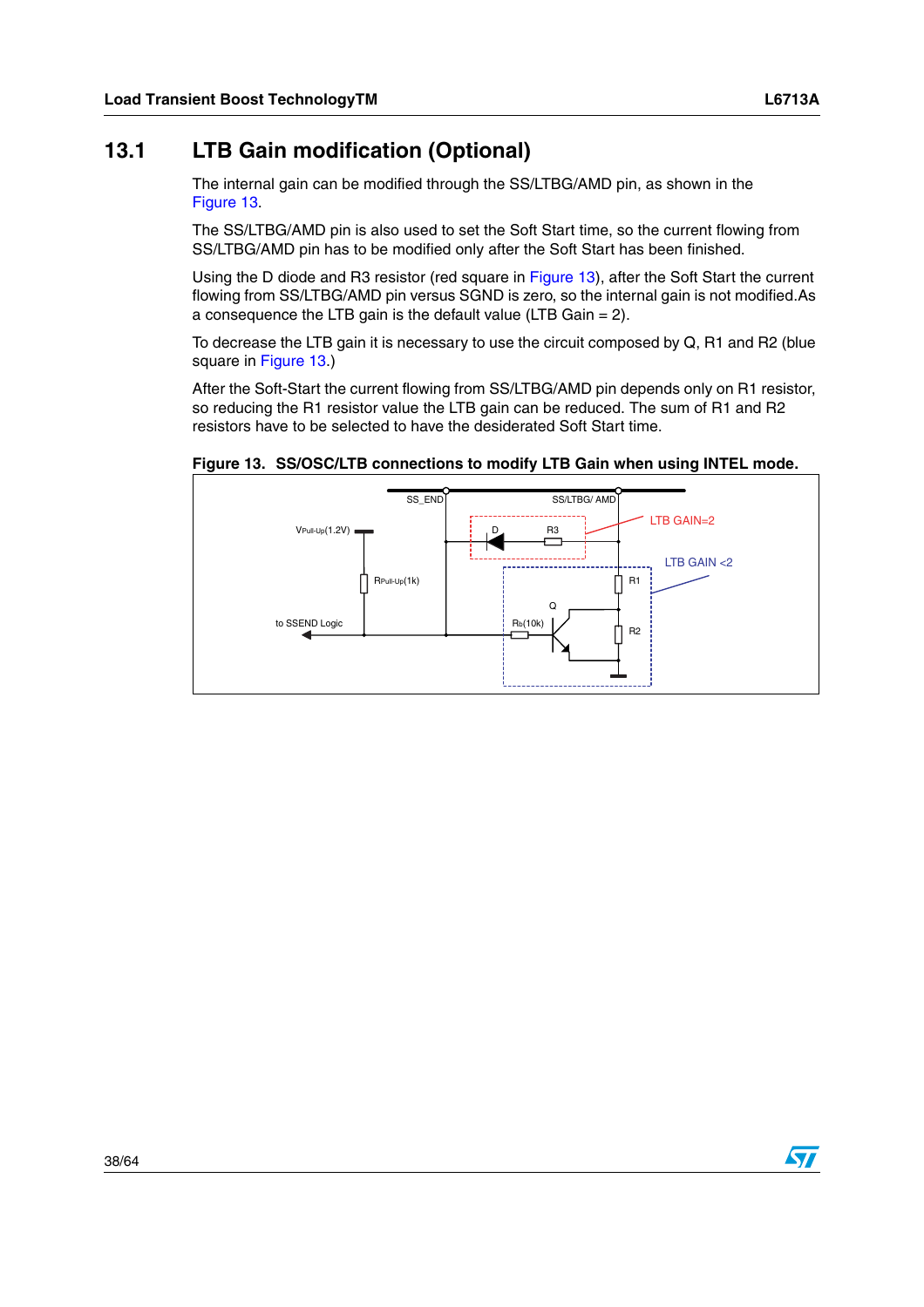## 13.1 LTB Gain modification (Optional)

The internal gain can be modified through the SS/LTBG/AMD pin, as shown in the Figure 13.

The SS/LTBG/AMD pin is also used to set the Soft Start time, so the current flowing from SS/LTBG/AMD pin has to be modified only after the Soft Start has been finished.

Using the D diode and R3 resistor (red square in Figure 13), after the Soft Start the current flowing from SS/LTBG/AMD pin versus SGND is zero, so the internal gain is not modified.As a consequence the LTB gain is the default value (LTB Gain = 2).

To decrease the LTB gain it is necessary to use the circuit composed by Q, R1 and R2 (blue square in Figure 13.)

After the Soft-Start the current flowing from SS/LTBG/AMD pin depends only on R1 resistor, so reducing the R1 resistor value the LTB gain can be reduced. The sum of R1 and R2 resistors have to be selected to have the desiderated Soft Start time.

**Figure 13. SS/OSC/LTB connections to modify LTB Gain when using INTEL mode.**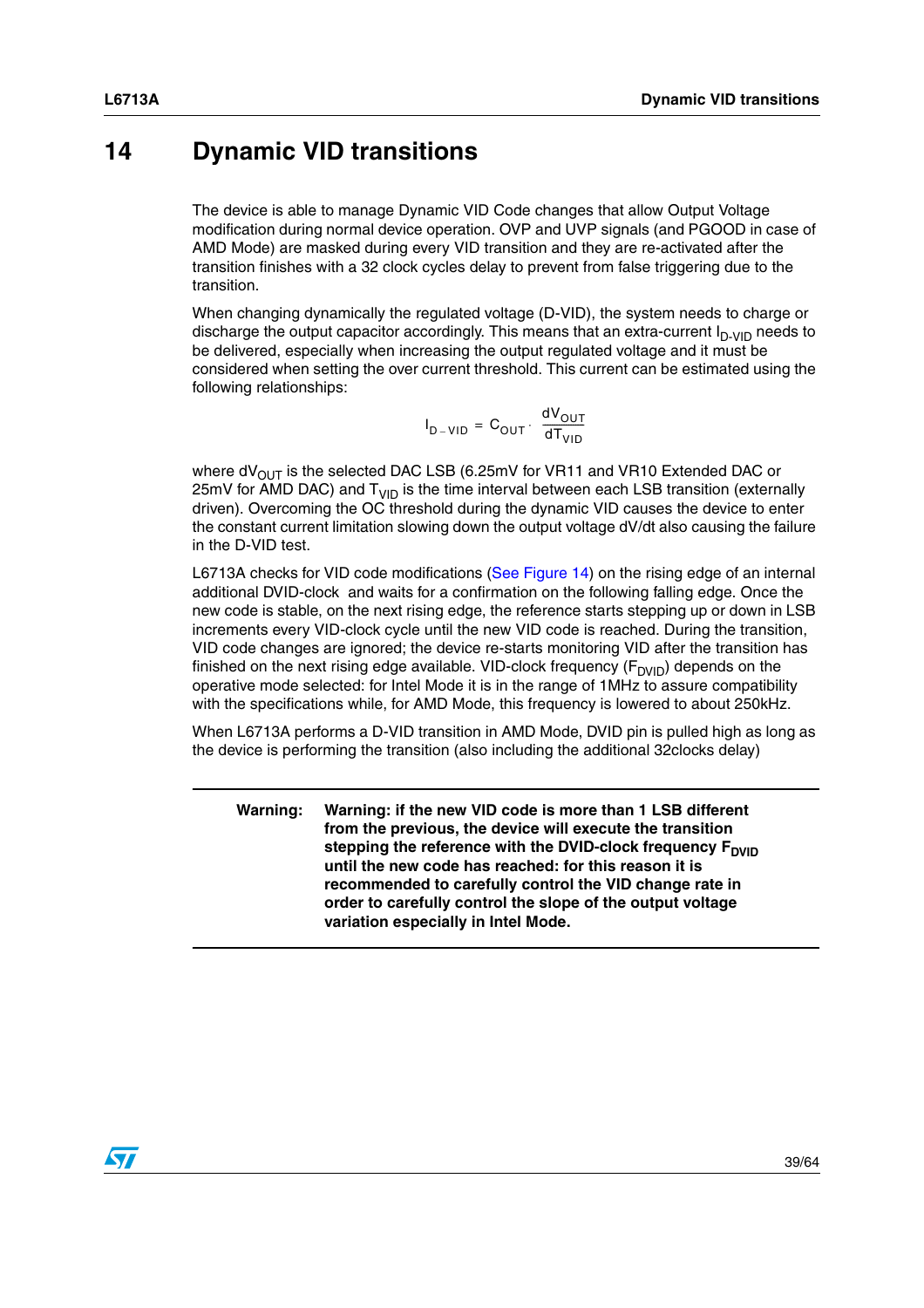# 14 Dynamic VID transitions

The device is able to manage Dynamic VID Code changes that allow Output Voltage modification during normal device operation. OVP and UVP signals (and PGOOD in case of AMD Mode) are masked during every VID transition and they are re-activated after the transition finishes with a 32 clock cycles delay to prevent from false triggering due to the transition.

When changing dynamically the regulated voltage (D-VID), the system needs to charge or discharge the output capacitor accordingly. This means that an extra-current $I_{D-VID}$ needs to be delivered, especially when increasing the output regulated voltage and it must be considered when setting the over current threshold. This current can be estimated using the following relationships:

$$I_{D-VID} = C_{OUT} \cdot \frac{dV_{OUT}}{dT_{VID}}$$

where $dV_{OUT}$ is the selected DAC LSB (6.25mV for VR11 and VR10 Extended DAC or 25mV for AMD DAC) and $T_{VID}$ is the time interval between each LSB transition (externally driven). Overcoming the OC threshold during the dynamic VID causes the device to enter the constant current limitation slowing down the output voltage dV/dt also causing the failure in the D-VID test.

L6713A checks for VID code modifications (See Figure 14) on the rising edge of an internal additional DVID-clock and waits for a confirmation on the following falling edge. Once the new code is stable, on the next rising edge, the reference starts stepping up or down in LSB increments every VID-clock cycle until the new VID code is reached. During the transition, VID code changes are ignored; the device re-starts monitoring VID after the transition has finished on the next rising edge available. VID-clock frequency ($F_{DVID}$) depends on the operative mode selected: for Intel Mode it is in the range of 1MHz to assure compatibility with the specifications while, for AMD Mode, this frequency is lowered to about 250kHz.

When L6713A performs a D-VID transition in AMD Mode, DVID pin is pulled high as long as the device is performing the transition (also including the additional 32clocks delay)

**Warning:** **Warning: if the new VID code is more than 1 LSB different from the previous, the device will execute the transition stepping the reference with the DVID-clock frequency $F_{DVID}$ until the new code has reached: for this reason it is recommended to carefully control the VID change rate in order to carefully control the slope of the output voltage variation especially in Intel Mode.**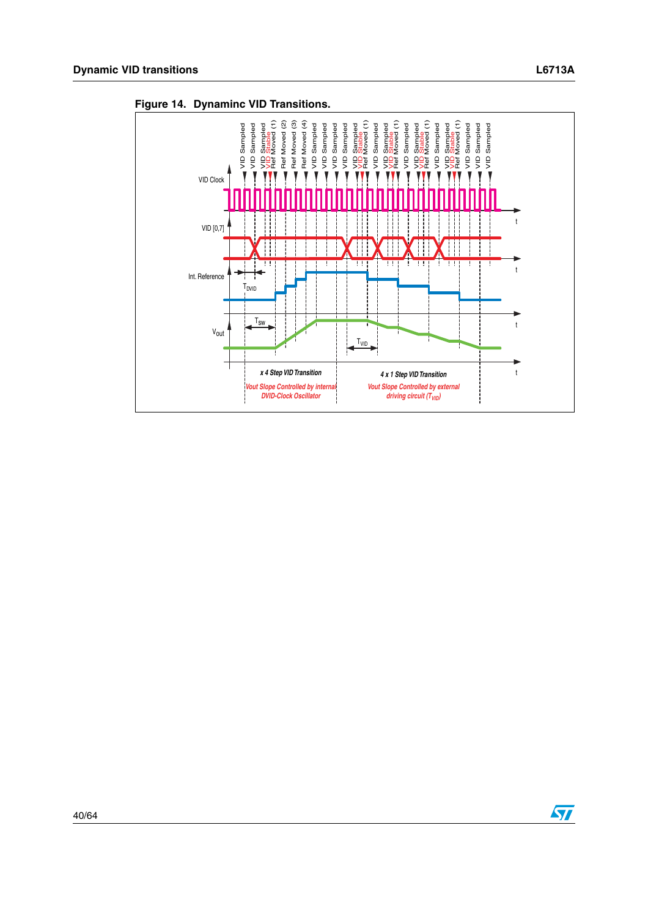**Figure 14. Dynaminc VID Transitions.**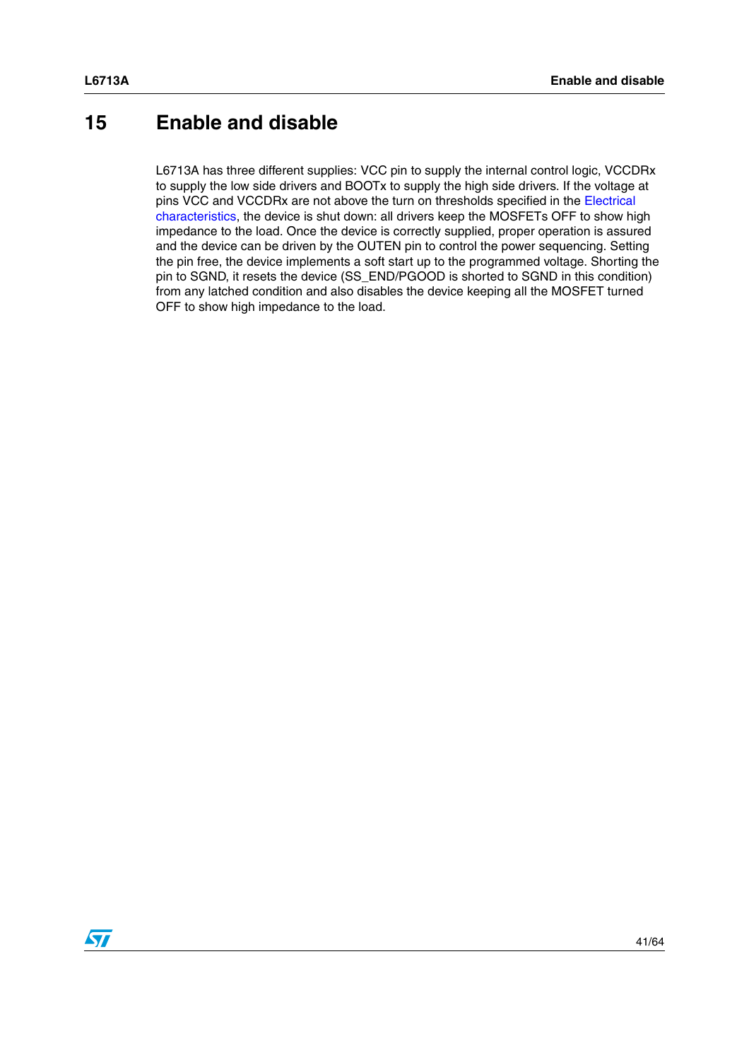# 15 Enable and disable

L6713A has three different supplies: VCC pin to supply the internal control logic, VCCDRx to supply the low side drivers and BOOTx to supply the high side drivers. If the voltage at pins VCC and VCCDRx are not above the turn on thresholds specified in the Electrical characteristics, the device is shut down: all drivers keep the MOSFETs OFF to show high impedance to the load. Once the device is correctly supplied, proper operation is assured and the device can be driven by the OUTEN pin to control the power sequencing. Setting the pin free, the device implements a soft start up to the programmed voltage. Shorting the pin to SGND, it resets the device (SS_END/PGOOD is shorted to SGND in this condition) from any latched condition and also disables the device keeping all the MOSFET turned OFF to show high impedance to the load.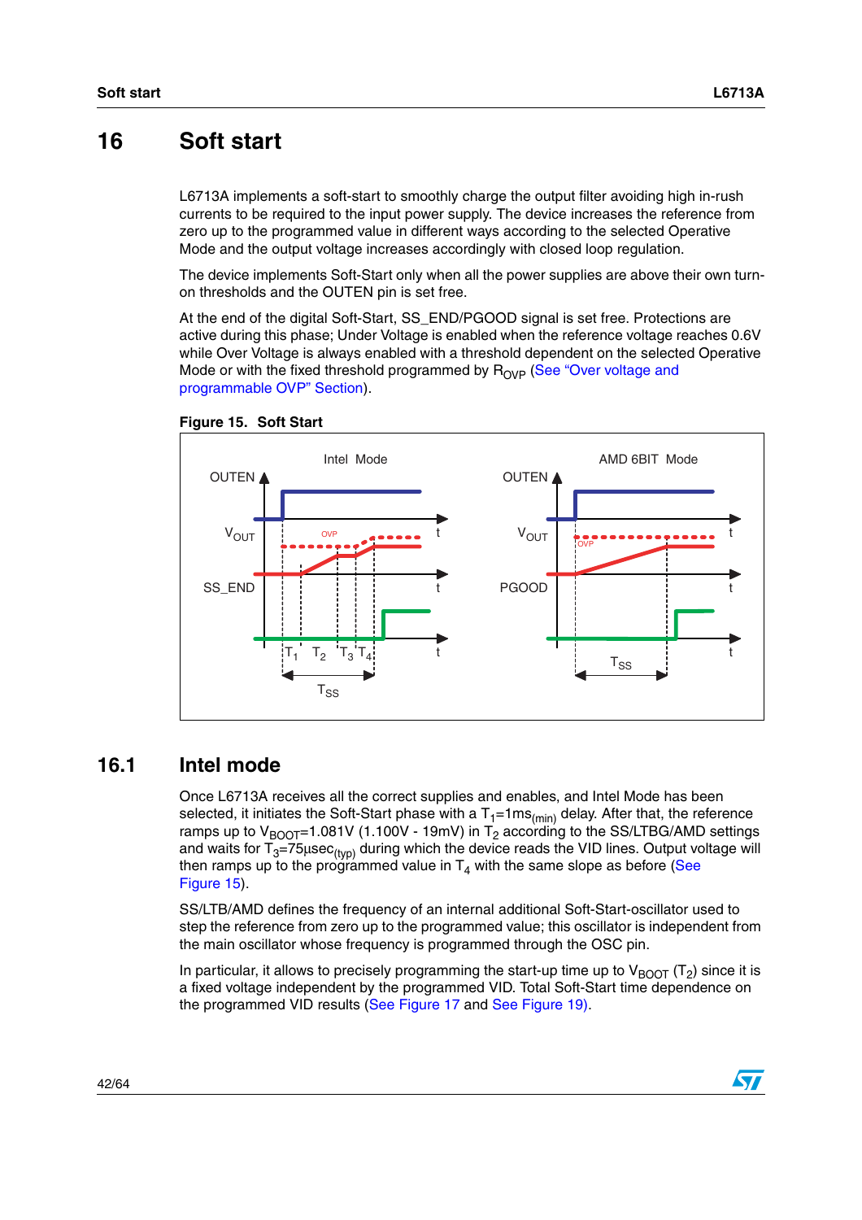# 16 Soft start

L6713A implements a soft-start to smoothly charge the output filter avoiding high in-rush currents to be required to the input power supply. The device increases the reference from zero up to the programmed value in different ways according to the selected Operative Mode and the output voltage increases accordingly with closed loop regulation.

The device implements Soft-Start only when all the power supplies are above their own turn-on thresholds and the OUTEN pin is set free.

At the end of the digital Soft-Start, SS_END/PGOOD signal is set free. Protections are active during this phase; Under Voltage is enabled when the reference voltage reaches 0.6V while Over Voltage is always enabled with a threshold dependent on the selected Operative Mode or with the fixed threshold programmed by $R_{OVP}$ (See "Over voltage and programmable OVP" Section).

**Figure 15. Soft Start**

## 16.1 Intel mode

Once L6713A receives all the correct supplies and enables, and Intel Mode has been selected, it initiates the Soft-Start phase with a $T_1$=1ms$_{(min)}$ delay. After that, the reference ramps up to $V_{BOOT}$=1.081V (1.100V - 19mV) in $T_2$ according to the SS/LTBG/AMD settings and waits for $T_3$=75µsec$_{(typ)}$ during which the device reads the VID lines. Output voltage will then ramps up to the programmed value in $T_4$ with the same slope as before (See Figure 15).

SS/LTB/AMD defines the frequency of an internal additional Soft-Start-oscillator used to step the reference from zero up to the programmed value; this oscillator is independent from the main oscillator whose frequency is programmed through the OSC pin.

In particular, it allows to precisely programming the start-up time up to $V_{BOOT}$ ($T_2$) since it is a fixed voltage independent by the programmed VID. Total Soft-Start time dependence on the programmed VID results (See Figure 17 and See Figure 19).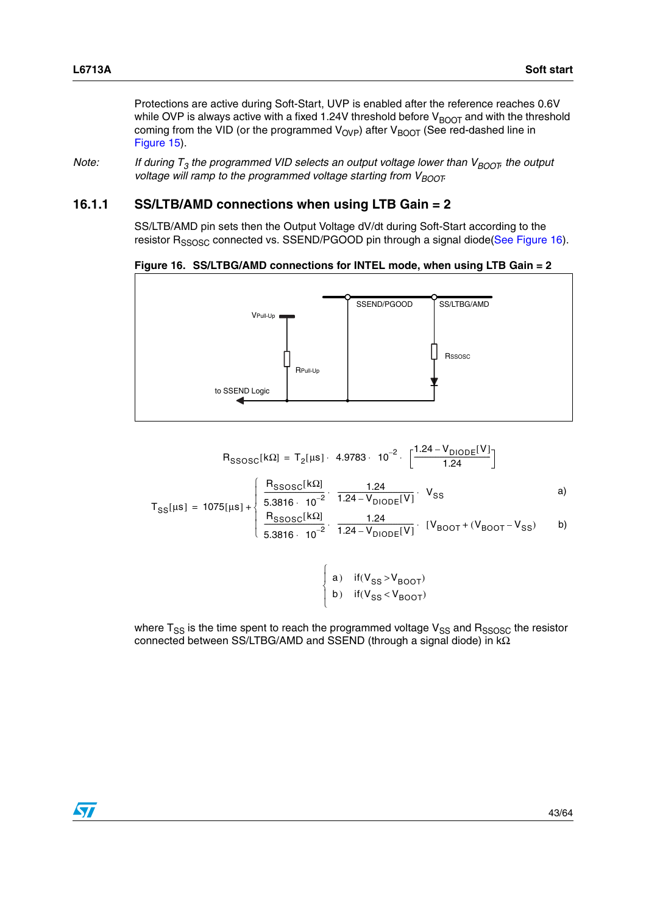Protections are active during Soft-Start, UVP is enabled after the reference reaches 0.6V while OVP is always active with a fixed 1.24V threshold before $V_{BOOT}$ and with the threshold coming from the VID (or the programmed $V_{OVP}$) after $V_{BOOT}$ (See red-dashed line in Figure 15).

*Note: If during $T_3$ the programmed VID selects an output voltage lower than $V_{BOOT}$, the output voltage will ramp to the programmed voltage starting from $V_{BOOT}$.*

### 16.1.1 SS/LTB/AMD connections when using LTB Gain = 2

SS/LTB/AMD pin sets then the Output Voltage dV/dt during Soft-Start according to the resistor $R_{SSOSC}$ connected vs. SSEND/PGOOD pin through a signal diode(See Figure 16).

**Figure 16. SS/LTBG/AMD connections for INTEL mode, when using LTB Gain = 2**

$$R_{SSOSC}[k\Omega] = T_2[\mu s] \cdot 4.9783 \cdot 10^{-2} \cdot \left[\frac{1.24 - V_{DIODE}[V]}{1.24}\right]$$

$$T_{SS}[\mu s] = 1075[\mu s] + \begin{cases} \dfrac{R_{SSOSC}[k\Omega]}{5.3816 \cdot 10^{-2}} \cdot \dfrac{1.24}{1.24 - V_{DIODE}[V]} \cdot V_{SS} & \text{a)} \\ \dfrac{R_{SSOSC}[k\Omega]}{5.3816 \cdot 10^{-2}} \cdot \dfrac{1.24}{1.24 - V_{DIODE}[V]} \cdot [V_{BOOT} + (V_{BOOT} - V_{SS}) & \text{b)} \end{cases}$$

$$\begin{cases} \text{a)} \quad \text{if}(V_{SS} > V_{BOOT}) \\ \text{b)} \quad \text{if}(V_{SS} < V_{BOOT}) \end{cases}$$

where $T_{SS}$ is the time spent to reach the programmed voltage $V_{SS}$ and $R_{SSOSC}$ the resistor connected between SS/LTBG/AMD and SSEND (through a signal diode) in kΩ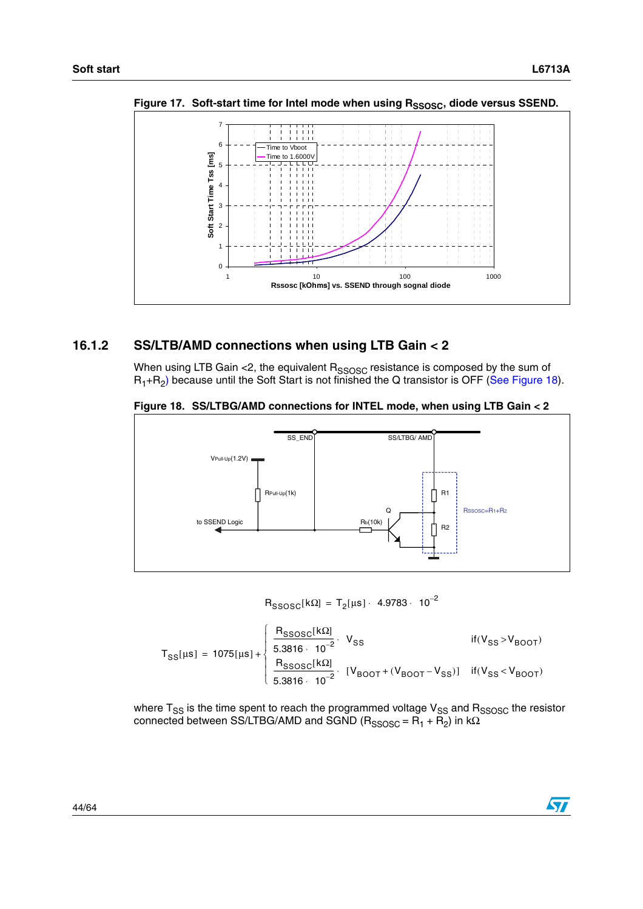**Figure 17. Soft-start time for Intel mode when using $R_{SSOSC}$, diode versus SSEND.**

### 16.1.2 SS/LTB/AMD connections when using LTB Gain < 2

When using LTB Gain <2, the equivalent $R_{SSOSC}$ resistance is composed by the sum of $R_1+R_2$) because until the Soft Start is not finished the Q transistor is OFF (See Figure 18).

**Figure 18. SS/LTBG/AMD connections for INTEL mode, when using LTB Gain < 2**

$$R_{SSOSC}[k\Omega] = T_2[\mu s] \cdot 4.9783 \cdot 10^{-2}$$

$$T_{SS}[\mu s] = 1075[\mu s] + \begin{cases} \dfrac{R_{SSOSC}[k\Omega]}{5.3816 \cdot 10^{-2}} \cdot V_{SS} & \text{if}(V_{SS} > V_{BOOT}) \\ \dfrac{R_{SSOSC}[k\Omega]}{5.3816 \cdot 10^{-2}} \cdot [V_{BOOT} + (V_{BOOT} - V_{SS})] & \text{if}(V_{SS} < V_{BOOT}) \end{cases}$$

where $T_{SS}$ is the time spent to reach the programmed voltage $V_{SS}$ and $R_{SSOSC}$ the resistor connected between SS/LTBG/AMD and SGND ($R_{SSOSC} = R_1 + R_2$) in kΩ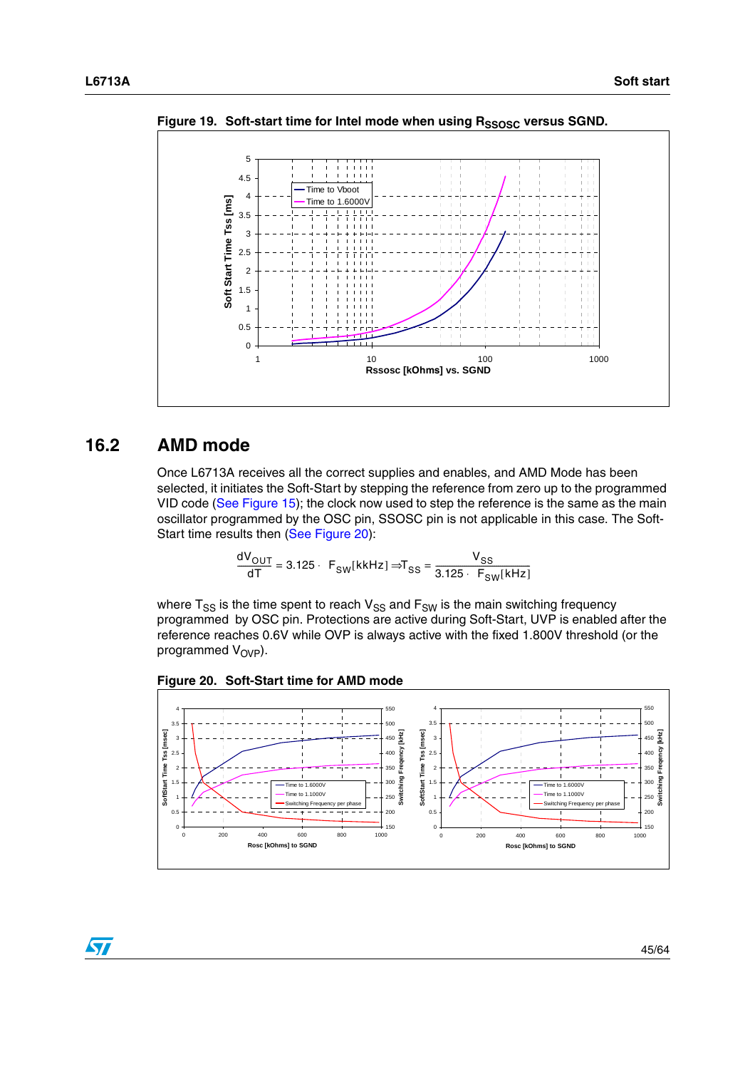Figure 19. Soft-start time for Intel mode when using $R_{SSOSC}$ versus SGND.

## 16.2 AMD mode

Once L6713A receives all the correct supplies and enables, and AMD Mode has been selected, it initiates the Soft-Start by stepping the reference from zero up to the programmed VID code (See Figure 15); the clock now used to step the reference is the same as the main oscillator programmed by the OSC pin, SSOSC pin is not applicable in this case. The Soft-Start time results then (See Figure 20):

$$\frac{dV_{OUT}}{dT} = 3.125 \cdot F_{SW}[kkHz] \Rightarrow T_{SS} = \frac{V_{SS}}{3.125 \cdot F_{SW}[kHz]}$$

where $T_{SS}$ is the time spent to reach $V_{SS}$ and $F_{SW}$ is the main switching frequency programmed by OSC pin. Protections are active during Soft-Start, UVP is enabled after the reference reaches 0.6V while OVP is always active with the fixed 1.800V threshold (or the programmed $V_{OVP}$).

Figure 20. Soft-Start time for AMD mode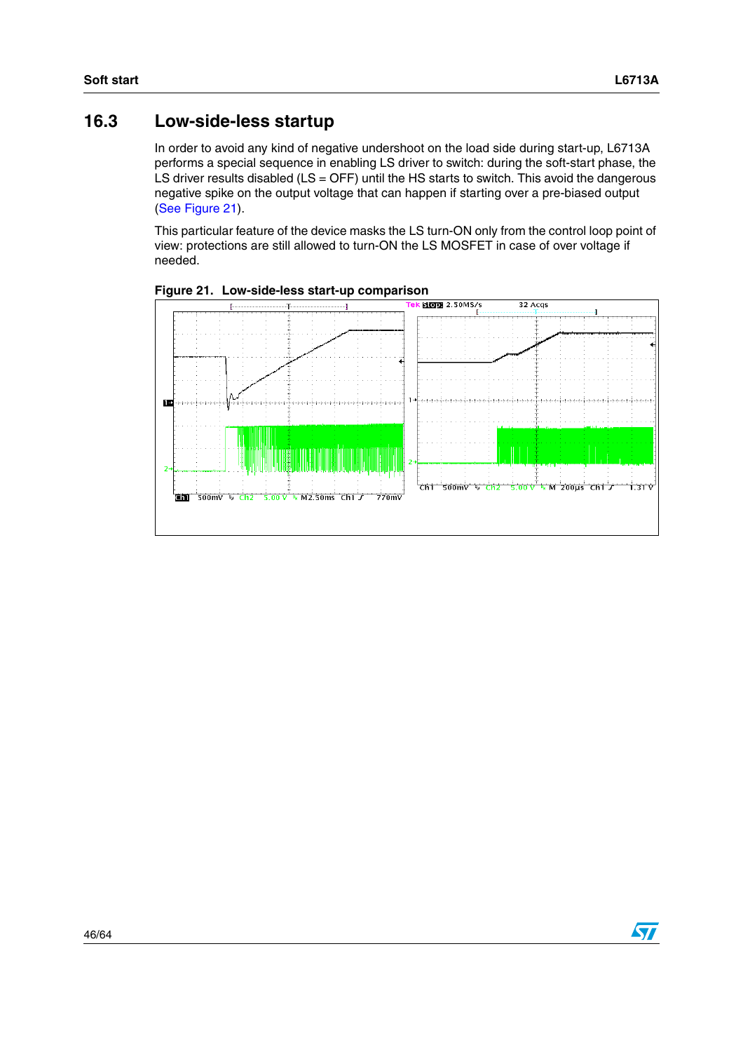## 16.3 Low-side-less startup

In order to avoid any kind of negative undershoot on the load side during start-up, L6713A performs a special sequence in enabling LS driver to switch: during the soft-start phase, the LS driver results disabled (LS = OFF) until the HS starts to switch. This avoid the dangerous negative spike on the output voltage that can happen if starting over a pre-biased output (See Figure 21).

This particular feature of the device masks the LS turn-ON only from the control loop point of view: protections are still allowed to turn-ON the LS MOSFET in case of over voltage if needed.

**Figure 21. Low-side-less start-up comparison**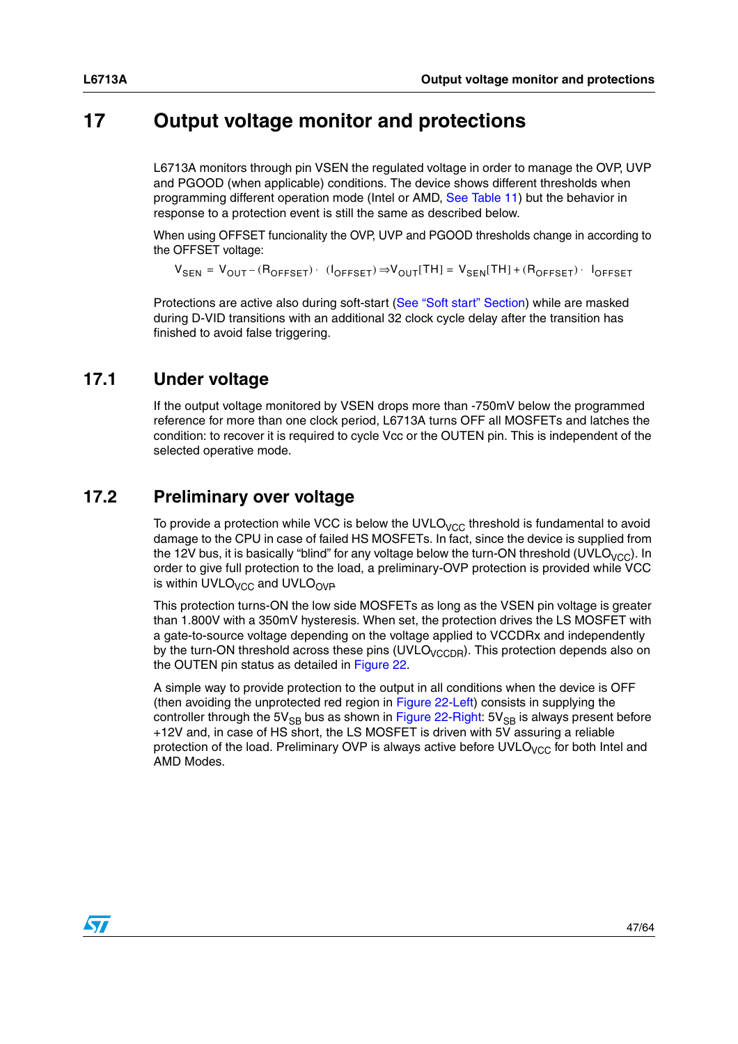# 17 Output voltage monitor and protections

L6713A monitors through pin VSEN the regulated voltage in order to manage the OVP, UVP and PGOOD (when applicable) conditions. The device shows different thresholds when programming different operation mode (Intel or AMD, See Table 11) but the behavior in response to a protection event is still the same as described below.

When using OFFSET funcionality the OVP, UVP and PGOOD thresholds change in according to the OFFSET voltage:

$$V_{SEN} = V_{OUT} - (R_{OFFSET}) \cdot (I_{OFFSET}) \Rightarrow V_{OUT}[TH] = V_{SEN}[TH] + (R_{OFFSET}) \cdot I_{OFFSET}$$

Protections are active also during soft-start (See "Soft start" Section) while are masked during D-VID transitions with an additional 32 clock cycle delay after the transition has finished to avoid false triggering.

## 17.1 Under voltage

If the output voltage monitored by VSEN drops more than -750mV below the programmed reference for more than one clock period, L6713A turns OFF all MOSFETs and latches the condition: to recover it is required to cycle Vcc or the OUTEN pin. This is independent of the selected operative mode.

## 17.2 Preliminary over voltage

To provide a protection while VCC is below the $UVLO_{VCC}$ threshold is fundamental to avoid damage to the CPU in case of failed HS MOSFETs. In fact, since the device is supplied from the 12V bus, it is basically "blind" for any voltage below the turn-ON threshold ($UVLO_{VCC}$). In order to give full protection to the load, a preliminary-OVP protection is provided while VCC is within $UVLO_{VCC}$ and $UVLO_{OVP}$.

This protection turns-ON the low side MOSFETs as long as the VSEN pin voltage is greater than 1.800V with a 350mV hysteresis. When set, the protection drives the LS MOSFET with a gate-to-source voltage depending on the voltage applied to VCCDRx and independently by the turn-ON threshold across these pins ($UVLO_{VCCDR}$). This protection depends also on the OUTEN pin status as detailed in Figure 22.

A simple way to provide protection to the output in all conditions when the device is OFF (then avoiding the unprotected red region in Figure 22-Left) consists in supplying the controller through the $5V_{SB}$ bus as shown in Figure 22-Right: $5V_{SB}$ is always present before +12V and, in case of HS short, the LS MOSFET is driven with 5V assuring a reliable protection of the load. Preliminary OVP is always active before $UVLO_{VCC}$ for both Intel and AMD Modes.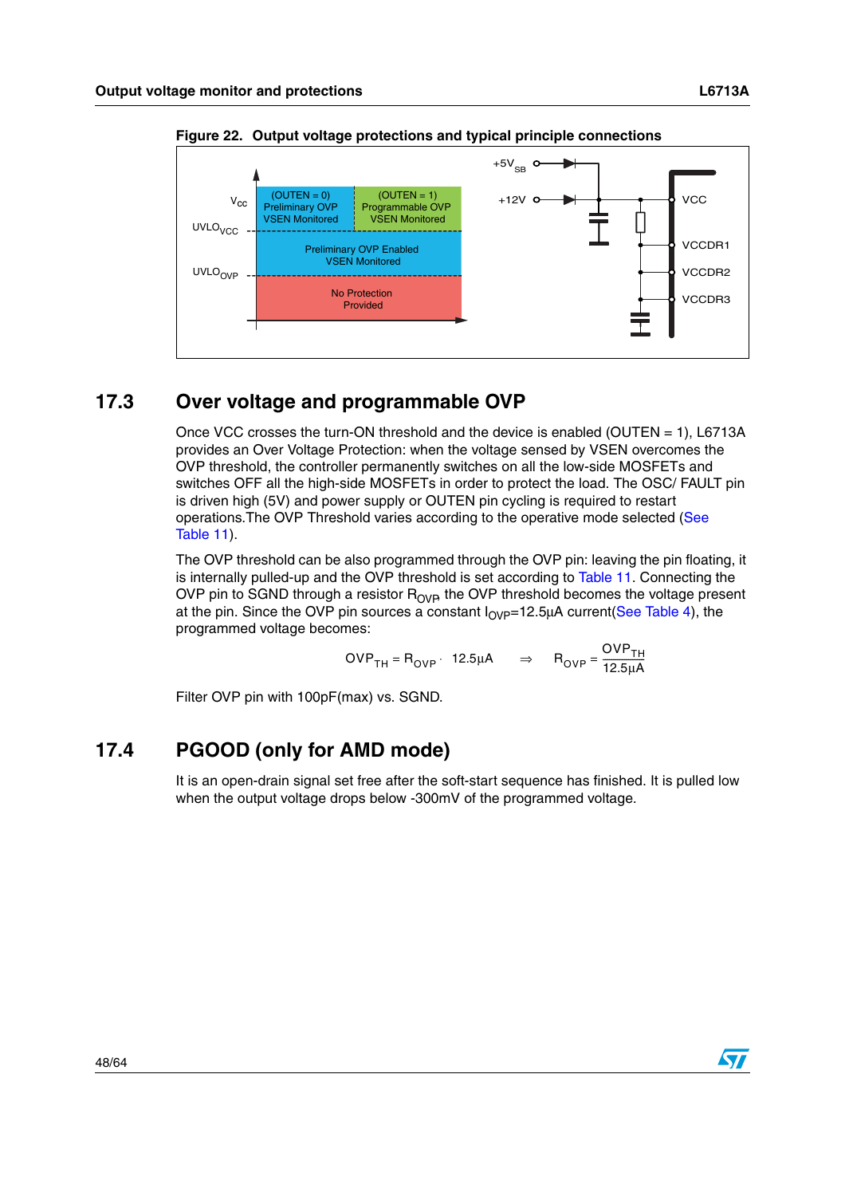**Figure 22. Output voltage protections and typical principle connections**

## 17.3 Over voltage and programmable OVP

Once VCC crosses the turn-ON threshold and the device is enabled (OUTEN = 1), L6713A provides an Over Voltage Protection: when the voltage sensed by VSEN overcomes the OVP threshold, the controller permanently switches on all the low-side MOSFETs and switches OFF all the high-side MOSFETs in order to protect the load. The OSC/ FAULT pin is driven high (5V) and power supply or OUTEN pin cycling is required to restart operations.The OVP Threshold varies according to the operative mode selected (See Table 11).

The OVP threshold can be also programmed through the OVP pin: leaving the pin floating, it is internally pulled-up and the OVP threshold is set according to Table 11. Connecting the OVP pin to SGND through a resistor $R_{OVP}$ the OVP threshold becomes the voltage present at the pin. Since the OVP pin sources a constant $I_{OVP}$=12.5µA current(See Table 4), the programmed voltage becomes:

$$OVP_{TH} = R_{OVP} \cdot 12.5\mu A \quad \Rightarrow \quad R_{OVP} = \frac{OVP_{TH}}{12.5\mu A}$$

Filter OVP pin with 100pF(max) vs. SGND.

## 17.4 PGOOD (only for AMD mode)

It is an open-drain signal set free after the soft-start sequence has finished. It is pulled low when the output voltage drops below -300mV of the programmed voltage.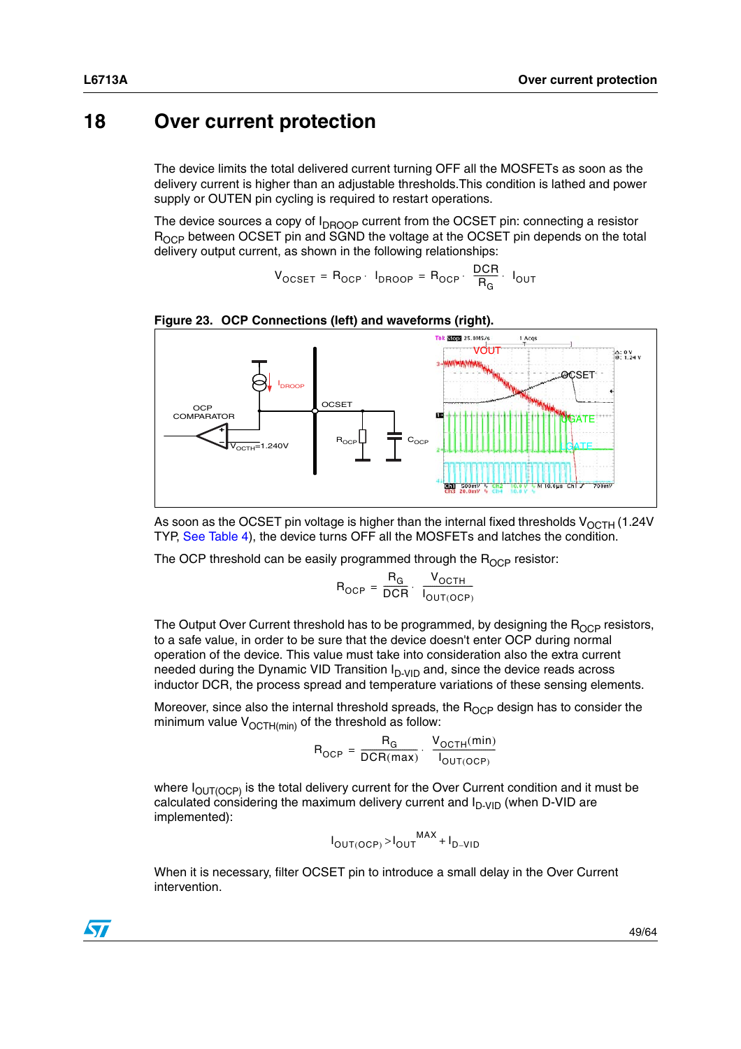# 18 Over current protection

The device limits the total delivered current turning OFF all the MOSFETs as soon as the delivery current is higher than an adjustable thresholds.This condition is lathed and power supply or OUTEN pin cycling is required to restart operations.

The device sources a copy of $I_{DROOP}$ current from the OCSET pin: connecting a resistor $R_{OCP}$ between OCSET pin and SGND the voltage at the OCSET pin depends on the total delivery output current, as shown in the following relationships:

$$V_{OCSET} = R_{OCP} \cdot I_{DROOP} = R_{OCP} \cdot \frac{DCR}{R_G} \cdot I_{OUT}$$

**Figure 23. OCP Connections (left) and waveforms (right).**

As soon as the OCSET pin voltage is higher than the internal fixed thresholds $V_{OCTH}$ (1.24V TYP, See Table 4), the device turns OFF all the MOSFETs and latches the condition.

The OCP threshold can be easily programmed through the $R_{OCP}$ resistor:

$$R_{OCP} = \frac{R_G}{DCR} \cdot \frac{V_{OCTH}}{I_{OUT(OCP)}}$$

The Output Over Current threshold has to be programmed, by designing the $R_{OCP}$ resistors, to a safe value, in order to be sure that the device doesn't enter OCP during normal operation of the device. This value must take into consideration also the extra current needed during the Dynamic VID Transition $I_{D\text{-}VID}$ and, since the device reads across inductor DCR, the process spread and temperature variations of these sensing elements.

Moreover, since also the internal threshold spreads, the $R_{OCP}$ design has to consider the minimum value $V_{OCTH(min)}$ of the threshold as follow:

$$R_{OCP} = \frac{R_G}{DCR(max)} \cdot \frac{V_{OCTH}(min)}{I_{OUT(OCP)}}$$

where $I_{OUT(OCP)}$ is the total delivery current for the Over Current condition and it must be calculated considering the maximum delivery current and $I_{D\text{-}VID}$ (when D-VID are implemented):

$$I_{OUT(OCP)} > I_{OUT}^{MAX} + I_{D-VID}$$

When it is necessary, filter OCSET pin to introduce a small delay in the Over Current intervention.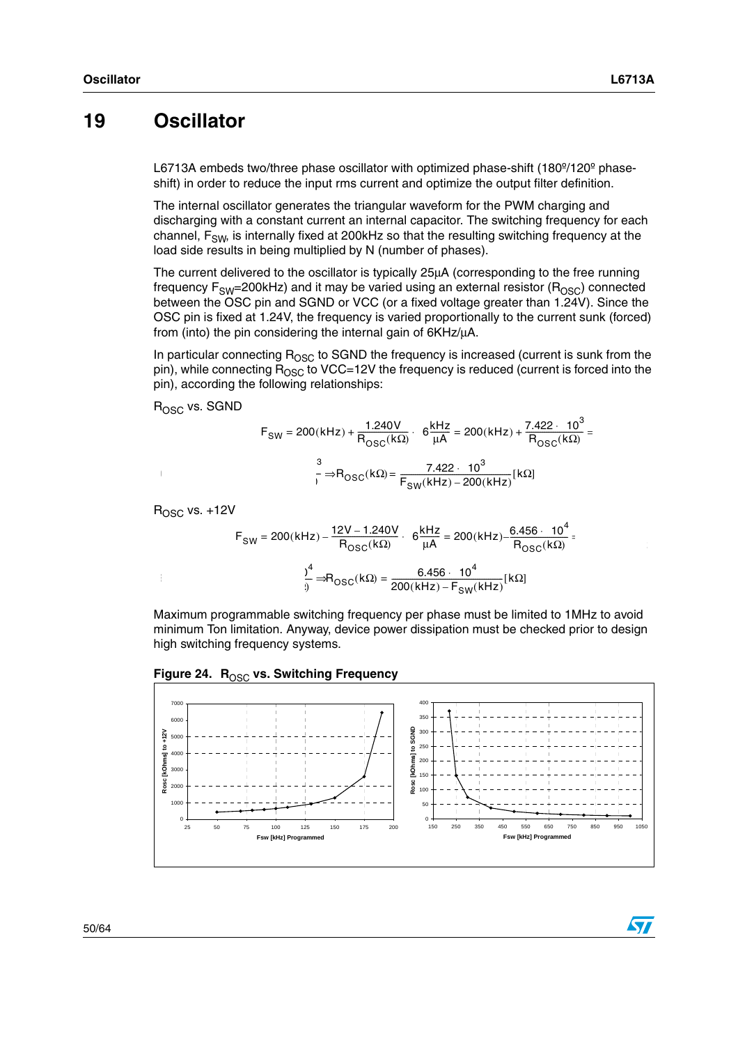# 19 Oscillator

L6713A embeds two/three phase oscillator with optimized phase-shift (180º/120º phase-shift) in order to reduce the input rms current and optimize the output filter definition.

The internal oscillator generates the triangular waveform for the PWM charging and discharging with a constant current an internal capacitor. The switching frequency for each channel, $F_{SW}$, is internally fixed at 200kHz so that the resulting switching frequency at the load side results in being multiplied by N (number of phases).

The current delivered to the oscillator is typically 25µA (corresponding to the free running frequency $F_{SW}$=200kHz) and it may be varied using an external resistor ($R_{OSC}$) connected between the OSC pin and SGND or VCC (or a fixed voltage greater than 1.24V). Since the OSC pin is fixed at 1.24V, the frequency is varied proportionally to the current sunk (forced) from (into) the pin considering the internal gain of 6KHz/µA.

In particular connecting $R_{OSC}$ to SGND the frequency is increased (current is sunk from the pin), while connecting $R_{OSC}$ to VCC=12V the frequency is reduced (current is forced into the pin), according the following relationships:

$R_{OSC}$ vs. SGND

$$F_{SW} = 200(kHz) + \frac{1.240V}{R_{OSC}(k\Omega)} \cdot 6\frac{kHz}{\mu A} = 200(kHz) + \frac{7.422 \cdot 10^3}{R_{OSC}(k\Omega)} \Rightarrow R_{OSC}(k\Omega) = \frac{7.422 \cdot 10^3}{F_{SW}(kHz) - 200(kHz)}[k\Omega]$$

$R_{OSC}$ vs. +12V

$$F_{SW} = 200(kHz) - \frac{12V - 1.240V}{R_{OSC}(k\Omega)} \cdot 6\frac{kHz}{\mu A} = 200(kHz) - \frac{6.456 \cdot 10^4}{R_{OSC}(k\Omega)} \Rightarrow R_{OSC}(k\Omega) = \frac{6.456 \cdot 10^4}{200(kHz) - F_{SW}(kHz)}[k\Omega]$$

Maximum programmable switching frequency per phase must be limited to 1MHz to avoid minimum Ton limitation. Anyway, device power dissipation must be checked prior to design high switching frequency systems.

**Figure 24. $R_{OSC}$ vs. Switching Frequency**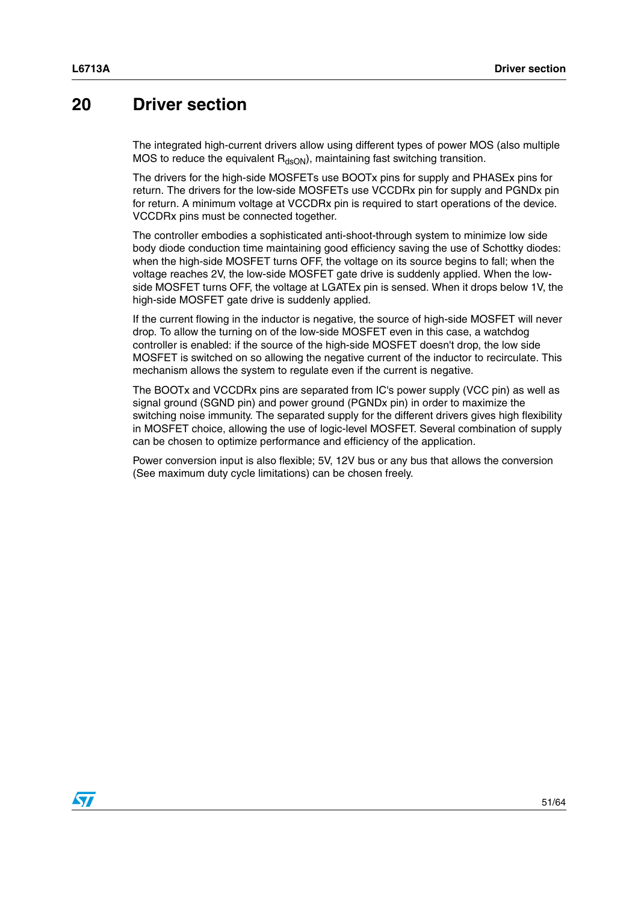# 20 Driver section

The integrated high-current drivers allow using different types of power MOS (also multiple MOS to reduce the equivalent $R_{dsON}$), maintaining fast switching transition.

The drivers for the high-side MOSFETs use BOOTx pins for supply and PHASEx pins for return. The drivers for the low-side MOSFETs use VCCDRx pin for supply and PGNDx pin for return. A minimum voltage at VCCDRx pin is required to start operations of the device. VCCDRx pins must be connected together.

The controller embodies a sophisticated anti-shoot-through system to minimize low side body diode conduction time maintaining good efficiency saving the use of Schottky diodes: when the high-side MOSFET turns OFF, the voltage on its source begins to fall; when the voltage reaches 2V, the low-side MOSFET gate drive is suddenly applied. When the low-side MOSFET turns OFF, the voltage at LGATEx pin is sensed. When it drops below 1V, the high-side MOSFET gate drive is suddenly applied.

If the current flowing in the inductor is negative, the source of high-side MOSFET will never drop. To allow the turning on of the low-side MOSFET even in this case, a watchdog controller is enabled: if the source of the high-side MOSFET doesn't drop, the low side MOSFET is switched on so allowing the negative current of the inductor to recirculate. This mechanism allows the system to regulate even if the current is negative.

The BOOTx and VCCDRx pins are separated from IC's power supply (VCC pin) as well as signal ground (SGND pin) and power ground (PGNDx pin) in order to maximize the switching noise immunity. The separated supply for the different drivers gives high flexibility in MOSFET choice, allowing the use of logic-level MOSFET. Several combination of supply can be chosen to optimize performance and efficiency of the application.

Power conversion input is also flexible; 5V, 12V bus or any bus that allows the conversion (See maximum duty cycle limitations) can be chosen freely.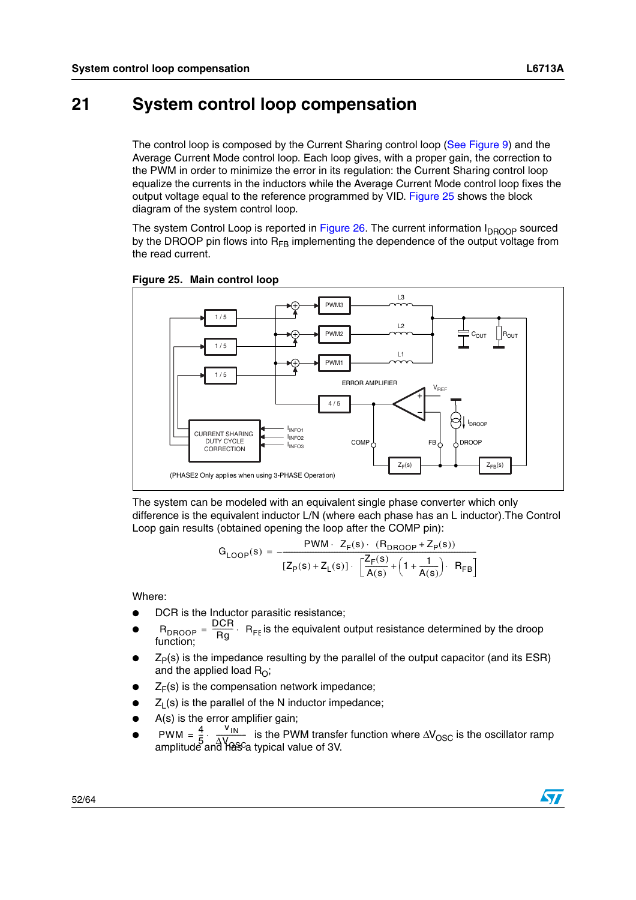# 21 System control loop compensation

The control loop is composed by the Current Sharing control loop (See Figure 9) and the Average Current Mode control loop. Each loop gives, with a proper gain, the correction to the PWM in order to minimize the error in its regulation: the Current Sharing control loop equalize the currents in the inductors while the Average Current Mode control loop fixes the output voltage equal to the reference programmed by VID. Figure 25 shows the block diagram of the system control loop.

The system Control Loop is reported in Figure 26. The current information $I_{DROOP}$ sourced by the DROOP pin flows into $R_{FB}$ implementing the dependence of the output voltage from the read current.

**Figure 25. Main control loop**

The system can be modeled with an equivalent single phase converter which only difference is the equivalent inductor L/N (where each phase has an L inductor).The Control Loop gain results (obtained opening the loop after the COMP pin):

$$G_{LOOP}(s) = -\frac{PWM \cdot Z_F(s) \cdot (R_{DROOP} + Z_P(s))}{[Z_P(s) + Z_L(s)] \cdot \left[\frac{Z_F(s)}{A(s)} + \left(1 + \frac{1}{A(s)}\right) \cdot R_{FB}\right]}$$

Where:

- DCR is the Inductor parasitic resistance;
- $R_{DROOP} = \frac{DCR}{Rg} \cdot R_{FB}$ is the equivalent output resistance determined by the droop function;
- $Z_P(s)$ is the impedance resulting by the parallel of the output capacitor (and its ESR) and the applied load $R_O$;
- $Z_F(s)$ is the compensation network impedance;
- $Z_L(s)$ is the parallel of the N inductor impedance;
- $A(s)$ is the error amplifier gain;
- $PWM = \frac{4}{5} \cdot \frac{V_{IN}}{\Delta V_{OSC}}$ is the PWM transfer function where $\Delta V_{OSC}$ is the oscillator ramp amplitude and has a typical value of 3V.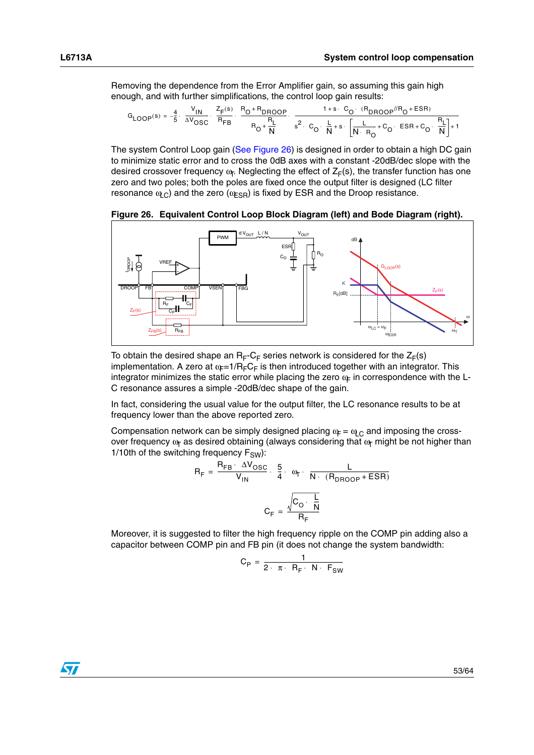Removing the dependence from the Error Amplifier gain, so assuming this gain high enough, and with further simplifications, the control loop gain results:

$$G_{LOOP}(s) = -\frac{4}{5}\cdot\frac{V_{IN}}{\Delta V_{OSC}}\cdot\frac{Z_F(s)}{R_{FB}}\cdot\frac{R_O + R_{DROOP}}{R_O + \frac{R_L}{N}}\cdot\frac{1 + s\cdot C_O\cdot(R_{DROOP}//R_O + ESR)}{s^2\cdot C_O\cdot\frac{L}{N} + s\cdot\left[\frac{L}{N\cdot R_O} + C_O\cdot ESR + C_O\cdot\frac{R_L}{N}\right] + 1}$$

The system Control Loop gain (See Figure 26) is designed in order to obtain a high DC gain to minimize static error and to cross the 0dB axes with a constant -20dB/dec slope with the desired crossover frequency $\omega_T$. Neglecting the effect of $Z_F(s)$, the transfer function has one zero and two poles; both the poles are fixed once the output filter is designed (LC filter resonance $\omega_{LC}$) and the zero ($\omega_{ESR}$) is fixed by ESR and the Droop resistance.

**Figure 26. Equivalent Control Loop Block Diagram (left) and Bode Diagram (right).**

To obtain the desired shape an $R_F$-$C_F$ series network is considered for the $Z_F(s)$ implementation. A zero at $\omega_F=1/R_FC_F$ is then introduced together with an integrator. This integrator minimizes the static error while placing the zero $\omega_F$ in correspondence with the L-C resonance assures a simple -20dB/dec shape of the gain.

In fact, considering the usual value for the output filter, the LC resonance results to be at frequency lower than the above reported zero.

Compensation network can be simply designed placing $\omega_F = \omega_{LC}$ and imposing the cross-over frequency $\omega_T$ as desired obtaining (always considering that $\omega_T$ might be not higher than 1/10th of the switching frequency $F_{SW}$):

$$R_F = \frac{R_{FB}\cdot\Delta V_{OSC}}{V_{IN}}\cdot\frac{5}{4}\cdot\omega_T\cdot\frac{L}{N\cdot(R_{DROOP} + ESR)}$$

$$C_F = \frac{\sqrt{C_O\cdot\frac{L}{N}}}{R_F}$$

Moreover, it is suggested to filter the high frequency ripple on the COMP pin adding also a capacitor between COMP pin and FB pin (it does not change the system bandwidth:

$$C_P = \frac{1}{2\cdot\pi\cdot R_F\cdot N\cdot F_{SW}}$$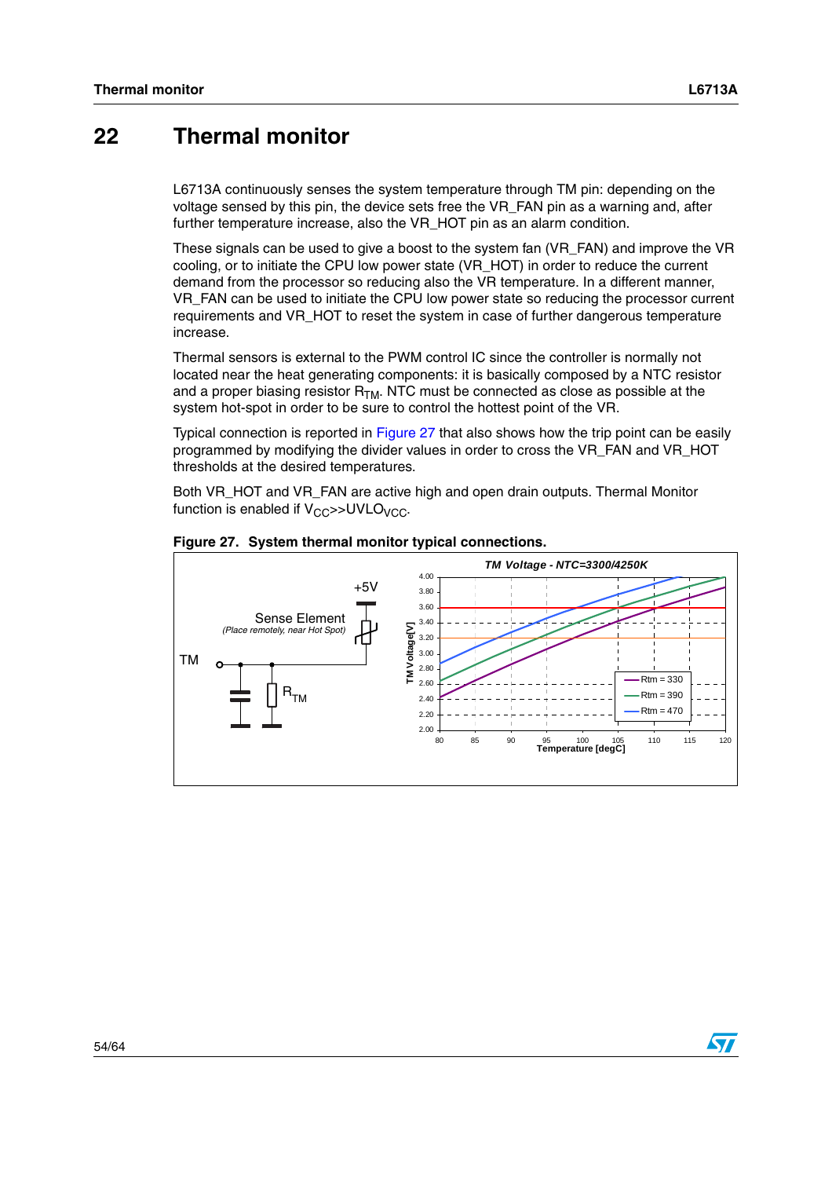# 22 Thermal monitor

L6713A continuously senses the system temperature through TM pin: depending on the voltage sensed by this pin, the device sets free the VR_FAN pin as a warning and, after further temperature increase, also the VR_HOT pin as an alarm condition.

These signals can be used to give a boost to the system fan (VR_FAN) and improve the VR cooling, or to initiate the CPU low power state (VR_HOT) in order to reduce the current demand from the processor so reducing also the VR temperature. In a different manner, VR_FAN can be used to initiate the CPU low power state so reducing the processor current requirements and VR_HOT to reset the system in case of further dangerous temperature increase.

Thermal sensors is external to the PWM control IC since the controller is normally not located near the heat generating components: it is basically composed by a NTC resistor and a proper biasing resistor $R_{TM}$. NTC must be connected as close as possible at the system hot-spot in order to be sure to control the hottest point of the VR.

Typical connection is reported in Figure 27 that also shows how the trip point can be easily programmed by modifying the divider values in order to cross the VR_FAN and VR_HOT thresholds at the desired temperatures.

Both VR_HOT and VR_FAN are active high and open drain outputs. Thermal Monitor function is enabled if $V_{CC}$>>$UVLO_{VCC}$.

**Figure 27. System thermal monitor typical connections.**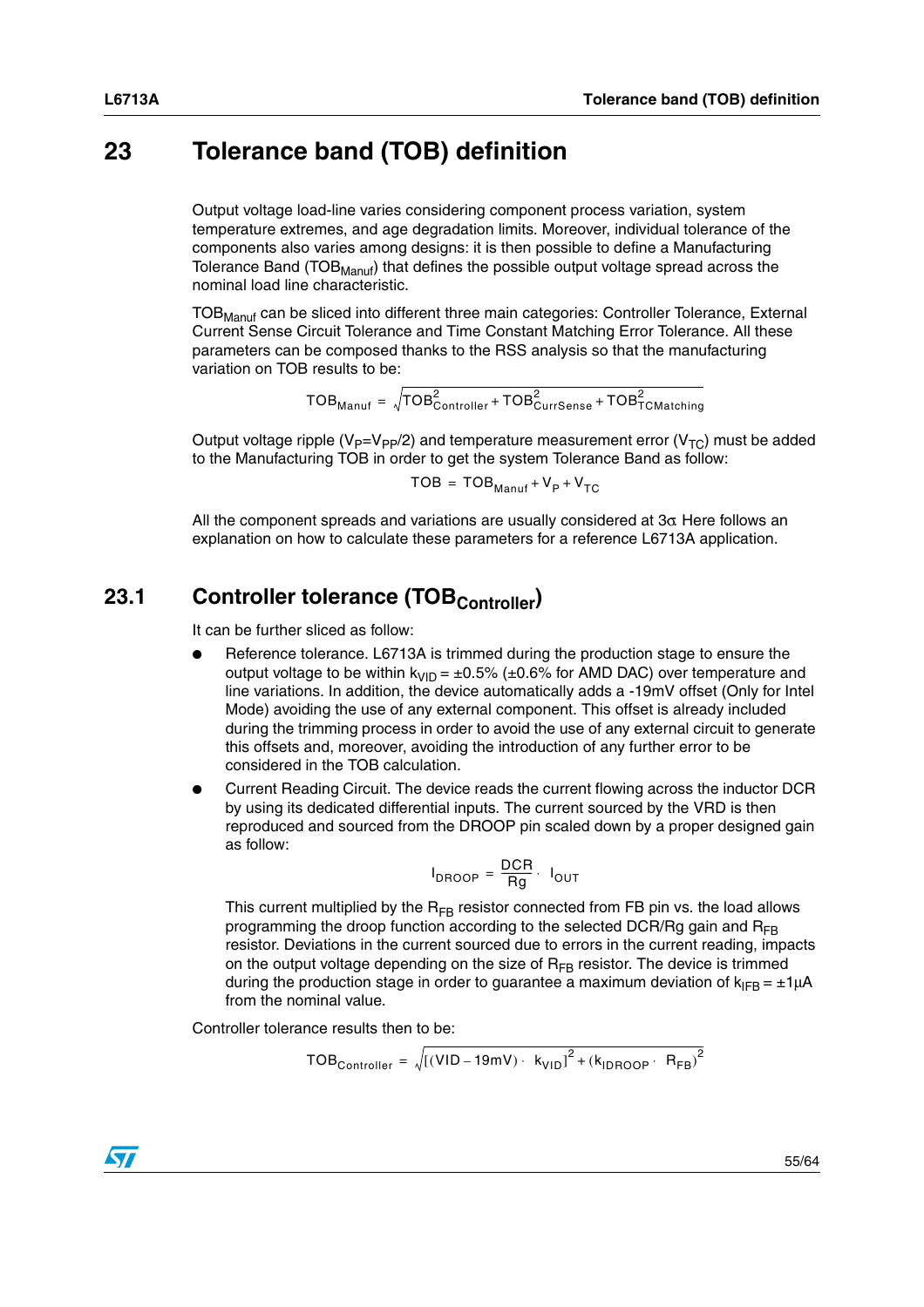# 23 Tolerance band (TOB) definition

Output voltage load-line varies considering component process variation, system temperature extremes, and age degradation limits. Moreover, individual tolerance of the components also varies among designs: it is then possible to define a Manufacturing Tolerance Band ($TOB_{Manuf}$) that defines the possible output voltage spread across the nominal load line characteristic.

$TOB_{Manuf}$ can be sliced into different three main categories: Controller Tolerance, External Current Sense Circuit Tolerance and Time Constant Matching Error Tolerance. All these parameters can be composed thanks to the RSS analysis so that the manufacturing variation on TOB results to be:

$$TOB_{Manuf} = \sqrt{TOB_{Controller}^2 + TOB_{CurrSense}^2 + TOB_{TCMatching}^2}$$

Output voltage ripple ($V_P$=$V_{PP}$/2) and temperature measurement error ($V_{TC}$) must be added to the Manufacturing TOB in order to get the system Tolerance Band as follow:

$$TOB = TOB_{Manuf} + V_P + V_{TC}$$

All the component spreads and variations are usually considered at 3σ Here follows an explanation on how to calculate these parameters for a reference L6713A application.

## 23.1 Controller tolerance ($TOB_{Controller}$)

It can be further sliced as follow:

- Reference tolerance. L6713A is trimmed during the production stage to ensure the output voltage to be within $k_{VID}$ = ±0.5% (±0.6% for AMD DAC) over temperature and line variations. In addition, the device automatically adds a -19mV offset (Only for Intel Mode) avoiding the use of any external component. This offset is already included during the trimming process in order to avoid the use of any external circuit to generate this offsets and, moreover, avoiding the introduction of any further error to be considered in the TOB calculation.
- Current Reading Circuit. The device reads the current flowing across the inductor DCR by using its dedicated differential inputs. The current sourced by the VRD is then reproduced and sourced from the DROOP pin scaled down by a proper designed gain as follow:

  $$I_{DROOP} = \frac{DCR}{Rg} \cdot I_{OUT}$$

  This current multiplied by the $R_{FB}$ resistor connected from FB pin vs. the load allows programming the droop function according to the selected DCR/Rg gain and $R_{FB}$ resistor. Deviations in the current sourced due to errors in the current reading, impacts on the output voltage depending on the size of $R_{FB}$ resistor. The device is trimmed during the production stage in order to guarantee a maximum deviation of $k_{IFB}$ = ±1μA from the nominal value.

Controller tolerance results then to be:

$$TOB_{Controller} = \sqrt{[(VID - 19mV) \cdot k_{VID}]^2 + (k_{IDROOP} \cdot R_{FB})^2}$$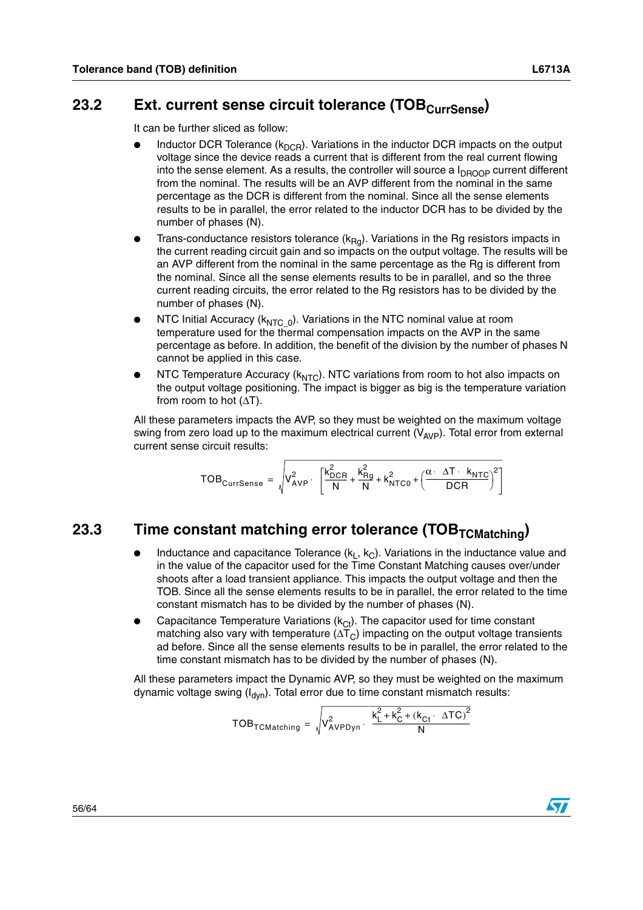## 23.2 Ext. current sense circuit tolerance ($TOB_{CurrSense}$)

It can be further sliced as follow:

- Inductor DCR Tolerance ($k_{DCR}$). Variations in the inductor DCR impacts on the output voltage since the device reads a current that is different from the real current flowing into the sense element. As a results, the controller will source a $I_{DROOP}$ current different from the nominal. The results will be an AVP different from the nominal in the same percentage as the DCR is different from the nominal. Since all the sense elements results to be in parallel, the error related to the inductor DCR has to be divided by the number of phases (N).
- Trans-conductance resistors tolerance ($k_{Rg}$). Variations in the Rg resistors impacts in the current reading circuit gain and so impacts on the output voltage. The results will be an AVP different from the nominal in the same percentage as the Rg is different from the nominal. Since all the sense elements results to be in parallel, and so the three current reading circuits, the error related to the Rg resistors has to be divided by the number of phases (N).
- NTC Initial Accuracy ($k_{NTC\_0}$). Variations in the NTC nominal value at room temperature used for the thermal compensation impacts on the AVP in the same percentage as before. In addition, the benefit of the division by the number of phases N cannot be applied in this case.
- NTC Temperature Accuracy ($k_{NTC}$). NTC variations from room to hot also impacts on the output voltage positioning. The impact is bigger as big is the temperature variation from room to hot ($\Delta T$).

All these parameters impacts the AVP, so they must be weighted on the maximum voltage swing from zero load up to the maximum electrical current ($V_{AVP}$). Total error from external current sense circuit results:

$$TOB_{CurrSense} = \sqrt{V_{AVP}^2 \cdot \left[\frac{k_{DCR}^2}{N} + \frac{k_{Rg}^2}{N} + k_{NTC0}^2 + \left(\frac{\alpha \cdot \Delta T \cdot k_{NTC}}{DCR}\right)^2\right]}$$

## 23.3 Time constant matching error tolerance ($TOB_{TCMatching}$)

- Inductance and capacitance Tolerance ($k_L$, $k_C$). Variations in the inductance value and in the value of the capacitor used for the Time Constant Matching causes over/under shoots after a load transient appliance. This impacts the output voltage and then the TOB. Since all the sense elements results to be in parallel, the error related to the time constant mismatch has to be divided by the number of phases (N).
- Capacitance Temperature Variations ($k_{Ct}$). The capacitor used for time constant matching also vary with temperature ($\Delta T_C$) impacting on the output voltage transients ad before. Since all the sense elements results to be in parallel, the error related to the time constant mismatch has to be divided by the number of phases (N).

All these parameters impact the Dynamic AVP, so they must be weighted on the maximum dynamic voltage swing ($I_{dyn}$). Total error due to time constant mismatch results:

$$TOB_{TCMatching} = \sqrt{V_{AVPDyn}^2 \cdot \frac{k_L^2 + k_C^2 + (k_{Ct} \cdot \Delta TC)^2}{N}}$$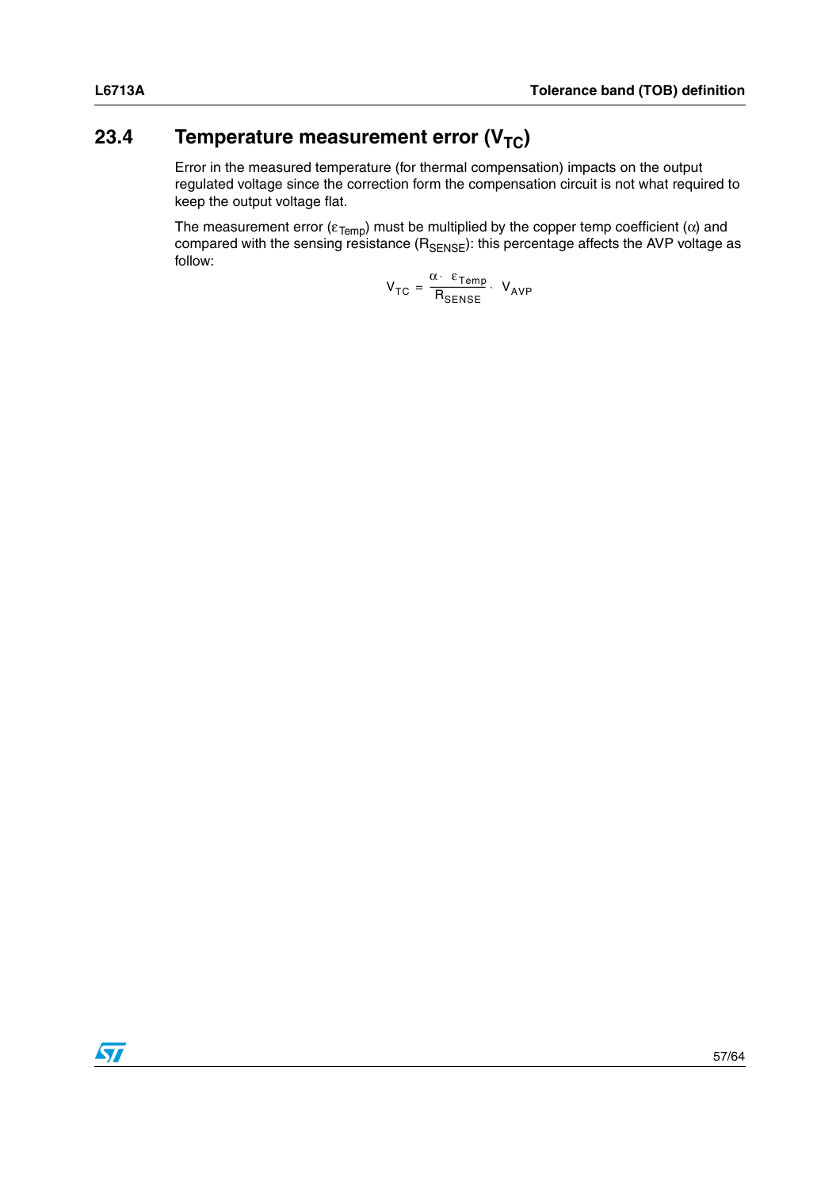## 23.4 Temperature measurement error ($V_{TC}$)

Error in the measured temperature (for thermal compensation) impacts on the output regulated voltage since the correction form the compensation circuit is not what required to keep the output voltage flat.

The measurement error ($\varepsilon_{Temp}$) must be multiplied by the copper temp coefficient ($\alpha$) and compared with the sensing resistance ($R_{SENSE}$): this percentage affects the AVP voltage as follow:

$$V_{TC} = \frac{\alpha \cdot \varepsilon_{Temp}}{R_{SENSE}} \cdot V_{AVP}$$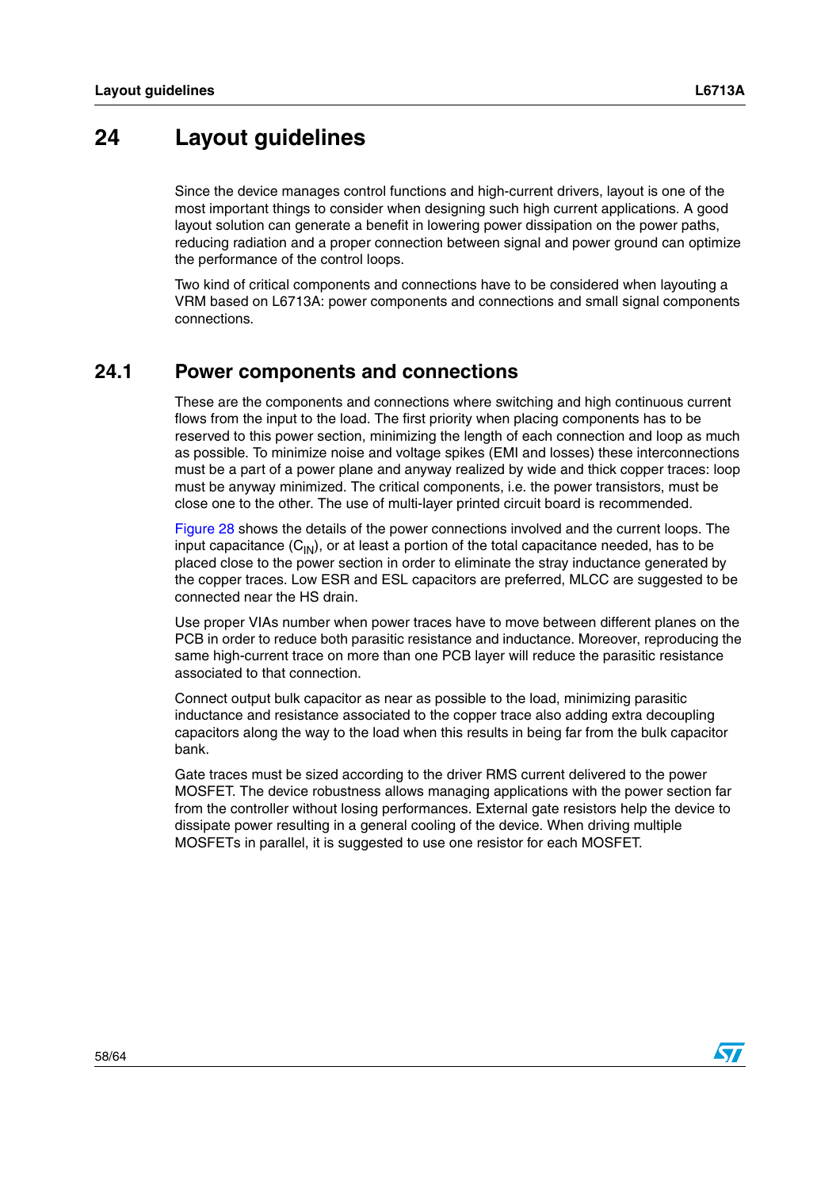# 24 Layout guidelines

Since the device manages control functions and high-current drivers, layout is one of the most important things to consider when designing such high current applications. A good layout solution can generate a benefit in lowering power dissipation on the power paths, reducing radiation and a proper connection between signal and power ground can optimize the performance of the control loops.

Two kind of critical components and connections have to be considered when layouting a VRM based on L6713A: power components and connections and small signal components connections.

## 24.1 Power components and connections

These are the components and connections where switching and high continuous current flows from the input to the load. The first priority when placing components has to be reserved to this power section, minimizing the length of each connection and loop as much as possible. To minimize noise and voltage spikes (EMI and losses) these interconnections must be a part of a power plane and anyway realized by wide and thick copper traces: loop must be anyway minimized. The critical components, i.e. the power transistors, must be close one to the other. The use of multi-layer printed circuit board is recommended.

Figure 28 shows the details of the power connections involved and the current loops. The input capacitance ($C_{IN}$), or at least a portion of the total capacitance needed, has to be placed close to the power section in order to eliminate the stray inductance generated by the copper traces. Low ESR and ESL capacitors are preferred, MLCC are suggested to be connected near the HS drain.

Use proper VIAs number when power traces have to move between different planes on the PCB in order to reduce both parasitic resistance and inductance. Moreover, reproducing the same high-current trace on more than one PCB layer will reduce the parasitic resistance associated to that connection.

Connect output bulk capacitor as near as possible to the load, minimizing parasitic inductance and resistance associated to the copper trace also adding extra decoupling capacitors along the way to the load when this results in being far from the bulk capacitor bank.

Gate traces must be sized according to the driver RMS current delivered to the power MOSFET. The device robustness allows managing applications with the power section far from the controller without losing performances. External gate resistors help the device to dissipate power resulting in a general cooling of the device. When driving multiple MOSFETs in parallel, it is suggested to use one resistor for each MOSFET.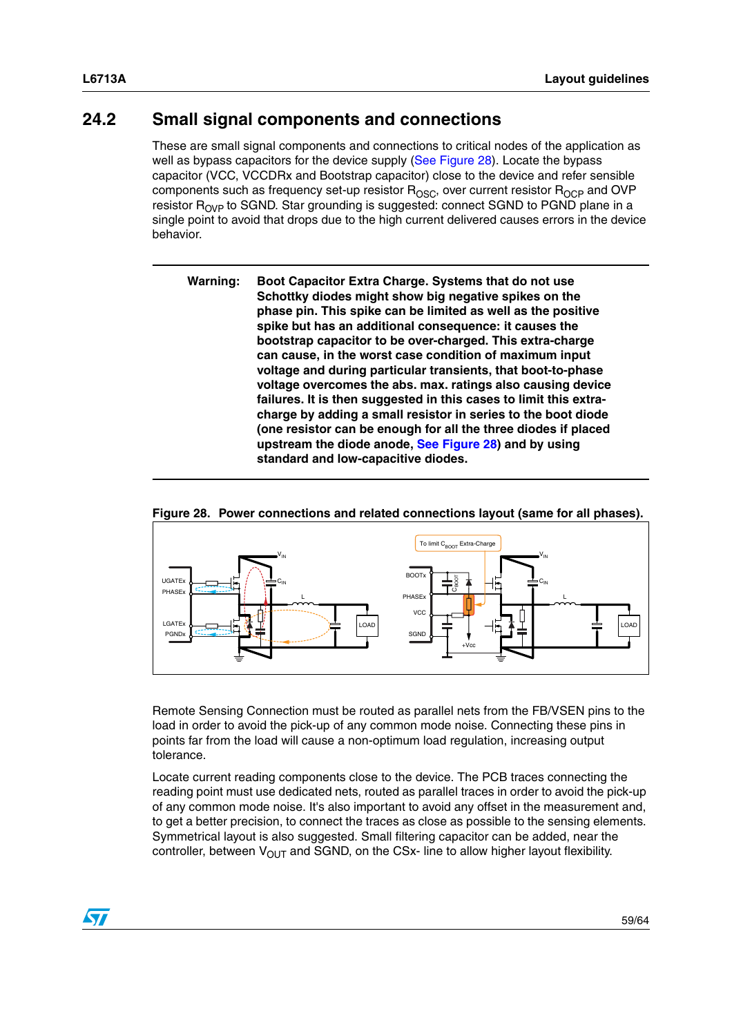## 24.2 Small signal components and connections

These are small signal components and connections to critical nodes of the application as well as bypass capacitors for the device supply (See Figure 28). Locate the bypass capacitor (VCC, VCCDRx and Bootstrap capacitor) close to the device and refer sensible components such as frequency set-up resistor $R_{OSC}$, over current resistor $R_{OCP}$ and OVP resistor $R_{OVP}$ to SGND. Star grounding is suggested: connect SGND to PGND plane in a single point to avoid that drops due to the high current delivered causes errors in the device behavior.

---

**Warning:** **Boot Capacitor Extra Charge. Systems that do not use Schottky diodes might show big negative spikes on the phase pin. This spike can be limited as well as the positive spike but has an additional consequence: it causes the bootstrap capacitor to be over-charged. This extra-charge can cause, in the worst case condition of maximum input voltage and during particular transients, that boot-to-phase voltage overcomes the abs. max. ratings also causing device failures. It is then suggested in this cases to limit this extra-charge by adding a small resistor in series to the boot diode (one resistor can be enough for all the three diodes if placed upstream the diode anode, See Figure 28) and by using standard and low-capacitive diodes.**

---

**Figure 28. Power connections and related connections layout (same for all phases).**

Remote Sensing Connection must be routed as parallel nets from the FB/VSEN pins to the load in order to avoid the pick-up of any common mode noise. Connecting these pins in points far from the load will cause a non-optimum load regulation, increasing output tolerance.

Locate current reading components close to the device. The PCB traces connecting the reading point must use dedicated nets, routed as parallel traces in order to avoid the pick-up of any common mode noise. It's also important to avoid any offset in the measurement and, to get a better precision, to connect the traces as close as possible to the sensing elements. Symmetrical layout is also suggested. Small filtering capacitor can be added, near the controller, between $V_{OUT}$ and SGND, on the CSx- line to allow higher layout flexibility.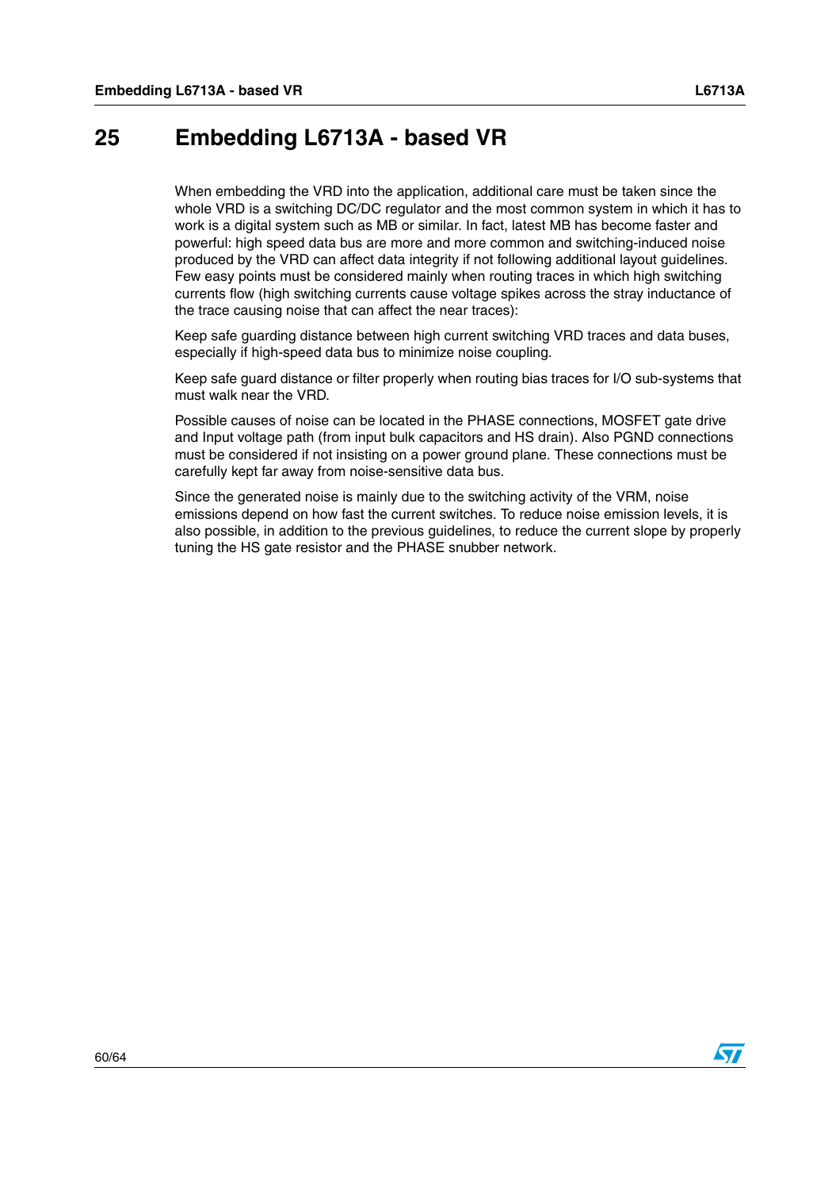# 25 Embedding L6713A - based VR

When embedding the VRD into the application, additional care must be taken since the whole VRD is a switching DC/DC regulator and the most common system in which it has to work is a digital system such as MB or similar. In fact, latest MB has become faster and powerful: high speed data bus are more and more common and switching-induced noise produced by the VRD can affect data integrity if not following additional layout guidelines. Few easy points must be considered mainly when routing traces in which high switching currents flow (high switching currents cause voltage spikes across the stray inductance of the trace causing noise that can affect the near traces):

Keep safe guarding distance between high current switching VRD traces and data buses, especially if high-speed data bus to minimize noise coupling.

Keep safe guard distance or filter properly when routing bias traces for I/O sub-systems that must walk near the VRD.

Possible causes of noise can be located in the PHASE connections, MOSFET gate drive and Input voltage path (from input bulk capacitors and HS drain). Also PGND connections must be considered if not insisting on a power ground plane. These connections must be carefully kept far away from noise-sensitive data bus.

Since the generated noise is mainly due to the switching activity of the VRM, noise emissions depend on how fast the current switches. To reduce noise emission levels, it is also possible, in addition to the previous guidelines, to reduce the current slope by properly tuning the HS gate resistor and the PHASE snubber network.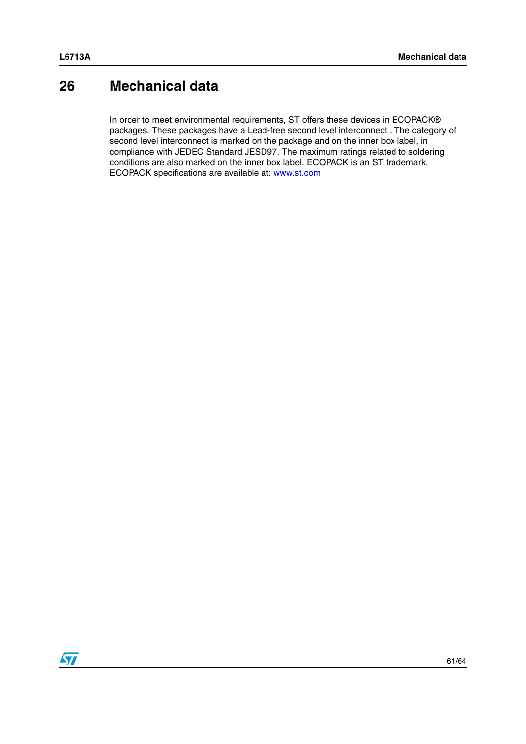# 26 Mechanical data

In order to meet environmental requirements, ST offers these devices in ECOPACK® packages. These packages have a Lead-free second level interconnect . The category of second level interconnect is marked on the package and on the inner box label, in compliance with JEDEC Standard JESD97. The maximum ratings related to soldering conditions are also marked on the inner box label. ECOPACK is an ST trademark. ECOPACK specifications are available at: www.st.com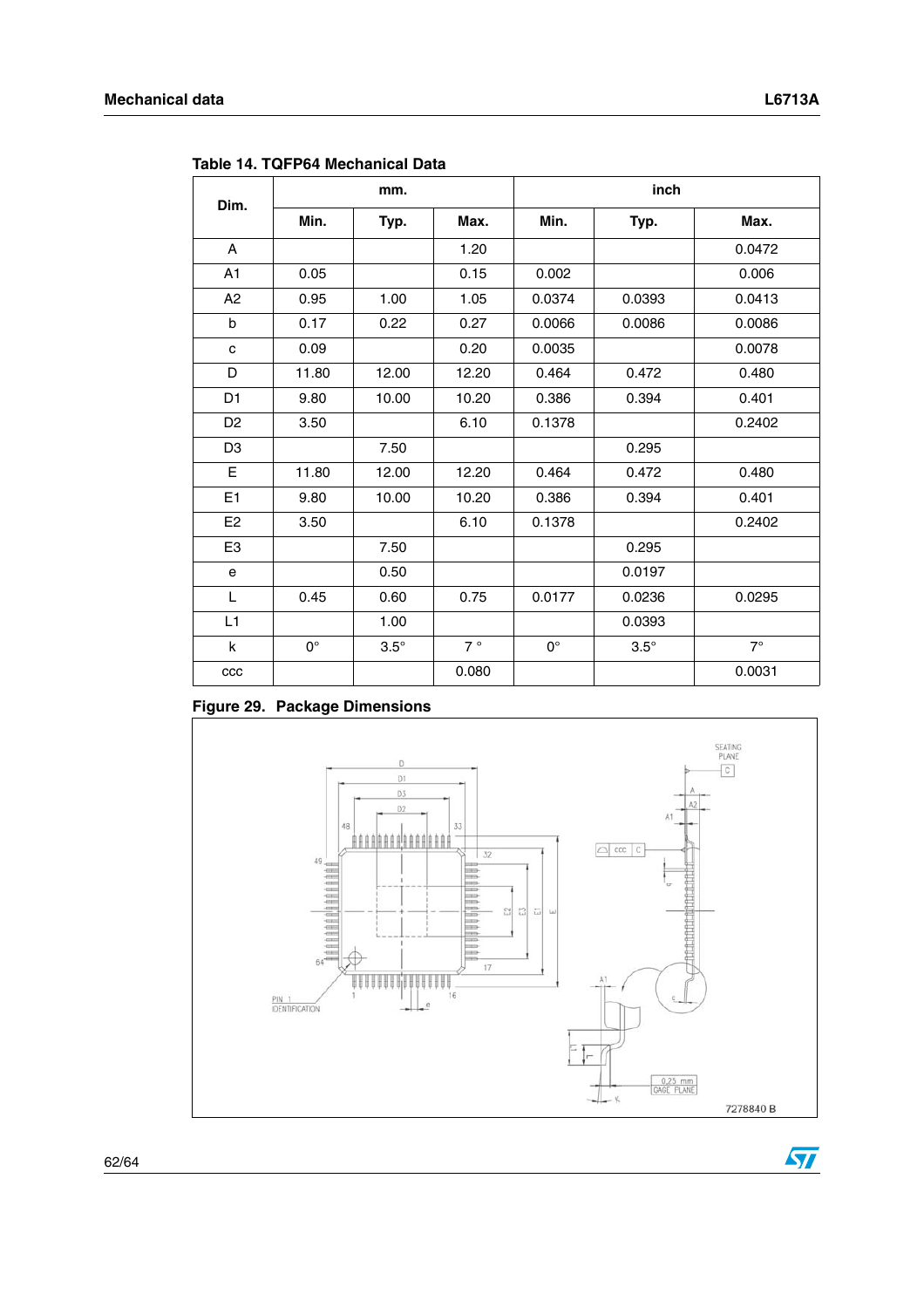**Table 14. TQFP64 Mechanical Data**

| Dim. | mm. | | | inch | | |
|---|---|---|---|---|---|---|
| | Min. | Typ. | Max. | Min. | Typ. | Max. |
| A | | | 1.20 | | | 0.0472 |
| A1 | 0.05 | | 0.15 | 0.002 | | 0.006 |
| A2 | 0.95 | 1.00 | 1.05 | 0.0374 | 0.0393 | 0.0413 |
| b | 0.17 | 0.22 | 0.27 | 0.0066 | 0.0086 | 0.0086 |
| c | 0.09 | | 0.20 | 0.0035 | | 0.0078 |
| D | 11.80 | 12.00 | 12.20 | 0.464 | 0.472 | 0.480 |
| D1 | 9.80 | 10.00 | 10.20 | 0.386 | 0.394 | 0.401 |
| D2 | 3.50 | | 6.10 | 0.1378 | | 0.2402 |
| D3 | | 7.50 | | | 0.295 | |
| E | 11.80 | 12.00 | 12.20 | 0.464 | 0.472 | 0.480 |
| E1 | 9.80 | 10.00 | 10.20 | 0.386 | 0.394 | 0.401 |
| E2 | 3.50 | | 6.10 | 0.1378 | | 0.2402 |
| E3 | | 7.50 | | | 0.295 | |
| e | | 0.50 | | | 0.0197 | |
| L | 0.45 | 0.60 | 0.75 | 0.0177 | 0.0236 | 0.0295 |
| L1 | | 1.00 | | | 0.0393 | |
| k | 0° | 3.5° | 7 ° | 0° | 3.5° | 7° |
| ccc | | | 0.080 | | | 0.0031 |

**Figure 29. Package Dimensions**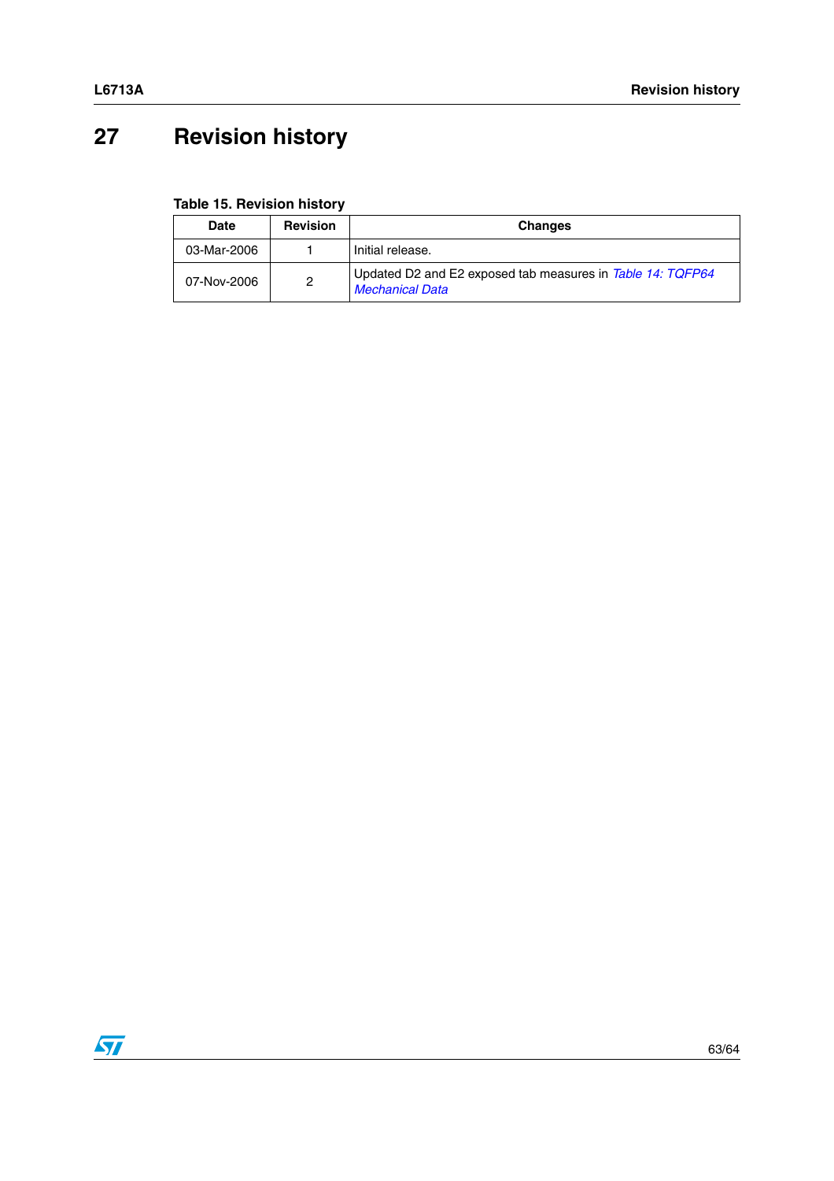# 27 Revision history

**Table 15. Revision history**

| Date | Revision | Changes |
|---|---|---|
| 03-Mar-2006 | 1 | Initial release. |
| 07-Nov-2006 | 2 | Updated D2 and E2 exposed tab measures in *Table 14: TQFP64 Mechanical Data* |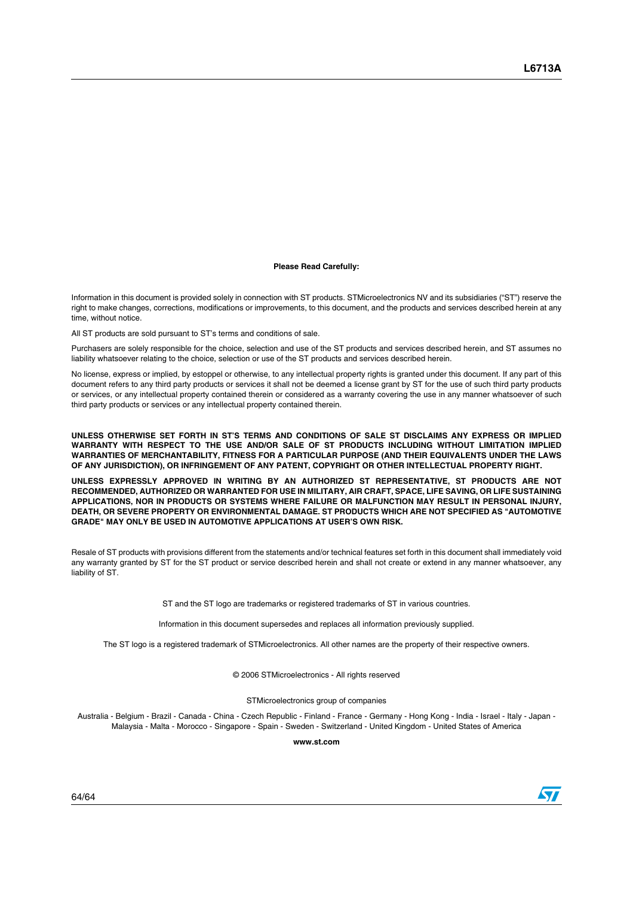**Please Read Carefully:**

Information in this document is provided solely in connection with ST products. STMicroelectronics NV and its subsidiaries ("ST") reserve the right to make changes, corrections, modifications or improvements, to this document, and the products and services described herein at any time, without notice.

All ST products are sold pursuant to ST's terms and conditions of sale.

Purchasers are solely responsible for the choice, selection and use of the ST products and services described herein, and ST assumes no liability whatsoever relating to the choice, selection or use of the ST products and services described herein.

No license, express or implied, by estoppel or otherwise, to any intellectual property rights is granted under this document. If any part of this document refers to any third party products or services it shall not be deemed a license grant by ST for the use of such third party products or services, or any intellectual property contained therein or considered as a warranty covering the use in any manner whatsoever of such third party products or services or any intellectual property contained therein.

**UNLESS OTHERWISE SET FORTH IN ST'S TERMS AND CONDITIONS OF SALE ST DISCLAIMS ANY EXPRESS OR IMPLIED WARRANTY WITH RESPECT TO THE USE AND/OR SALE OF ST PRODUCTS INCLUDING WITHOUT LIMITATION IMPLIED WARRANTIES OF MERCHANTABILITY, FITNESS FOR A PARTICULAR PURPOSE (AND THEIR EQUIVALENTS UNDER THE LAWS OF ANY JURISDICTION), OR INFRINGEMENT OF ANY PATENT, COPYRIGHT OR OTHER INTELLECTUAL PROPERTY RIGHT.**

**UNLESS EXPRESSLY APPROVED IN WRITING BY AN AUTHORIZED ST REPRESENTATIVE, ST PRODUCTS ARE NOT RECOMMENDED, AUTHORIZED OR WARRANTED FOR USE IN MILITARY, AIR CRAFT, SPACE, LIFE SAVING, OR LIFE SUSTAINING APPLICATIONS, NOR IN PRODUCTS OR SYSTEMS WHERE FAILURE OR MALFUNCTION MAY RESULT IN PERSONAL INJURY, DEATH, OR SEVERE PROPERTY OR ENVIRONMENTAL DAMAGE. ST PRODUCTS WHICH ARE NOT SPECIFIED AS "AUTOMOTIVE GRADE" MAY ONLY BE USED IN AUTOMOTIVE APPLICATIONS AT USER'S OWN RISK.**

Resale of ST products with provisions different from the statements and/or technical features set forth in this document shall immediately void any warranty granted by ST for the ST product or service described herein and shall not create or extend in any manner whatsoever, any liability of ST.

ST and the ST logo are trademarks or registered trademarks of ST in various countries.

Information in this document supersedes and replaces all information previously supplied.

The ST logo is a registered trademark of STMicroelectronics. All other names are the property of their respective owners.

© 2006 STMicroelectronics - All rights reserved

STMicroelectronics group of companies

Australia - Belgium - Brazil - Canada - China - Czech Republic - Finland - France - Germany - Hong Kong - India - Israel - Italy - Japan - Malaysia - Malta - Morocco - Singapore - Spain - Sweden - Switzerland - United Kingdom - United States of America

**www.st.com**